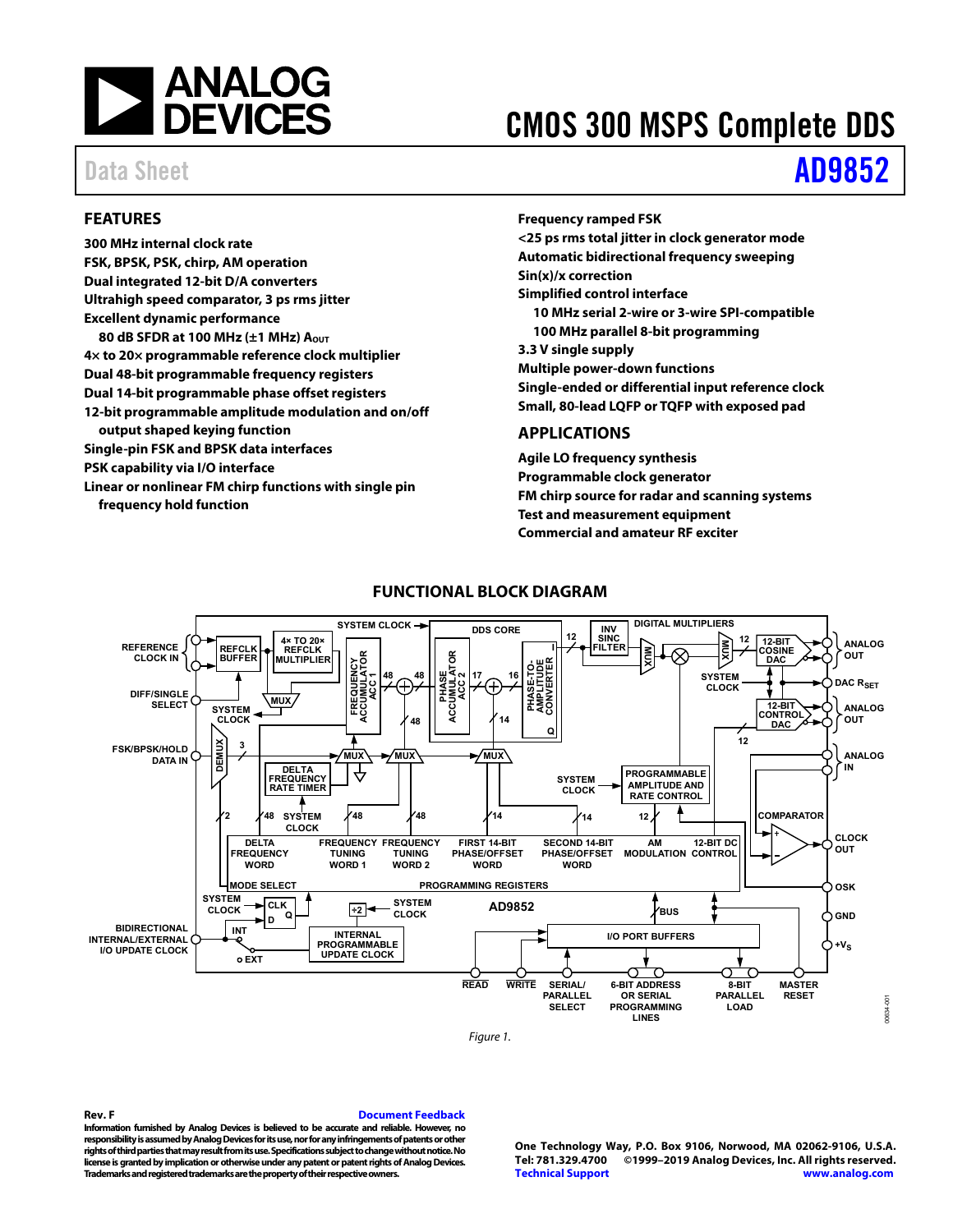# CMOS 300 MSPS Complete DDS

Data Sheet **AD9852**

## FEATURES

- 300 MHz internal clock rate
- FSK, BPSK, PSK, chirp, AM operation
- Dual integrated 12-bit D/A converters
- Ultrahigh speed comparator, 3 ps rms jitter
- Excellent dynamic performance
  - 80 dB SFDR at 100 MHz (±1 MHz) $A_{OUT}$
- 4× to 20× programmable reference clock multiplier
- Dual 48-bit programmable frequency registers
- Dual 14-bit programmable phase offset registers
- 12-bit programmable amplitude modulation and on/off output shaped keying function
- Single-pin FSK and BPSK data interfaces
- PSK capability via I/O interface
- Linear or nonlinear FM chirp functions with single pin frequency hold function
- Frequency ramped FSK
- <25 ps rms total jitter in clock generator mode
- Automatic bidirectional frequency sweeping
- Sin(x)/x correction
- Simplified control interface
  - 10 MHz serial 2-wire or 3-wire SPI-compatible
  - 100 MHz parallel 8-bit programming
- 3.3 V single supply
- Multiple power-down functions
- Single-ended or differential input reference clock
- Small, 80-lead LQFP or TQFP with exposed pad

## APPLICATIONS

- Agile LO frequency synthesis
- Programmable clock generator
- FM chirp source for radar and scanning systems
- Test and measurement equipment
- Commercial and amateur RF exciter

## FUNCTIONAL BLOCK DIAGRAM

Figure 1.

Rev. F

Information furnished by Analog Devices is believed to be accurate and reliable. However, no responsibility is assumed by Analog Devices for its use, nor for any infringements of patents or other rights of third parties that may result from its use. Specifications subject to change without notice. No license is granted by implication or otherwise under any patent or patent rights of Analog Devices. Trademarks and registered trademarks are the property of their respective owners.

One Technology Way, P.O. Box 9106, Norwood, MA 02062-9106, U.S.A.
Tel: 781.329.4700 ©1999–2019 Analog Devices, Inc. All rights reserved.
Technical Support www.analog.com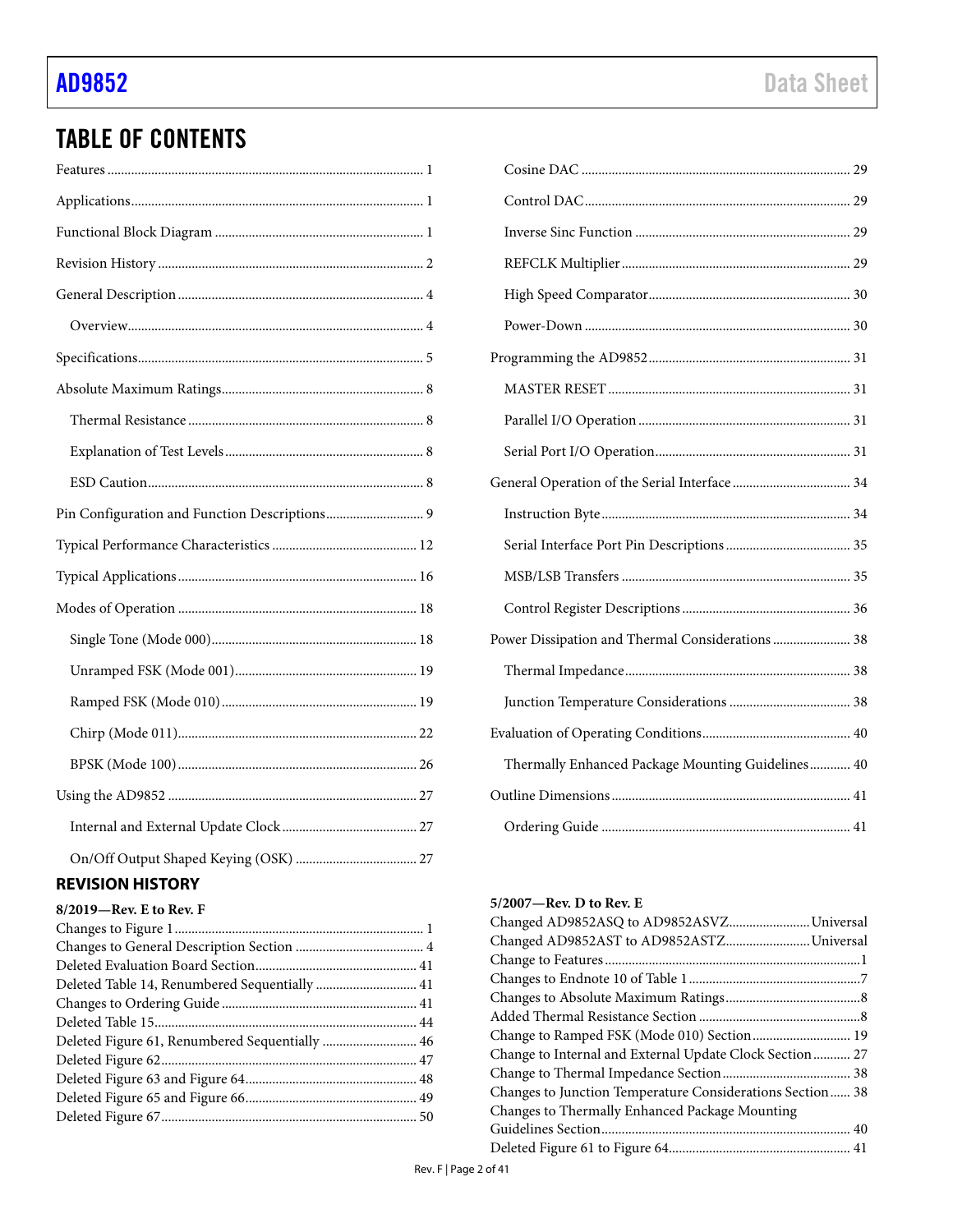## TABLE OF CONTENTS

Features ... 1
Applications ... 1
Functional Block Diagram ... 1
Revision History ... 2
General Description ... 4
  Overview ... 4
Specifications ... 5
Absolute Maximum Ratings ... 8
  Thermal Resistance ... 8
  Explanation of Test Levels ... 8
  ESD Caution ... 8
Pin Configuration and Function Descriptions ... 9
Typical Performance Characteristics ... 12
Typical Applications ... 16
Modes of Operation ... 18
  Single Tone (Mode 000) ... 18
  Unramped FSK (Mode 001) ... 19
  Ramped FSK (Mode 010) ... 19
  Chirp (Mode 011) ... 22
  BPSK (Mode 100) ... 26
Using the AD9852 ... 27
  Internal and External Update Clock ... 27
  On/Off Output Shaped Keying (OSK) ... 27
  Cosine DAC ... 29
  Control DAC ... 29
  Inverse Sinc Function ... 29
  REFCLK Multiplier ... 29
  High Speed Comparator ... 30
  Power-Down ... 30
Programming the AD9852 ... 31
  MASTER RESET ... 31
  Parallel I/O Operation ... 31
  Serial Port I/O Operation ... 31
General Operation of the Serial Interface ... 34
  Instruction Byte ... 34
  Serial Interface Port Pin Descriptions ... 35
  MSB/LSB Transfers ... 35
  Control Register Descriptions ... 36
Power Dissipation and Thermal Considerations ... 38
  Thermal Impedance ... 38
  Junction Temperature Considerations ... 38
Evaluation of Operating Conditions ... 40
  Thermally Enhanced Package Mounting Guidelines ... 40
Outline Dimensions ... 41
  Ordering Guide ... 41

## REVISION HISTORY

**8/2019—Rev. E to Rev. F**

Changes to Figure 1 ... 1
Changes to General Description Section ... 4
Deleted Evaluation Board Section ... 41
Deleted Table 14, Renumbered Sequentially ... 41
Changes to Ordering Guide ... 41
Deleted Table 15 ... 44
Deleted Figure 61, Renumbered Sequentially ... 46
Deleted Figure 62 ... 47
Deleted Figure 63 and Figure 64 ... 48
Deleted Figure 65 and Figure 66 ... 49
Deleted Figure 67 ... 50

**5/2007—Rev. D to Rev. E**

Changed AD9852ASQ to AD9852ASVZ ... Universal
Changed AD9852AST to AD9852ASTZ ... Universal
Change to Features ... 1
Changes to Endnote 10 of Table 1 ... 7
Changes to Absolute Maximum Ratings ... 8
Added Thermal Resistance Section ... 8
Change to Ramped FSK (Mode 010) Section ... 19
Change to Internal and External Update Clock Section ... 27
Change to Thermal Impedance Section ... 38
Changes to Junction Temperature Considerations Section ... 38
Changes to Thermally Enhanced Package Mounting Guidelines Section ... 40
Deleted Figure 61 to Figure 64 ... 41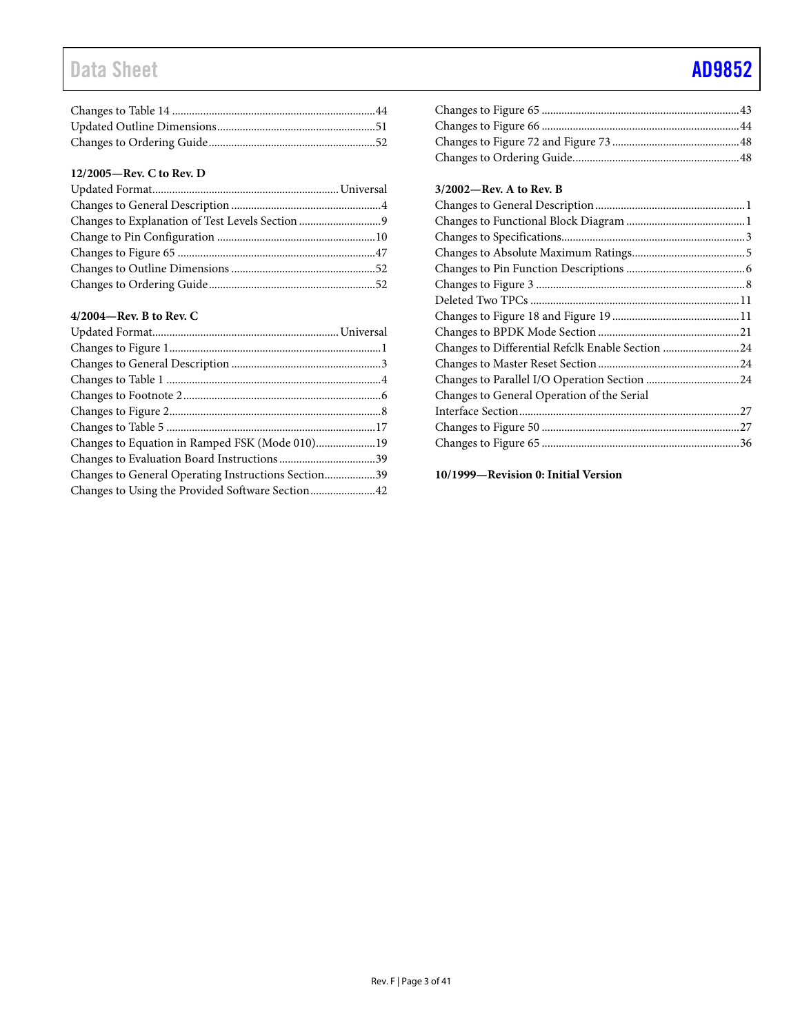Changes to Table 14 .......................................................................44
Updated Outline Dimensions.......................................................51
Changes to Ordering Guide..........................................................52

**12/2005—Rev. C to Rev. D**

Updated Format.................................................................Universal
Changes to General Description ....................................................4
Changes to Explanation of Test Levels Section ............................9
Change to Pin Configuration .......................................................10
Changes to Figure 65 ....................................................................47
Changes to Outline Dimensions ..................................................52
Changes to Ordering Guide..........................................................52

**4/2004—Rev. B to Rev. C**

Updated Format.................................................................Universal
Changes to Figure 1..........................................................................1
Changes to General Description ....................................................3
Changes to Table 1 ...........................................................................4
Changes to Footnote 2.....................................................................6
Changes to Figure 2..........................................................................8
Changes to Table 5 .........................................................................17
Changes to Equation in Ramped FSK (Mode 010)....................19
Changes to Evaluation Board Instructions .................................39
Changes to General Operating Instructions Section..................39
Changes to Using the Provided Software Section......................42
Changes to Figure 65 .....................................................................43
Changes to Figure 66 .....................................................................44
Changes to Figure 72 and Figure 73 ............................................48
Changes to Ordering Guide..........................................................48

**3/2002—Rev. A to Rev. B**

Changes to General Description ....................................................1
Changes to Functional Block Diagram .........................................1
Changes to Specifications................................................................3
Changes to Absolute Maximum Ratings.......................................5
Changes to Pin Function Descriptions ..........................................6
Changes to Figure 3 .........................................................................8
Deleted Two TPCs .........................................................................11
Changes to Figure 18 and Figure 19 ............................................11
Changes to BPDK Mode Section .................................................21
Changes to Differential Refclk Enable Section ...........................24
Changes to Master Reset Section .................................................24
Changes to Parallel I/O Operation Section .................................24
Changes to General Operation of the Serial Interface Section.............................................................................27
Changes to Figure 50 .....................................................................27
Changes to Figure 65 .....................................................................36

**10/1999—Revision 0: Initial Version**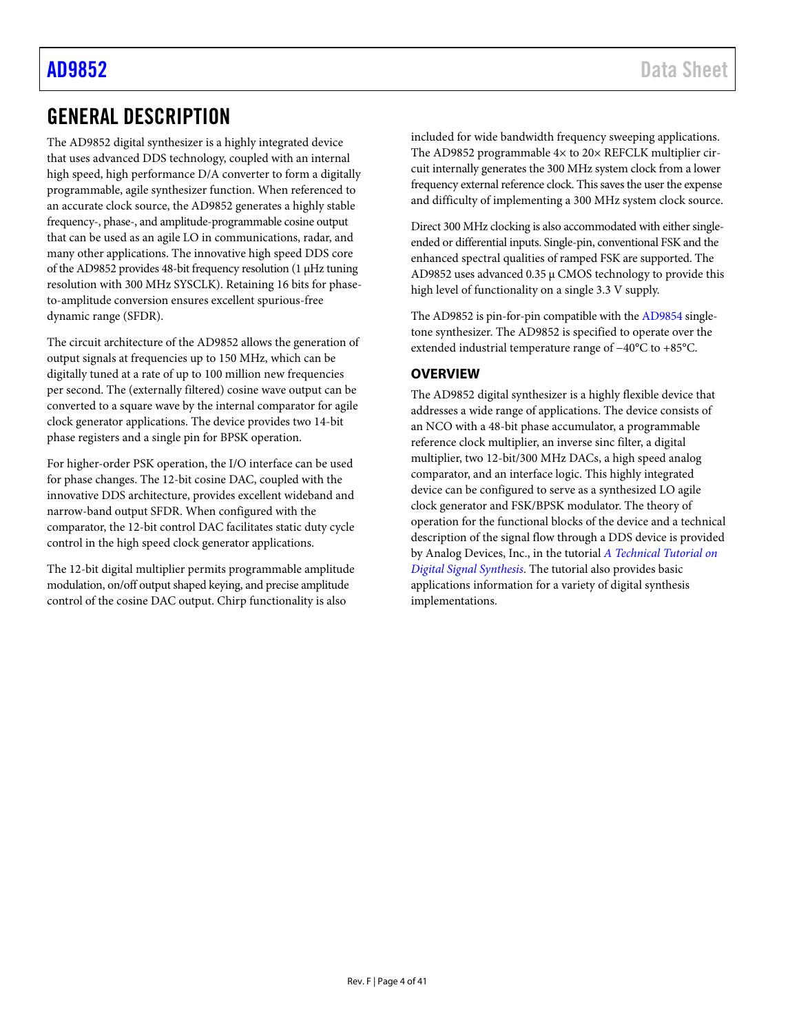# GENERAL DESCRIPTION

The AD9852 digital synthesizer is a highly integrated device that uses advanced DDS technology, coupled with an internal high speed, high performance D/A converter to form a digitally programmable, agile synthesizer function. When referenced to an accurate clock source, the AD9852 generates a highly stable frequency-, phase-, and amplitude-programmable cosine output that can be used as an agile LO in communications, radar, and many other applications. The innovative high speed DDS core of the AD9852 provides 48-bit frequency resolution (1 µHz tuning resolution with 300 MHz SYSCLK). Retaining 16 bits for phase-to-amplitude conversion ensures excellent spurious-free dynamic range (SFDR).

The circuit architecture of the AD9852 allows the generation of output signals at frequencies up to 150 MHz, which can be digitally tuned at a rate of up to 100 million new frequencies per second. The (externally filtered) cosine wave output can be converted to a square wave by the internal comparator for agile clock generator applications. The device provides two 14-bit phase registers and a single pin for BPSK operation.

For higher-order PSK operation, the I/O interface can be used for phase changes. The 12-bit cosine DAC, coupled with the innovative DDS architecture, provides excellent wideband and narrow-band output SFDR. When configured with the comparator, the 12-bit control DAC facilitates static duty cycle control in the high speed clock generator applications.

The 12-bit digital multiplier permits programmable amplitude modulation, on/off output shaped keying, and precise amplitude control of the cosine DAC output. Chirp functionality is also included for wide bandwidth frequency sweeping applications. The AD9852 programmable 4× to 20× REFCLK multiplier circuit internally generates the 300 MHz system clock from a lower frequency external reference clock. This saves the user the expense and difficulty of implementing a 300 MHz system clock source.

Direct 300 MHz clocking is also accommodated with either single-ended or differential inputs. Single-pin, conventional FSK and the enhanced spectral qualities of ramped FSK are supported. The AD9852 uses advanced 0.35 µ CMOS technology to provide this high level of functionality on a single 3.3 V supply.

The AD9852 is pin-for-pin compatible with the AD9854 single-tone synthesizer. The AD9852 is specified to operate over the extended industrial temperature range of −40°C to +85°C.

## OVERVIEW

The AD9852 digital synthesizer is a highly flexible device that addresses a wide range of applications. The device consists of an NCO with a 48-bit phase accumulator, a programmable reference clock multiplier, an inverse sinc filter, a digital multiplier, two 12-bit/300 MHz DACs, a high speed analog comparator, and an interface logic. This highly integrated device can be configured to serve as a synthesized LO agile clock generator and FSK/BPSK modulator. The theory of operation for the functional blocks of the device and a technical description of the signal flow through a DDS device is provided by Analog Devices, Inc., in the tutorial *A Technical Tutorial on Digital Signal Synthesis*. The tutorial also provides basic applications information for a variety of digital synthesis implementations.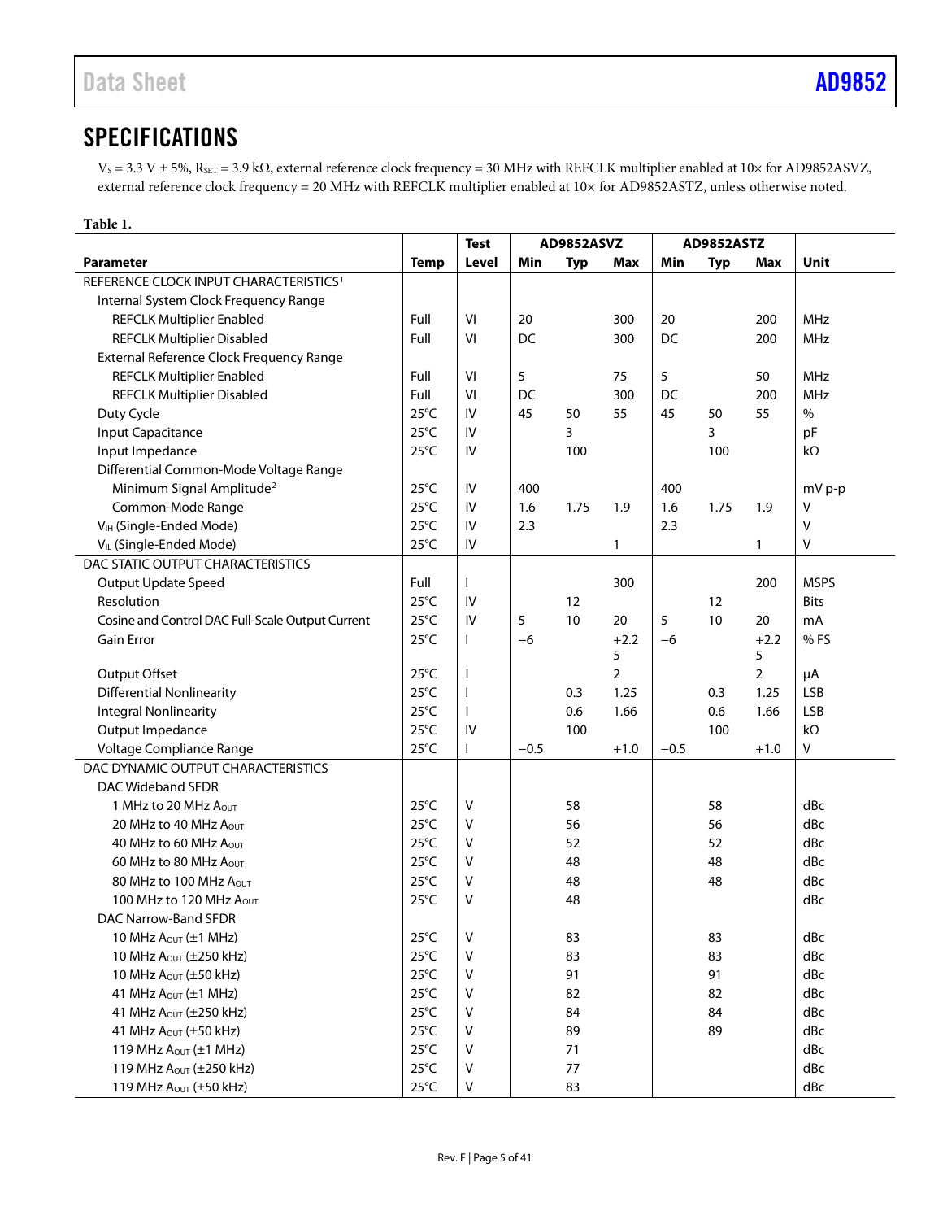## SPECIFICATIONS

$V_S$ = 3.3 V ± 5%, $R_{SET}$ = 3.9 kΩ, external reference clock frequency = 30 MHz with REFCLK multiplier enabled at 10× for AD9852ASVZ, external reference clock frequency = 20 MHz with REFCLK multiplier enabled at 10× for AD9852ASTZ, unless otherwise noted.

**Table 1.**

| Parameter | Temp | Test Level | AD9852ASVZ Min | AD9852ASVZ Typ | AD9852ASVZ Max | AD9852ASTZ Min | AD9852ASTZ Typ | AD9852ASTZ Max | Unit |
|---|---|---|---|---|---|---|---|---|---|
| REFERENCE CLOCK INPUT CHARACTERISTICS[1] | | | | | | | | | |
| Internal System Clock Frequency Range | | | | | | | | | |
| REFCLK Multiplier Enabled | Full | VI | 20 | | 300 | 20 | | 200 | MHz |
| REFCLK Multiplier Disabled | Full | VI | DC | | 300 | DC | | 200 | MHz |
| External Reference Clock Frequency Range | | | | | | | | | |
| REFCLK Multiplier Enabled | Full | VI | 5 | | 75 | 5 | | 50 | MHz |
| REFCLK Multiplier Disabled | Full | VI | DC | | 300 | DC | | 200 | MHz |
| Duty Cycle | 25°C | IV | 45 | 50 | 55 | 45 | 50 | 55 | % |
| Input Capacitance | 25°C | IV | | 3 | | | 3 | | pF |
| Input Impedance | 25°C | IV | | 100 | | | 100 | | kΩ |
| Differential Common-Mode Voltage Range | | | | | | | | | |
| Minimum Signal Amplitude[2] | 25°C | IV | 400 | | | 400 | | | mV p-p |
| Common-Mode Range | 25°C | IV | 1.6 | 1.75 | 1.9 | 1.6 | 1.75 | 1.9 | V |
| $V_{IH}$ (Single-Ended Mode) | 25°C | IV | 2.3 | | | 2.3 | | | V |
| $V_{IL}$ (Single-Ended Mode) | 25°C | IV | | | 1 | | | 1 | V |
| DAC STATIC OUTPUT CHARACTERISTICS | | | | | | | | | |
| Output Update Speed | Full | I | | | 300 | | | 200 | MSPS |
| Resolution | 25°C | IV | | 12 | | | 12 | | Bits |
| Cosine and Control DAC Full-Scale Output Current | 25°C | IV | 5 | 10 | 20 | 5 | 10 | 20 | mA |
| Gain Error | 25°C | I | −6 | | +2.25 | −6 | | +2.25 | % FS |
| Output Offset | 25°C | I | | | 2 | | | 2 | µA |
| Differential Nonlinearity | 25°C | I | | 0.3 | 1.25 | | 0.3 | 1.25 | LSB |
| Integral Nonlinearity | 25°C | I | | 0.6 | 1.66 | | 0.6 | 1.66 | LSB |
| Output Impedance | 25°C | IV | | 100 | | | 100 | | kΩ |
| Voltage Compliance Range | 25°C | I | −0.5 | | +1.0 | −0.5 | | +1.0 | V |
| DAC DYNAMIC OUTPUT CHARACTERISTICS | | | | | | | | | |
| DAC Wideband SFDR | | | | | | | | | |
| 1 MHz to 20 MHz $A_{OUT}$ | 25°C | V | | 58 | | | 58 | | dBc |
| 20 MHz to 40 MHz $A_{OUT}$ | 25°C | V | | 56 | | | 56 | | dBc |
| 40 MHz to 60 MHz $A_{OUT}$ | 25°C | V | | 52 | | | 52 | | dBc |
| 60 MHz to 80 MHz $A_{OUT}$ | 25°C | V | | 48 | | | 48 | | dBc |
| 80 MHz to 100 MHz $A_{OUT}$ | 25°C | V | | 48 | | | 48 | | dBc |
| 100 MHz to 120 MHz $A_{OUT}$ | 25°C | V | | 48 | | | | | dBc |
| DAC Narrow-Band SFDR | | | | | | | | | |
| 10 MHz $A_{OUT}$ (±1 MHz) | 25°C | V | | 83 | | | 83 | | dBc |
| 10 MHz $A_{OUT}$ (±250 kHz) | 25°C | V | | 83 | | | 83 | | dBc |
| 10 MHz $A_{OUT}$ (±50 kHz) | 25°C | V | | 91 | | | 91 | | dBc |
| 41 MHz $A_{OUT}$ (±1 MHz) | 25°C | V | | 82 | | | 82 | | dBc |
| 41 MHz $A_{OUT}$ (±250 kHz) | 25°C | V | | 84 | | | 84 | | dBc |
| 41 MHz $A_{OUT}$ (±50 kHz) | 25°C | V | | 89 | | | 89 | | dBc |
| 119 MHz $A_{OUT}$ (±1 MHz) | 25°C | V | | 71 | | | | | dBc |
| 119 MHz $A_{OUT}$ (±250 kHz) | 25°C | V | | 77 | | | | | dBc |
| 119 MHz $A_{OUT}$ (±50 kHz) | 25°C | V | | 83 | | | | | dBc |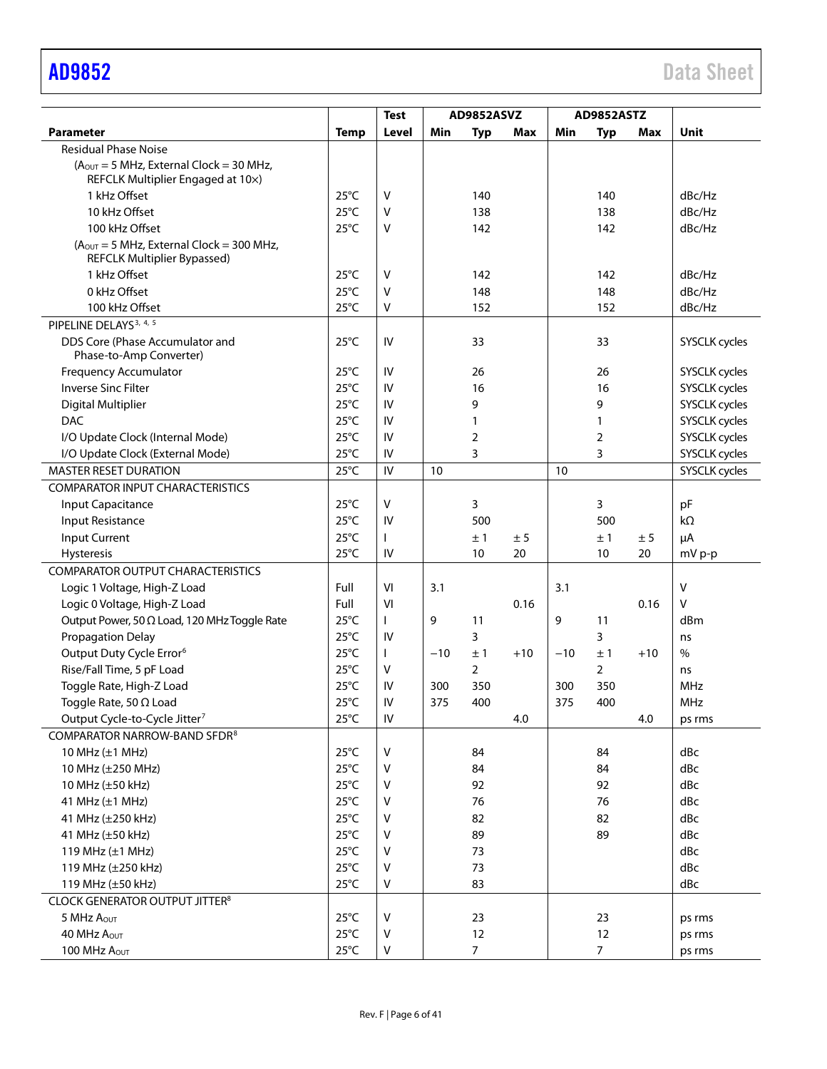| Parameter | Temp | Test Level | AD9852ASVZ Min | AD9852ASVZ Typ | AD9852ASVZ Max | AD9852ASTZ Min | AD9852ASTZ Typ | AD9852ASTZ Max | Unit |
|---|---|---|---|---|---|---|---|---|---|
| Residual Phase Noise | | | | | | | | | |
| ($A_{OUT}$ = 5 MHz, External Clock = 30 MHz, REFCLK Multiplier Engaged at 10×) | | | | | | | | | |
| 1 kHz Offset | 25°C | V | | 140 | | | 140 | | dBc/Hz |
| 10 kHz Offset | 25°C | V | | 138 | | | 138 | | dBc/Hz |
| 100 kHz Offset | 25°C | V | | 142 | | | 142 | | dBc/Hz |
| ($A_{OUT}$ = 5 MHz, External Clock = 300 MHz, REFCLK Multiplier Bypassed) | | | | | | | | | |
| 1 kHz Offset | 25°C | V | | 142 | | | 142 | | dBc/Hz |
| 0 kHz Offset | 25°C | V | | 148 | | | 148 | | dBc/Hz |
| 100 kHz Offset | 25°C | V | | 152 | | | 152 | | dBc/Hz |
| PIPELINE DELAYS[3, 4, 5] | | | | | | | | | |
| DDS Core (Phase Accumulator and Phase-to-Amp Converter) | 25°C | IV | | 33 | | | 33 | | SYSCLK cycles |
| Frequency Accumulator | 25°C | IV | | 26 | | | 26 | | SYSCLK cycles |
| Inverse Sinc Filter | 25°C | IV | | 16 | | | 16 | | SYSCLK cycles |
| Digital Multiplier | 25°C | IV | | 9 | | | 9 | | SYSCLK cycles |
| DAC | 25°C | IV | | 1 | | | 1 | | SYSCLK cycles |
| I/O Update Clock (Internal Mode) | 25°C | IV | | 2 | | | 2 | | SYSCLK cycles |
| I/O Update Clock (External Mode) | 25°C | IV | | 3 | | | 3 | | SYSCLK cycles |
| MASTER RESET DURATION | 25°C | IV | 10 | | | 10 | | | SYSCLK cycles |
| COMPARATOR INPUT CHARACTERISTICS | | | | | | | | | |
| Input Capacitance | 25°C | V | | 3 | | | 3 | | pF |
| Input Resistance | 25°C | IV | | 500 | | | 500 | | kΩ |
| Input Current | 25°C | I | | ±1 | ±5 | | ±1 | ±5 | μA |
| Hysteresis | 25°C | IV | | 10 | 20 | | 10 | 20 | mV p-p |
| COMPARATOR OUTPUT CHARACTERISTICS | | | | | | | | | |
| Logic 1 Voltage, High-Z Load | Full | VI | 3.1 | | | 3.1 | | | V |
| Logic 0 Voltage, High-Z Load | Full | VI | | | 0.16 | | | 0.16 | V |
| Output Power, 50 Ω Load, 120 MHz Toggle Rate | 25°C | I | 9 | 11 | | 9 | 11 | | dBm |
| Propagation Delay | 25°C | IV | | 3 | | | 3 | | ns |
| Output Duty Cycle Error[6] | 25°C | I | −10 | ±1 | +10 | −10 | ±1 | +10 | % |
| Rise/Fall Time, 5 pF Load | 25°C | V | | 2 | | | 2 | | ns |
| Toggle Rate, High-Z Load | 25°C | IV | 300 | 350 | | 300 | 350 | | MHz |
| Toggle Rate, 50 Ω Load | 25°C | IV | 375 | 400 | | 375 | 400 | | MHz |
| Output Cycle-to-Cycle Jitter[7] | 25°C | IV | | | 4.0 | | | 4.0 | ps rms |
| COMPARATOR NARROW-BAND SFDR[8] | | | | | | | | | |
| 10 MHz (±1 MHz) | 25°C | V | | 84 | | | 84 | | dBc |
| 10 MHz (±250 MHz) | 25°C | V | | 84 | | | 84 | | dBc |
| 10 MHz (±50 kHz) | 25°C | V | | 92 | | | 92 | | dBc |
| 41 MHz (±1 MHz) | 25°C | V | | 76 | | | 76 | | dBc |
| 41 MHz (±250 kHz) | 25°C | V | | 82 | | | 82 | | dBc |
| 41 MHz (±50 kHz) | 25°C | V | | 89 | | | 89 | | dBc |
| 119 MHz (±1 MHz) | 25°C | V | | 73 | | | | | dBc |
| 119 MHz (±250 kHz) | 25°C | V | | 73 | | | | | dBc |
| 119 MHz (±50 kHz) | 25°C | V | | 83 | | | | | dBc |
| CLOCK GENERATOR OUTPUT JITTER[8] | | | | | | | | | |
| 5 MHz $A_{OUT}$ | 25°C | V | | 23 | | | 23 | | ps rms |
| 40 MHz $A_{OUT}$ | 25°C | V | | 12 | | | 12 | | ps rms |
| 100 MHz $A_{OUT}$ | 25°C | V | | 7 | | | 7 | | ps rms |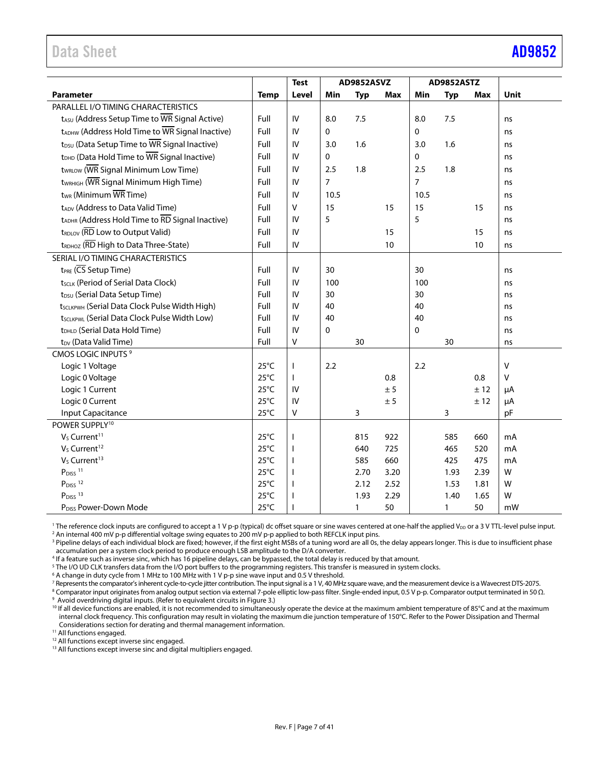| Parameter | Temp | Test Level | AD9852ASVZ | | | AD9852ASTZ | | | Unit |
|---|---|---|---|---|---|---|---|---|---|
| | | | Min | Typ | Max | Min | Typ | Max | |
| PARALLEL I/O TIMING CHARACTERISTICS | | | | | | | | | |
| $t_{ASU}$ (Address Setup Time to $\overline{WR}$ Signal Active) | Full | IV | 8.0 | 7.5 | | 8.0 | 7.5 | | ns |
| $t_{ADHW}$ (Address Hold Time to $\overline{WR}$ Signal Inactive) | Full | IV | 0 | | | 0 | | | ns |
| $t_{DSU}$ (Data Setup Time to $\overline{WR}$ Signal Inactive) | Full | IV | 3.0 | 1.6 | | 3.0 | 1.6 | | ns |
| $t_{DHD}$ (Data Hold Time to $\overline{WR}$ Signal Inactive) | Full | IV | 0 | | | 0 | | | ns |
| $t_{WRLOW}$ ($\overline{WR}$ Signal Minimum Low Time) | Full | IV | 2.5 | 1.8 | | 2.5 | 1.8 | | ns |
| $t_{WRHIGH}$ ($\overline{WR}$ Signal Minimum High Time) | Full | IV | 7 | | | 7 | | | ns |
| $t_{WR}$ (Minimum $\overline{WR}$ Time) | Full | IV | 10.5 | | | 10.5 | | | ns |
| $t_{ADV}$ (Address to Data Valid Time) | Full | V | 15 | | 15 | 15 | | 15 | ns |
| $t_{ADHR}$ (Address Hold Time to $\overline{RD}$ Signal Inactive) | Full | IV | 5 | | | 5 | | | ns |
| $t_{RDLOV}$ ($\overline{RD}$ Low to Output Valid) | Full | IV | | | 15 | | | 15 | ns |
| $t_{RDHOZ}$ ($\overline{RD}$ High to Data Three-State) | Full | IV | | | 10 | | | 10 | ns |
| SERIAL I/O TIMING CHARACTERISTICS | | | | | | | | | |
| $t_{PRE}$ ($\overline{CS}$ Setup Time) | Full | IV | 30 | | | 30 | | | ns |
| $t_{SCLK}$ (Period of Serial Data Clock) | Full | IV | 100 | | | 100 | | | ns |
| $t_{DSU}$ (Serial Data Setup Time) | Full | IV | 30 | | | 30 | | | ns |
| $t_{SCLKPWH}$ (Serial Data Clock Pulse Width High) | Full | IV | 40 | | | 40 | | | ns |
| $t_{SCLKPWL}$ (Serial Data Clock Pulse Width Low) | Full | IV | 40 | | | 40 | | | ns |
| $t_{DHLD}$ (Serial Data Hold Time) | Full | IV | 0 | | | 0 | | | ns |
| $t_{DV}$ (Data Valid Time) | Full | V | | 30 | | | 30 | | ns |
| CMOS LOGIC INPUTS [9] | | | | | | | | | |
| Logic 1 Voltage | 25°C | I | 2.2 | | | 2.2 | | | V |
| Logic 0 Voltage | 25°C | I | | | 0.8 | | | 0.8 | V |
| Logic 1 Current | 25°C | IV | | | ± 5 | | | ± 12 | µA |
| Logic 0 Current | 25°C | IV | | | ± 5 | | | ± 12 | µA |
| Input Capacitance | 25°C | V | | 3 | | | 3 | | pF |
| POWER SUPPLY [10] | | | | | | | | | |
| $V_S$ Current [11] | 25°C | I | | 815 | 922 | | 585 | 660 | mA |
| $V_S$ Current [12] | 25°C | I | | 640 | 725 | | 465 | 520 | mA |
| $V_S$ Current [13] | 25°C | I | | 585 | 660 | | 425 | 475 | mA |
| $P_{DISS}$ [11] | 25°C | I | | 2.70 | 3.20 | | 1.93 | 2.39 | W |
| $P_{DISS}$ [12] | 25°C | I | | 2.12 | 2.52 | | 1.53 | 1.81 | W |
| $P_{DISS}$ [13] | 25°C | I | | 1.93 | 2.29 | | 1.40 | 1.65 | W |
| $P_{DISS}$ Power-Down Mode | 25°C | I | | 1 | 50 | | 1 | 50 | mW |

[1] The reference clock inputs are configured to accept a 1 V p-p (typical) dc offset square or sine waves centered at one-half the applied $V_{DD}$ or a 3 V TTL-level pulse input.
[2] An internal 400 mV p-p differential voltage swing equates to 200 mV p-p applied to both REFCLK input pins.
[3] Pipeline delays of each individual block are fixed; however, if the first eight MSBs of a tuning word are all 0s, the delay appears longer. This is due to insufficient phase accumulation per a system clock period to produce enough LSB amplitude to the D/A converter.
[4] If a feature such as inverse sinc, which has 16 pipeline delays, can be bypassed, the total delay is reduced by that amount.
[5] The I/O UD CLK transfers data from the I/O port buffers to the programming registers. This transfer is measured in system clocks.
[6] A change in duty cycle from 1 MHz to 100 MHz with 1 V p-p sine wave input and 0.5 V threshold.
[7] Represents the comparator's inherent cycle-to-cycle jitter contribution. The input signal is a 1 V, 40 MHz square wave, and the measurement device is a Wavecrest DTS-2075.
[8] Comparator input originates from analog output section via external 7-pole elliptic low-pass filter. Single-ended input, 0.5 V p-p. Comparator output terminated in 50 Ω.
[9] Avoid overdriving digital inputs. (Refer to equivalent circuits in Figure 3.)
[10] If all device functions are enabled, it is not recommended to simultaneously operate the device at the maximum ambient temperature of 85°C and at the maximum internal clock frequency. This configuration may result in violating the maximum die junction temperature of 150°C. Refer to the Power Dissipation and Thermal Considerations section for derating and thermal management information.
[11] All functions engaged.
[12] All functions except inverse sinc engaged.
[13] All functions except inverse sinc and digital multipliers engaged.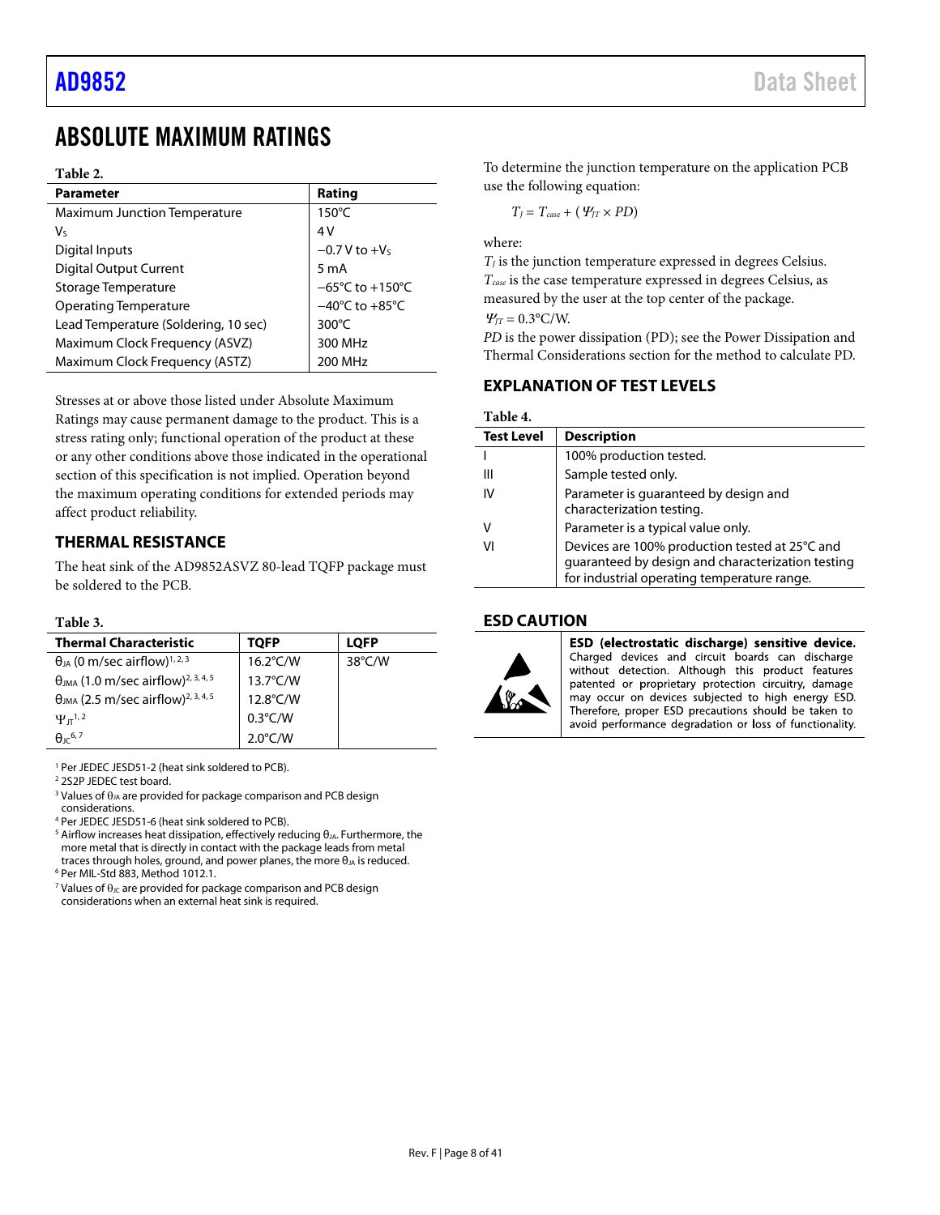# ABSOLUTE MAXIMUM RATINGS

**Table 2.**

| Parameter | Rating |
|---|---|
| Maximum Junction Temperature | 150°C |
| $V_S$ | 4 V |
| Digital Inputs | −0.7 V to $+V_S$ |
| Digital Output Current | 5 mA |
| Storage Temperature | −65°C to +150°C |
| Operating Temperature | −40°C to +85°C |
| Lead Temperature (Soldering, 10 sec) | 300°C |
| Maximum Clock Frequency (ASVZ) | 300 MHz |
| Maximum Clock Frequency (ASTZ) | 200 MHz |

Stresses at or above those listed under Absolute Maximum Ratings may cause permanent damage to the product. This is a stress rating only; functional operation of the product at these or any other conditions above those indicated in the operational section of this specification is not implied. Operation beyond the maximum operating conditions for extended periods may affect product reliability.

## THERMAL RESISTANCE

The heat sink of the AD9852ASVZ 80-lead TQFP package must be soldered to the PCB.

**Table 3.**

| Thermal Characteristic | TQFP | LQFP |
|---|---|---|
| $\theta_{JA}$ (0 m/sec airflow)[1, 2, 3] | 16.2°C/W | 38°C/W |
| $\theta_{JMA}$ (1.0 m/sec airflow)[2, 3, 4, 5] | 13.7°C/W | |
| $\theta_{JMA}$ (2.5 m/sec airflow)[2, 3, 4, 5] | 12.8°C/W | |
| $\Psi_{JT}$[1, 2] | 0.3°C/W | |
| $\theta_{JC}$[6, 7] | 2.0°C/W | |

[1] Per JEDEC JESD51-2 (heat sink soldered to PCB).
[2] 2S2P JEDEC test board.
[3] Values of $\theta_{JA}$ are provided for package comparison and PCB design considerations.
[4] Per JEDEC JESD51-6 (heat sink soldered to PCB).
[5] Airflow increases heat dissipation, effectively reducing $\theta_{JA}$. Furthermore, the more metal that is directly in contact with the package leads from metal traces through holes, ground, and power planes, the more $\theta_{JA}$ is reduced.
[6] Per MIL-Std 883, Method 1012.1.
[7] Values of $\theta_{JC}$ are provided for package comparison and PCB design considerations when an external heat sink is required.

To determine the junction temperature on the application PCB use the following equation:

$$T_J = T_{case} + (\Psi_{JT} \times PD)$$

where:
$T_J$ is the junction temperature expressed in degrees Celsius.
$T_{case}$ is the case temperature expressed in degrees Celsius, as measured by the user at the top center of the package.
$\Psi_{JT} = 0.3°C/W$.
*PD* is the power dissipation (PD); see the Power Dissipation and Thermal Considerations section for the method to calculate PD.

## EXPLANATION OF TEST LEVELS

**Table 4.**

| Test Level | Description |
|---|---|
| I | 100% production tested. |
| III | Sample tested only. |
| IV | Parameter is guaranteed by design and characterization testing. |
| V | Parameter is a typical value only. |
| VI | Devices are 100% production tested at 25°C and guaranteed by design and characterization testing for industrial operating temperature range. |

## ESD CAUTION

**ESD (electrostatic discharge) sensitive device.** Charged devices and circuit boards can discharge without detection. Although this product features patented or proprietary protection circuitry, damage may occur on devices subjected to high energy ESD. Therefore, proper ESD precautions should be taken to avoid performance degradation or loss of functionality.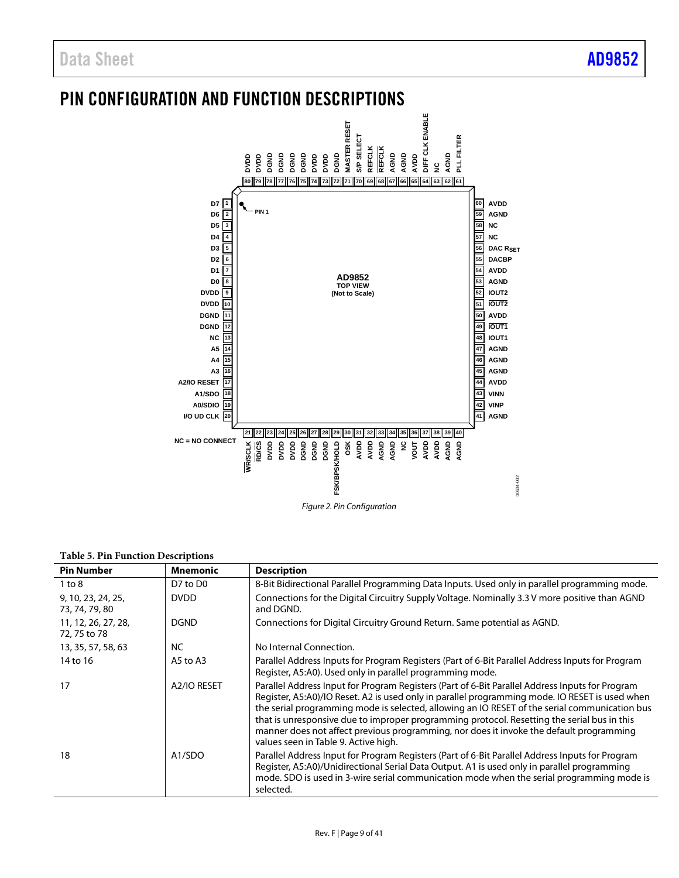# PIN CONFIGURATION AND FUNCTION DESCRIPTIONS

Figure 2. Pin Configuration

**Table 5. Pin Function Descriptions**

| Pin Number | Mnemonic | Description |
|---|---|---|
| 1 to 8 | D7 to D0 | 8-Bit Bidirectional Parallel Programming Data Inputs. Used only in parallel programming mode. |
| 9, 10, 23, 24, 25, 73, 74, 79, 80 | DVDD | Connections for the Digital Circuitry Supply Voltage. Nominally 3.3 V more positive than AGND and DGND. |
| 11, 12, 26, 27, 28, 72, 75 to 78 | DGND | Connections for Digital Circuitry Ground Return. Same potential as AGND. |
| 13, 35, 57, 58, 63 | NC | No Internal Connection. |
| 14 to 16 | A5 to A3 | Parallel Address Inputs for Program Registers (Part of 6-Bit Parallel Address Inputs for Program Register, A5:A0). Used only in parallel programming mode. |
| 17 | A2/IO RESET | Parallel Address Input for Program Registers (Part of 6-Bit Parallel Address Inputs for Program Register, A5:A0)/IO Reset. A2 is used only in parallel programming mode. IO RESET is used when the serial programming mode is selected, allowing an IO RESET of the serial communication bus that is unresponsive due to improper programming protocol. Resetting the serial bus in this manner does not affect previous programming, nor does it invoke the default programming values seen in Table 9. Active high. |
| 18 | A1/SDO | Parallel Address Input for Program Registers (Part of 6-Bit Parallel Address Inputs for Program Register, A5:A0)/Unidirectional Serial Data Output. A1 is used only in parallel programming mode. SDO is used in 3-wire serial communication mode when the serial programming mode is selected. |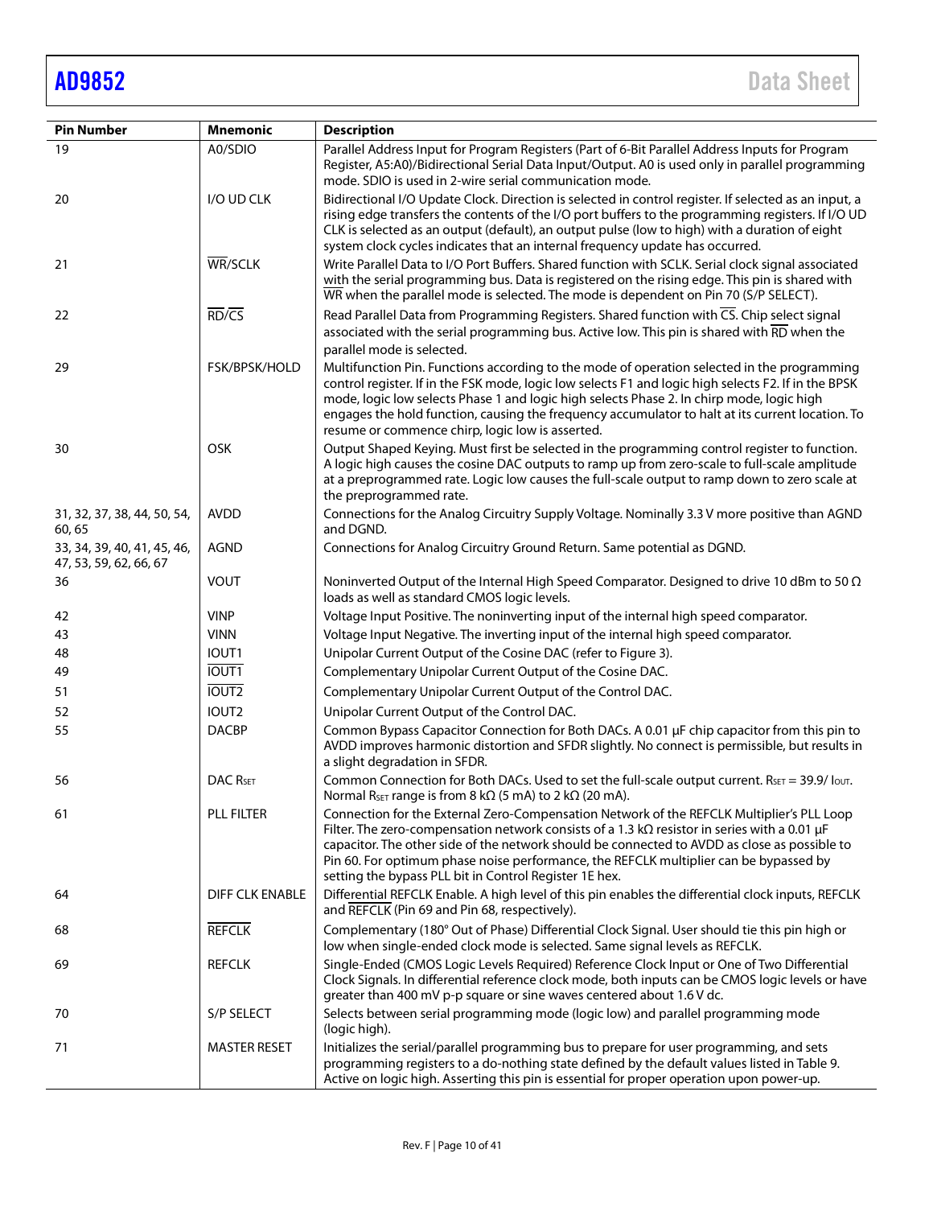| Pin Number | Mnemonic | Description |
|---|---|---|
| 19 | A0/SDIO | Parallel Address Input for Program Registers (Part of 6-Bit Parallel Address Inputs for Program Register, A5:A0)/Bidirectional Serial Data Input/Output. A0 is used only in parallel programming mode. SDIO is used in 2-wire serial communication mode. |
| 20 | I/O UD CLK | Bidirectional I/O Update Clock. Direction is selected in control register. If selected as an input, a rising edge transfers the contents of the I/O port buffers to the programming registers. If I/O UD CLK is selected as an output (default), an output pulse (low to high) with a duration of eight system clock cycles indicates that an internal frequency update has occurred. |
| 21 | $\overline{\text{WR}}$/SCLK | Write Parallel Data to I/O Port Buffers. Shared function with SCLK. Serial clock signal associated with the serial programming bus. Data is registered on the rising edge. This pin is shared with $\overline{\text{WR}}$ when the parallel mode is selected. The mode is dependent on Pin 70 (S/P SELECT). |
| 22 | $\overline{\text{RD}}$/$\overline{\text{CS}}$ | Read Parallel Data from Programming Registers. Shared function with $\overline{\text{CS}}$. Chip select signal associated with the serial programming bus. Active low. This pin is shared with $\overline{\text{RD}}$ when the parallel mode is selected. |
| 29 | FSK/BPSK/HOLD | Multifunction Pin. Functions according to the mode of operation selected in the programming control register. If in the FSK mode, logic low selects F1 and logic high selects F2. If in the BPSK mode, logic low selects Phase 1 and logic high selects Phase 2. In chirp mode, logic high engages the hold function, causing the frequency accumulator to halt at its current location. To resume or commence chirp, logic low is asserted. |
| 30 | OSK | Output Shaped Keying. Must first be selected in the programming control register to function. A logic high causes the cosine DAC outputs to ramp up from zero-scale to full-scale amplitude at a preprogrammed rate. Logic low causes the full-scale output to ramp down to zero scale at the preprogrammed rate. |
| 31, 32, 37, 38, 44, 50, 54, 60, 65 | AVDD | Connections for the Analog Circuitry Supply Voltage. Nominally 3.3 V more positive than AGND and DGND. |
| 33, 34, 39, 40, 41, 45, 46, 47, 53, 59, 62, 66, 67 | AGND | Connections for Analog Circuitry Ground Return. Same potential as DGND. |
| 36 | VOUT | Noninverted Output of the Internal High Speed Comparator. Designed to drive 10 dBm to 50 Ω loads as well as standard CMOS logic levels. |
| 42 | VINP | Voltage Input Positive. The noninverting input of the internal high speed comparator. |
| 43 | VINN | Voltage Input Negative. The inverting input of the internal high speed comparator. |
| 48 | IOUT1 | Unipolar Current Output of the Cosine DAC (refer to Figure 3). |
| 49 | $\overline{\text{IOUT1}}$ | Complementary Unipolar Current Output of the Cosine DAC. |
| 51 | $\overline{\text{IOUT2}}$ | Complementary Unipolar Current Output of the Control DAC. |
| 52 | IOUT2 | Unipolar Current Output of the Control DAC. |
| 55 | DACBP | Common Bypass Capacitor Connection for Both DACs. A 0.01 µF chip capacitor from this pin to AVDD improves harmonic distortion and SFDR slightly. No connect is permissible, but results in a slight degradation in SFDR. |
| 56 | DAC $R_{SET}$ | Common Connection for Both DACs. Used to set the full-scale output current. $R_{SET} = 39.9/I_{OUT}$. Normal $R_{SET}$ range is from 8 kΩ (5 mA) to 2 kΩ (20 mA). |
| 61 | PLL FILTER | Connection for the External Zero-Compensation Network of the REFCLK Multiplier's PLL Loop Filter. The zero-compensation network consists of a 1.3 kΩ resistor in series with a 0.01 µF capacitor. The other side of the network should be connected to AVDD as close as possible to Pin 60. For optimum phase noise performance, the REFCLK multiplier can be bypassed by setting the bypass PLL bit in Control Register 1E hex. |
| 64 | DIFF CLK ENABLE | Differential REFCLK Enable. A high level of this pin enables the differential clock inputs, REFCLK and $\overline{\text{REFCLK}}$ (Pin 69 and Pin 68, respectively). |
| 68 | $\overline{\text{REFCLK}}$ | Complementary (180° Out of Phase) Differential Clock Signal. User should tie this pin high or low when single-ended clock mode is selected. Same signal levels as REFCLK. |
| 69 | REFCLK | Single-Ended (CMOS Logic Levels Required) Reference Clock Input or One of Two Differential Clock Signals. In differential reference clock mode, both inputs can be CMOS logic levels or have greater than 400 mV p-p square or sine waves centered about 1.6 V dc. |
| 70 | S/P SELECT | Selects between serial programming mode (logic low) and parallel programming mode (logic high). |
| 71 | MASTER RESET | Initializes the serial/parallel programming bus to prepare for user programming, and sets programming registers to a do-nothing state defined by the default values listed in Table 9. Active on logic high. Asserting this pin is essential for proper operation upon power-up. |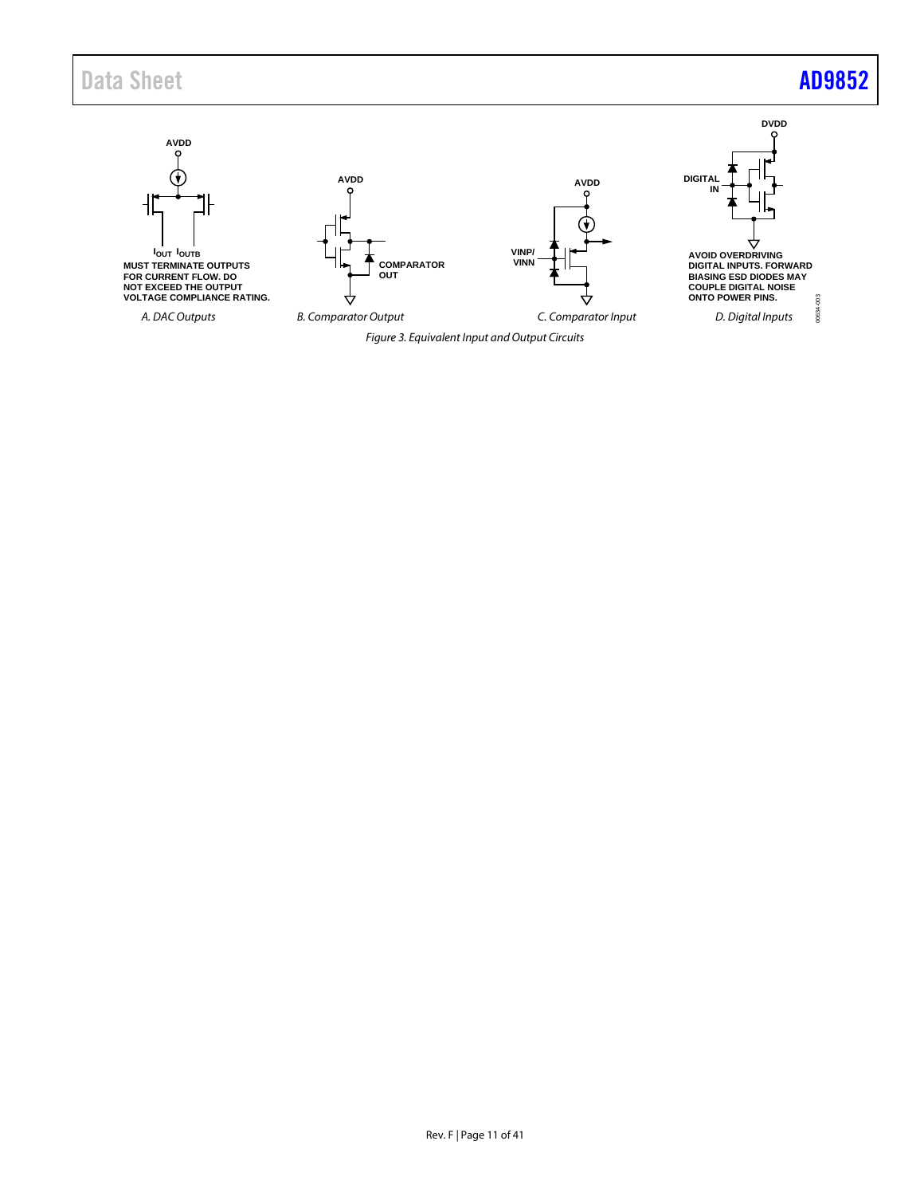AVDD

$I_{OUT}$ $I_{OUTB}$

MUST TERMINATE OUTPUTS FOR CURRENT FLOW. DO NOT EXCEED THE OUTPUT VOLTAGE COMPLIANCE RATING.

*A. DAC Outputs*

AVDD

COMPARATOR OUT

*B. Comparator Output*

AVDD

VINP/ VINN

*C. Comparator Input*

DVDD

DIGITAL IN

AVOID OVERDRIVING DIGITAL INPUTS. FORWARD BIASING ESD DIODES MAY COUPLE DIGITAL NOISE ONTO POWER PINS.

*D. Digital Inputs*

*Figure 3. Equivalent Input and Output Circuits*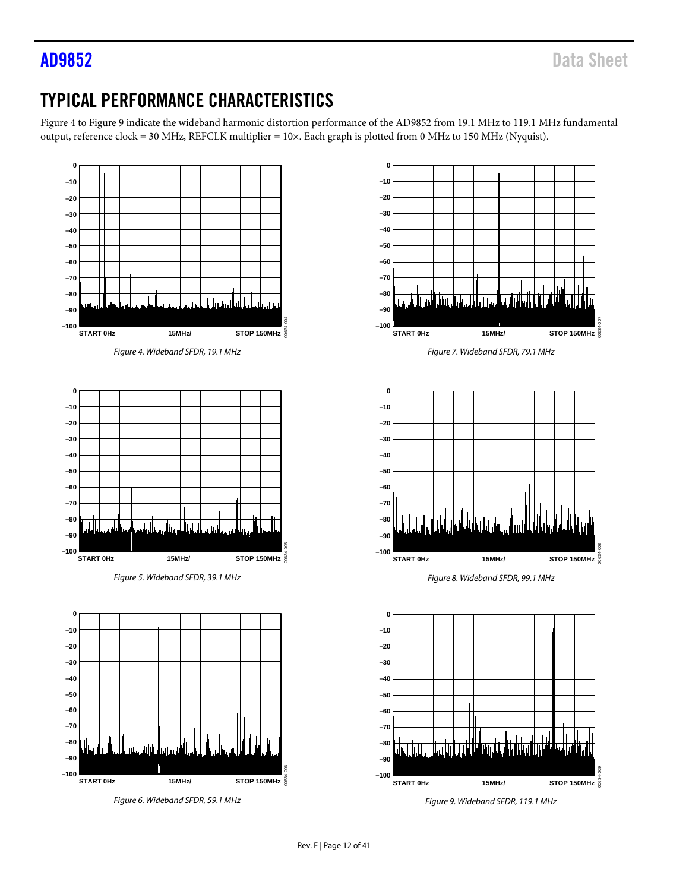## TYPICAL PERFORMANCE CHARACTERISTICS

Figure 4 to Figure 9 indicate the wideband harmonic distortion performance of the AD9852 from 19.1 MHz to 119.1 MHz fundamental output, reference clock = 30 MHz, REFCLK multiplier = 10×. Each graph is plotted from 0 MHz to 150 MHz (Nyquist).

*Figure 4. Wideband SFDR, 19.1 MHz*

*Figure 5. Wideband SFDR, 39.1 MHz*

*Figure 6. Wideband SFDR, 59.1 MHz*

*Figure 7. Wideband SFDR, 79.1 MHz*

*Figure 8. Wideband SFDR, 99.1 MHz*

*Figure 9. Wideband SFDR, 119.1 MHz*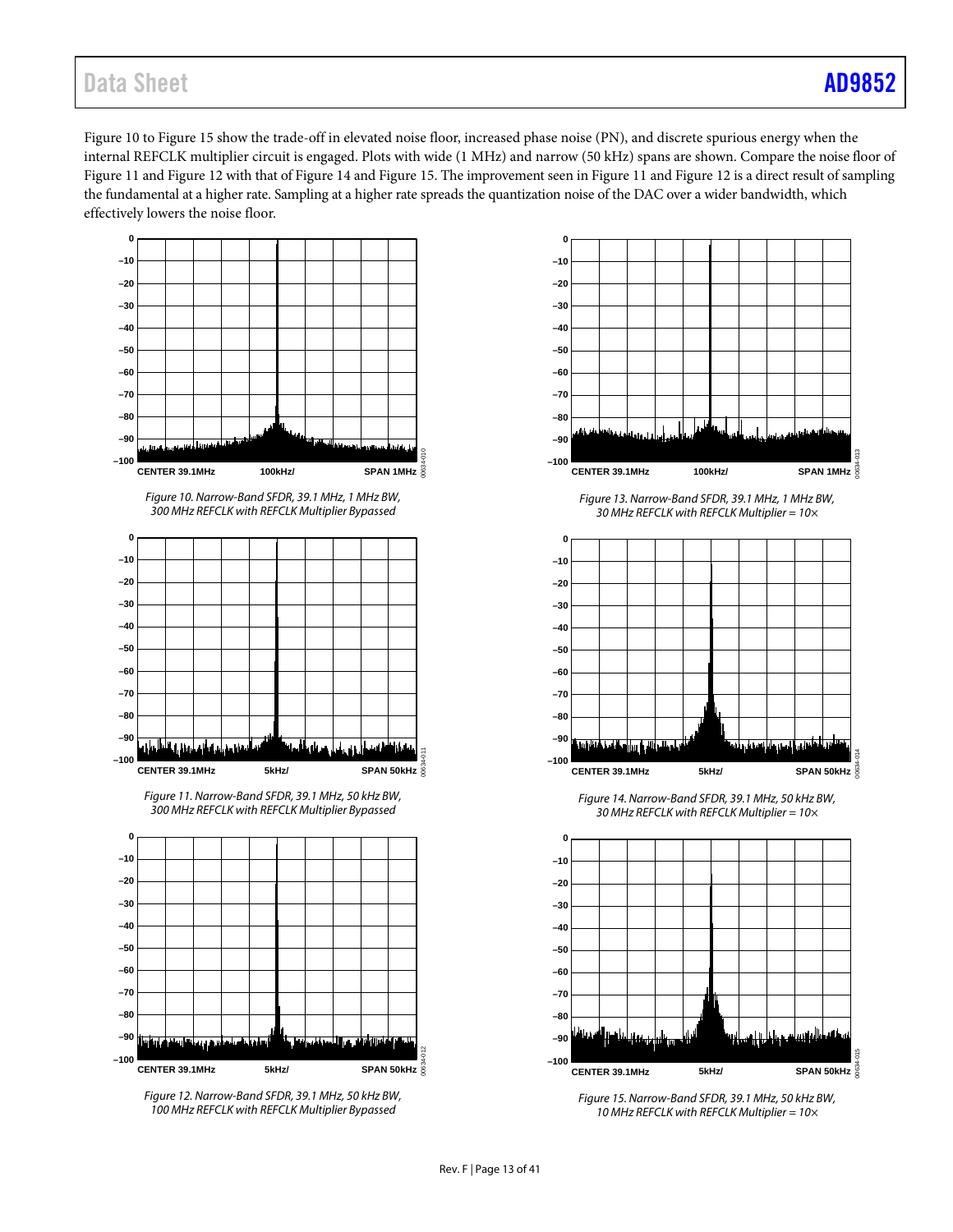Figure 10 to Figure 15 show the trade-off in elevated noise floor, increased phase noise (PN), and discrete spurious energy when the internal REFCLK multiplier circuit is engaged. Plots with wide (1 MHz) and narrow (50 kHz) spans are shown. Compare the noise floor of Figure 11 and Figure 12 with that of Figure 14 and Figure 15. The improvement seen in Figure 11 and Figure 12 is a direct result of sampling the fundamental at a higher rate. Sampling at a higher rate spreads the quantization noise of the DAC over a wider bandwidth, which effectively lowers the noise floor.

*Figure 10. Narrow-Band SFDR, 39.1 MHz, 1 MHz BW, 300 MHz REFCLK with REFCLK Multiplier Bypassed*

*Figure 11. Narrow-Band SFDR, 39.1 MHz, 50 kHz BW, 300 MHz REFCLK with REFCLK Multiplier Bypassed*

*Figure 12. Narrow-Band SFDR, 39.1 MHz, 50 kHz BW, 100 MHz REFCLK with REFCLK Multiplier Bypassed*

*Figure 13. Narrow-Band SFDR, 39.1 MHz, 1 MHz BW, 30 MHz REFCLK with REFCLK Multiplier = 10×*

*Figure 14. Narrow-Band SFDR, 39.1 MHz, 50 kHz BW, 30 MHz REFCLK with REFCLK Multiplier = 10×*

*Figure 15. Narrow-Band SFDR, 39.1 MHz, 50 kHz BW, 10 MHz REFCLK with REFCLK Multiplier = 10×*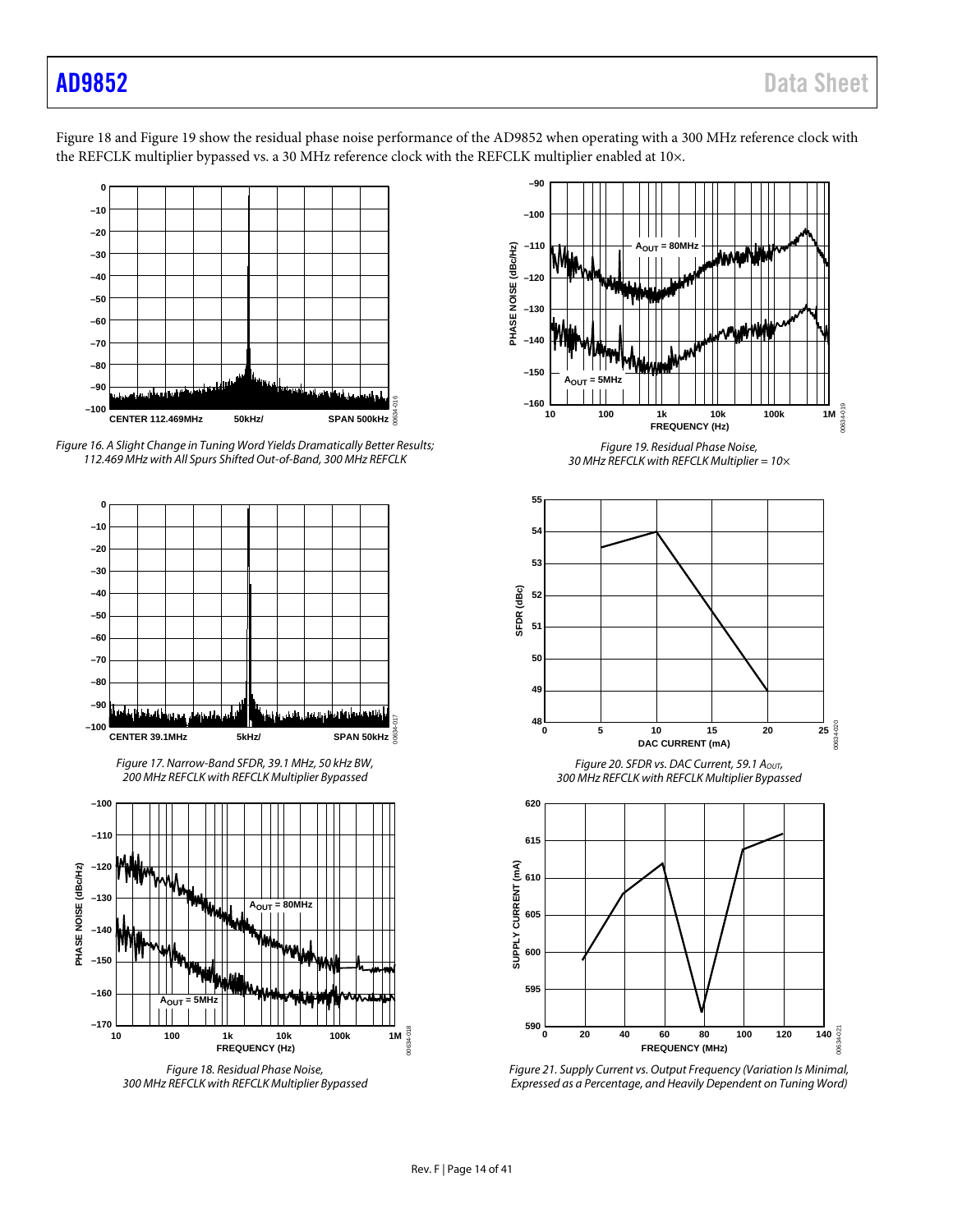Figure 18 and Figure 19 show the residual phase noise performance of the AD9852 when operating with a 300 MHz reference clock with the REFCLK multiplier bypassed vs. a 30 MHz reference clock with the REFCLK multiplier enabled at 10×.

*Figure 16. A Slight Change in Tuning Word Yields Dramatically Better Results; 112.469 MHz with All Spurs Shifted Out-of-Band, 300 MHz REFCLK*

*Figure 17. Narrow-Band SFDR, 39.1 MHz, 50 kHz BW, 200 MHz REFCLK with REFCLK Multiplier Bypassed*

*Figure 18. Residual Phase Noise, 300 MHz REFCLK with REFCLK Multiplier Bypassed*

*Figure 19. Residual Phase Noise, 30 MHz REFCLK with REFCLK Multiplier = 10×*

*Figure 20. SFDR vs. DAC Current, 59.1 $A_{OUT}$, 300 MHz REFCLK with REFCLK Multiplier Bypassed*

*Figure 21. Supply Current vs. Output Frequency (Variation Is Minimal, Expressed as a Percentage, and Heavily Dependent on Tuning Word)*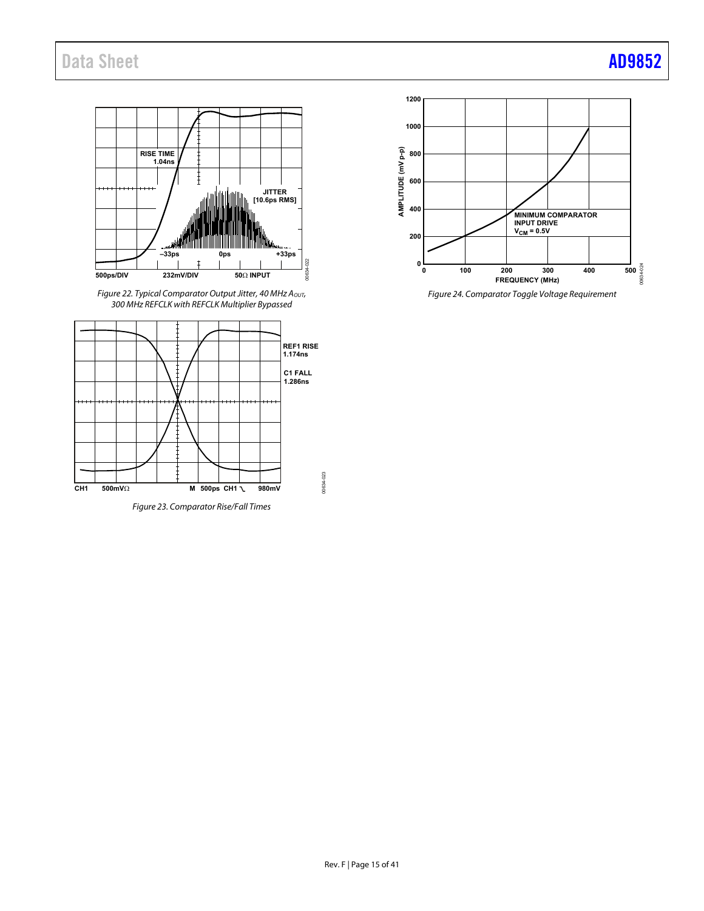Figure 22. Typical Comparator Output Jitter, 40 MHz $A_{OUT}$, 300 MHz REFCLK with REFCLK Multiplier Bypassed

Figure 23. Comparator Rise/Fall Times

Figure 24. Comparator Toggle Voltage Requirement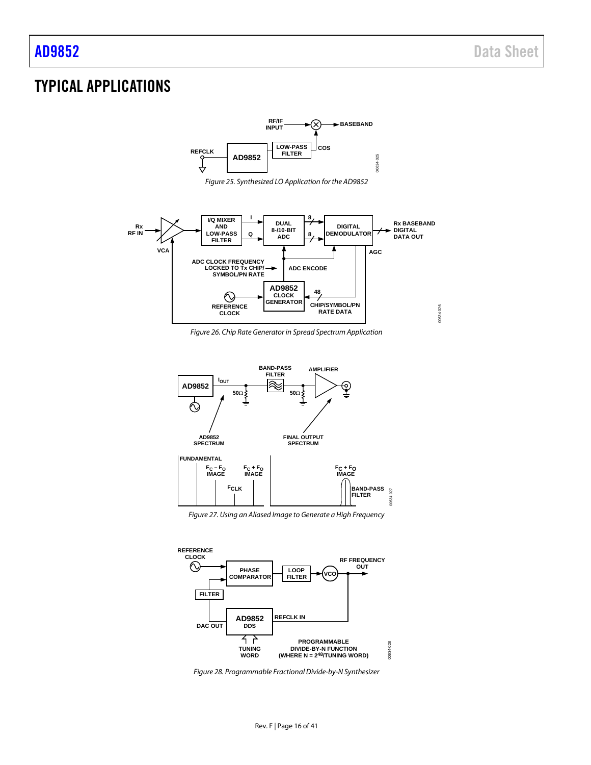# TYPICAL APPLICATIONS

Figure 25. Synthesized LO Application for the AD9852

Figure 26. Chip Rate Generator in Spread Spectrum Application

Figure 27. Using an Aliased Image to Generate a High Frequency

Figure 28. Programmable Fractional Divide-by-N Synthesizer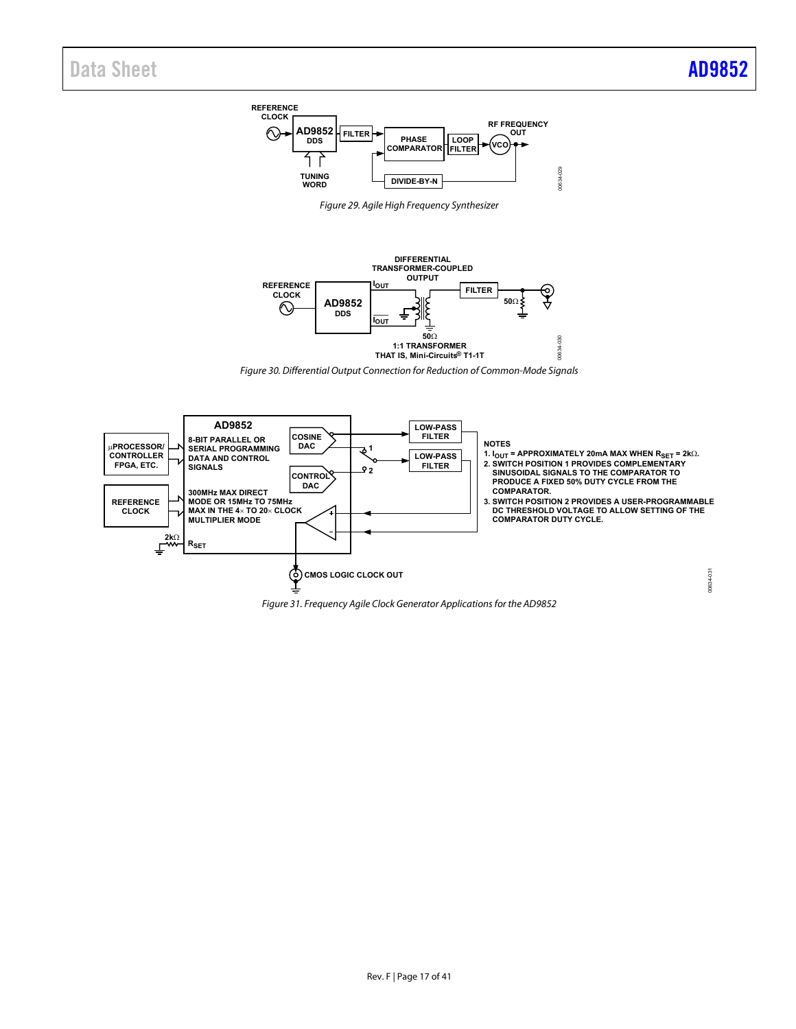Figure 29. Agile High Frequency Synthesizer

Figure 30. Differential Output Connection for Reduction of Common-Mode Signals

NOTES

1. $I_{OUT}$ = APPROXIMATELY 20mA MAX WHEN $R_{SET}$ = 2kΩ.
2. SWITCH POSITION 1 PROVIDES COMPLEMENTARY SINUSOIDAL SIGNALS TO THE COMPARATOR TO PRODUCE A FIXED 50% DUTY CYCLE FROM THE COMPARATOR.
3. SWITCH POSITION 2 PROVIDES A USER-PROGRAMMABLE DC THRESHOLD VOLTAGE TO ALLOW SETTING OF THE COMPARATOR DUTY CYCLE.

Figure 31. Frequency Agile Clock Generator Applications for the AD9852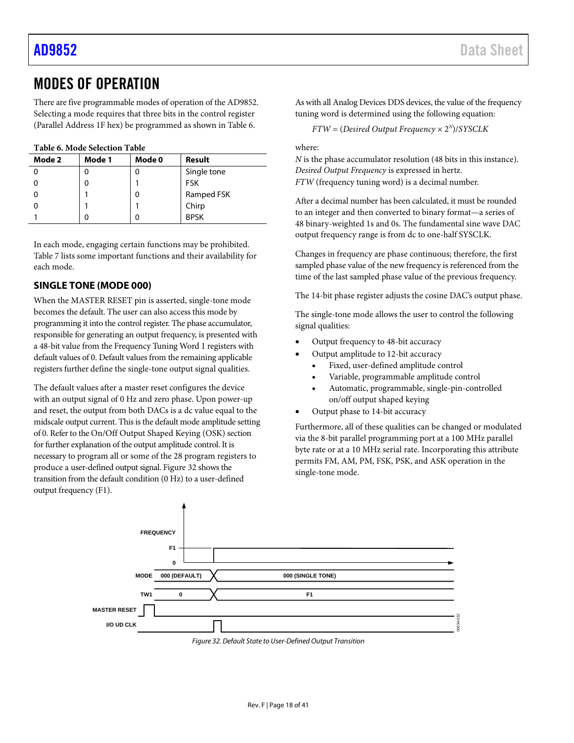# MODES OF OPERATION

There are five programmable modes of operation of the AD9852. Selecting a mode requires that three bits in the control register (Parallel Address 1F hex) be programmed as shown in Table 6.

**Table 6. Mode Selection Table**

| Mode 2 | Mode 1 | Mode 0 | Result |
|---|---|---|---|
| 0 | 0 | 0 | Single tone |
| 0 | 0 | 1 | FSK |
| 0 | 1 | 0 | Ramped FSK |
| 0 | 1 | 1 | Chirp |
| 1 | 0 | 0 | BPSK |

In each mode, engaging certain functions may be prohibited. Table 7 lists some important functions and their availability for each mode.

## SINGLE TONE (MODE 000)

When the MASTER RESET pin is asserted, single-tone mode becomes the default. The user can also access this mode by programming it into the control register. The phase accumulator, responsible for generating an output frequency, is presented with a 48-bit value from the Frequency Tuning Word 1 registers with default values of 0. Default values from the remaining applicable registers further define the single-tone output signal qualities.

The default values after a master reset configures the device with an output signal of 0 Hz and zero phase. Upon power-up and reset, the output from both DACs is a dc value equal to the midscale output current. This is the default mode amplitude setting of 0. Refer to the On/Off Output Shaped Keying (OSK) section for further explanation of the output amplitude control. It is necessary to program all or some of the 28 program registers to produce a user-defined output signal. Figure 32 shows the transition from the default condition (0 Hz) to a user-defined output frequency (F1).

As with all Analog Devices DDS devices, the value of the frequency tuning word is determined using the following equation:

$$FTW = (Desired\ Output\ Frequency \times 2^N)/SYSCLK$$

where:
*N* is the phase accumulator resolution (48 bits in this instance).
*Desired Output Frequency* is expressed in hertz.
*FTW* (frequency tuning word) is a decimal number.

After a decimal number has been calculated, it must be rounded to an integer and then converted to binary format—a series of 48 binary-weighted 1s and 0s. The fundamental sine wave DAC output frequency range is from dc to one-half SYSCLK.

Changes in frequency are phase continuous; therefore, the first sampled phase value of the new frequency is referenced from the time of the last sampled phase value of the previous frequency.

The 14-bit phase register adjusts the cosine DAC's output phase.

The single-tone mode allows the user to control the following signal qualities:

- Output frequency to 48-bit accuracy
- Output amplitude to 12-bit accuracy
  - Fixed, user-defined amplitude control
  - Variable, programmable amplitude control
  - Automatic, programmable, single-pin-controlled on/off output shaped keying
- Output phase to 14-bit accuracy

Furthermore, all of these qualities can be changed or modulated via the 8-bit parallel programming port at a 100 MHz parallel byte rate or at a 10 MHz serial rate. Incorporating this attribute permits FM, AM, PM, FSK, PSK, and ASK operation in the single-tone mode.

*Figure 32. Default State to User-Defined Output Transition*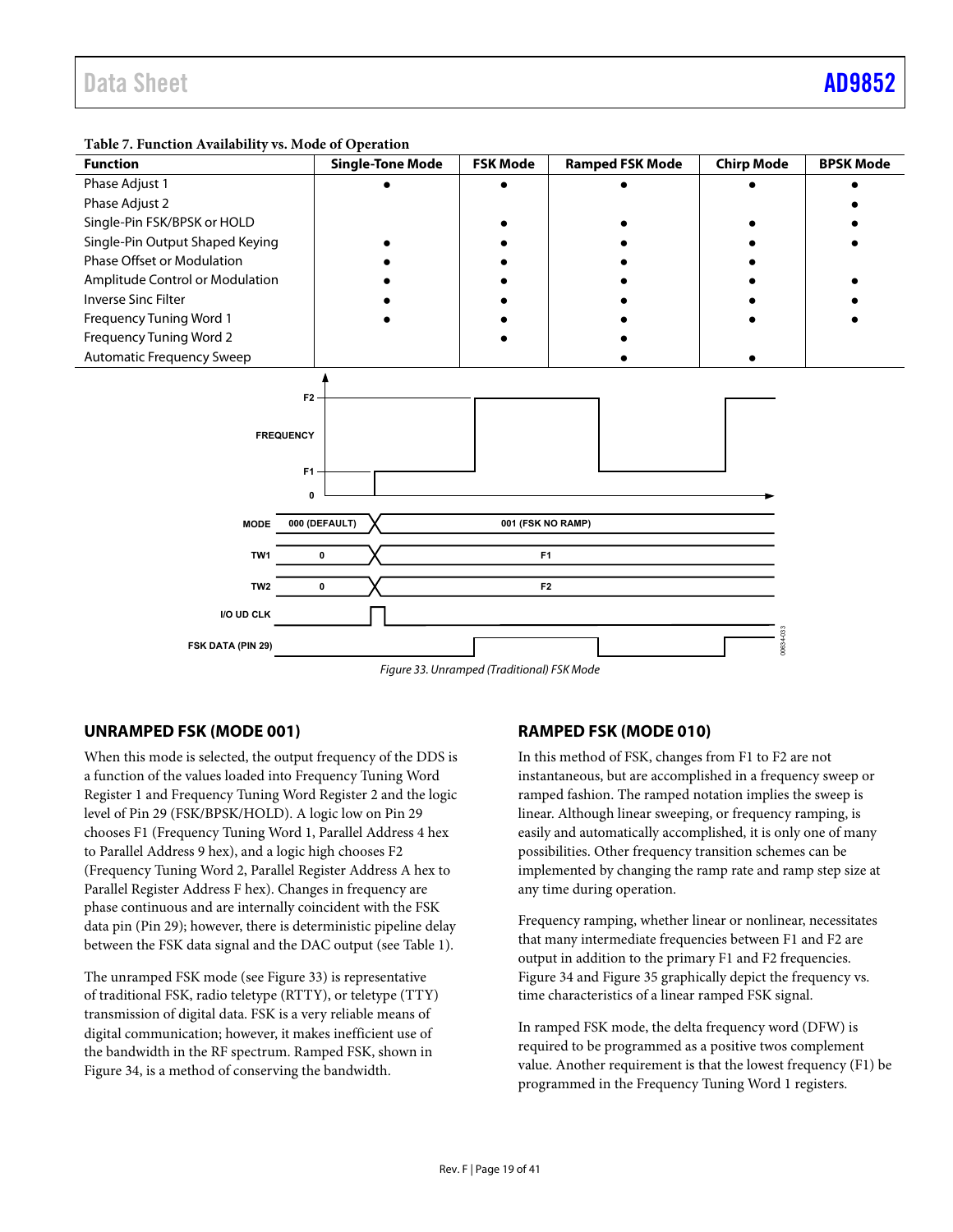**Table 7. Function Availability vs. Mode of Operation**

| Function | Single-Tone Mode | FSK Mode | Ramped FSK Mode | Chirp Mode | BPSK Mode |
|---|---|---|---|---|---|
| Phase Adjust 1 | • | • | • | • | • |
| Phase Adjust 2 | | | | | • |
| Single-Pin FSK/BPSK or HOLD | | • | • | • | • |
| Single-Pin Output Shaped Keying | • | • | • | • | • |
| Phase Offset or Modulation | • | • | • | • | |
| Amplitude Control or Modulation | • | • | • | • | • |
| Inverse Sinc Filter | • | • | • | • | • |
| Frequency Tuning Word 1 | • | • | • | • | • |
| Frequency Tuning Word 2 | | • | • | | |
| Automatic Frequency Sweep | | | • | • | |

*Figure 33. Unramped (Traditional) FSK Mode*

## UNRAMPED FSK (MODE 001)

When this mode is selected, the output frequency of the DDS is a function of the values loaded into Frequency Tuning Word Register 1 and Frequency Tuning Word Register 2 and the logic level of Pin 29 (FSK/BPSK/HOLD). A logic low on Pin 29 chooses F1 (Frequency Tuning Word 1, Parallel Address 4 hex to Parallel Address 9 hex), and a logic high chooses F2 (Frequency Tuning Word 2, Parallel Register Address A hex to Parallel Register Address F hex). Changes in frequency are phase continuous and are internally coincident with the FSK data pin (Pin 29); however, there is deterministic pipeline delay between the FSK data signal and the DAC output (see Table 1).

The unramped FSK mode (see Figure 33) is representative of traditional FSK, radio teletype (RTTY), or teletype (TTY) transmission of digital data. FSK is a very reliable means of digital communication; however, it makes inefficient use of the bandwidth in the RF spectrum. Ramped FSK, shown in Figure 34, is a method of conserving the bandwidth.

## RAMPED FSK (MODE 010)

In this method of FSK, changes from F1 to F2 are not instantaneous, but are accomplished in a frequency sweep or ramped fashion. The ramped notation implies the sweep is linear. Although linear sweeping, or frequency ramping, is easily and automatically accomplished, it is only one of many possibilities. Other frequency transition schemes can be implemented by changing the ramp rate and ramp step size at any time during operation.

Frequency ramping, whether linear or nonlinear, necessitates that many intermediate frequencies between F1 and F2 are output in addition to the primary F1 and F2 frequencies. Figure 34 and Figure 35 graphically depict the frequency vs. time characteristics of a linear ramped FSK signal.

In ramped FSK mode, the delta frequency word (DFW) is required to be programmed as a positive twos complement value. Another requirement is that the lowest frequency (F1) be programmed in the Frequency Tuning Word 1 registers.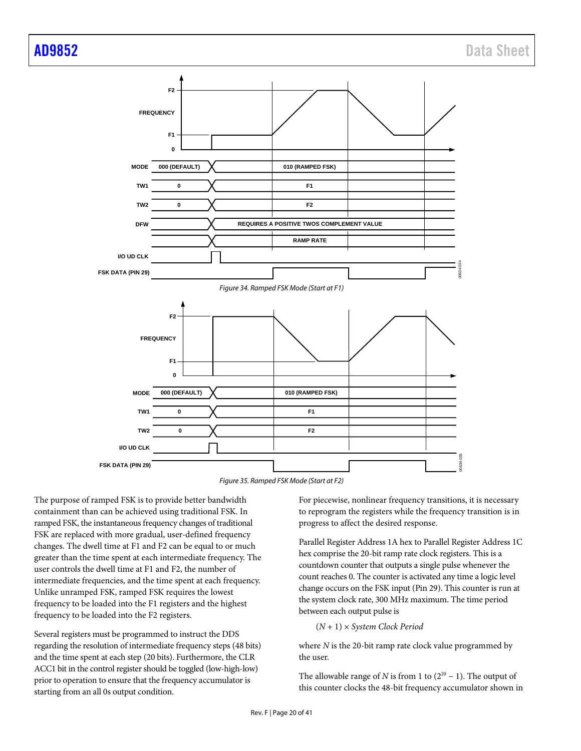Figure 34. Ramped FSK Mode (Start at F1)

Figure 35. Ramped FSK Mode (Start at F2)

The purpose of ramped FSK is to provide better bandwidth containment than can be achieved using traditional FSK. In ramped FSK, the instantaneous frequency changes of traditional FSK are replaced with more gradual, user-defined frequency changes. The dwell time at F1 and F2 can be equal to or much greater than the time spent at each intermediate frequency. The user controls the dwell time at F1 and F2, the number of intermediate frequencies, and the time spent at each frequency. Unlike unramped FSK, ramped FSK requires the lowest frequency to be loaded into the F1 registers and the highest frequency to be loaded into the F2 registers.

Several registers must be programmed to instruct the DDS regarding the resolution of intermediate frequency steps (48 bits) and the time spent at each step (20 bits). Furthermore, the CLR ACC1 bit in the control register should be toggled (low-high-low) prior to operation to ensure that the frequency accumulator is starting from an all 0s output condition.

For piecewise, nonlinear frequency transitions, it is necessary to reprogram the registers while the frequency transition is in progress to affect the desired response.

Parallel Register Address 1A hex to Parallel Register Address 1C hex comprise the 20-bit ramp rate clock registers. This is a countdown counter that outputs a single pulse whenever the count reaches 0. The counter is activated any time a logic level change occurs on the FSK input (Pin 29). This counter is run at the system clock rate, 300 MHz maximum. The time period between each output pulse is

$$(N + 1) \times \textit{System Clock Period}$$

where $N$ is the 20-bit ramp rate clock value programmed by the user.

The allowable range of $N$ is from 1 to $(2^{20} - 1)$. The output of this counter clocks the 48-bit frequency accumulator shown in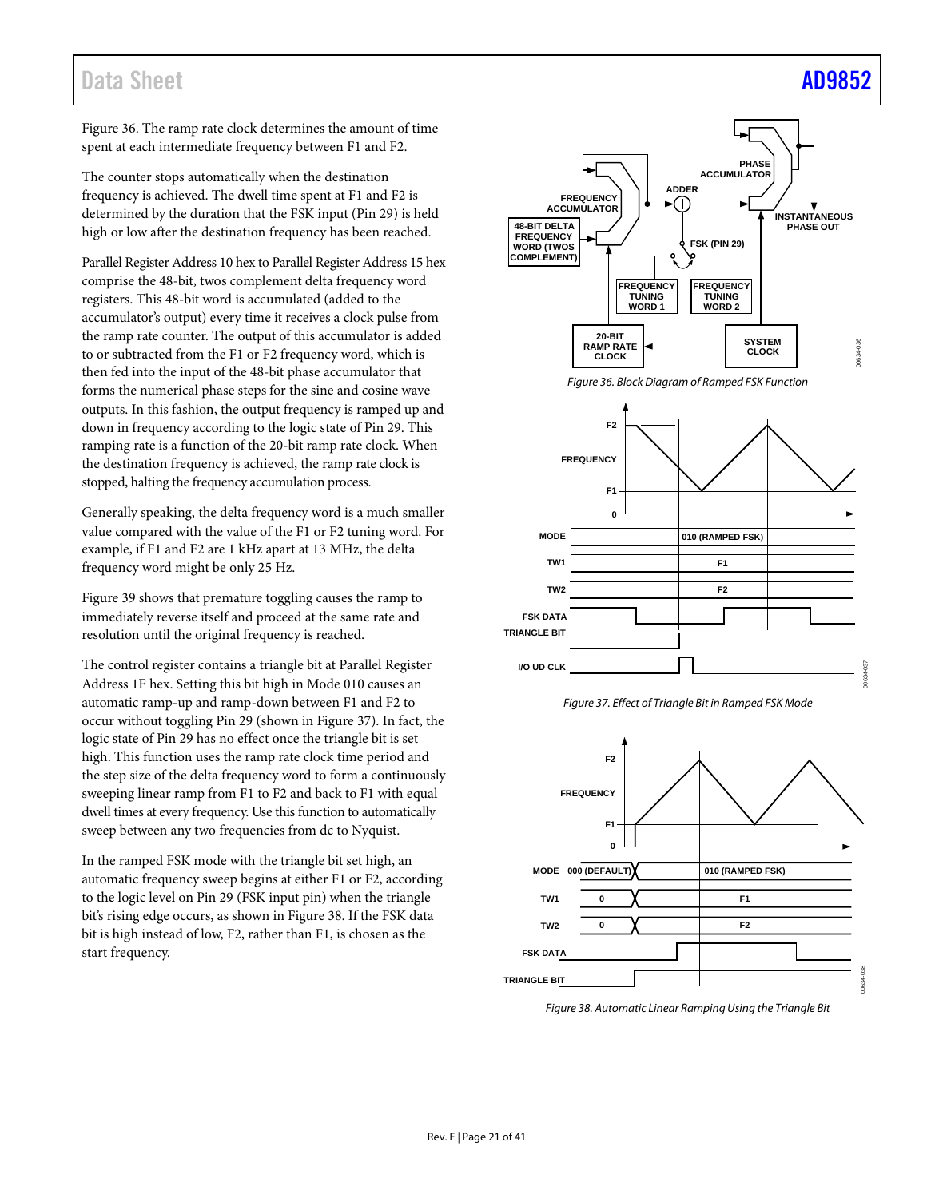Figure 36. The ramp rate clock determines the amount of time spent at each intermediate frequency between F1 and F2.

The counter stops automatically when the destination frequency is achieved. The dwell time spent at F1 and F2 is determined by the duration that the FSK input (Pin 29) is held high or low after the destination frequency has been reached.

Parallel Register Address 10 hex to Parallel Register Address 15 hex comprise the 48-bit, twos complement delta frequency word registers. This 48-bit word is accumulated (added to the accumulator's output) every time it receives a clock pulse from the ramp rate counter. The output of this accumulator is added to or subtracted from the F1 or F2 frequency word, which is then fed into the input of the 48-bit phase accumulator that forms the numerical phase steps for the sine and cosine wave outputs. In this fashion, the output frequency is ramped up and down in frequency according to the logic state of Pin 29. This ramping rate is a function of the 20-bit ramp rate clock. When the destination frequency is achieved, the ramp rate clock is stopped, halting the frequency accumulation process.

Generally speaking, the delta frequency word is a much smaller value compared with the value of the F1 or F2 tuning word. For example, if F1 and F2 are 1 kHz apart at 13 MHz, the delta frequency word might be only 25 Hz.

Figure 39 shows that premature toggling causes the ramp to immediately reverse itself and proceed at the same rate and resolution until the original frequency is reached.

The control register contains a triangle bit at Parallel Register Address 1F hex. Setting this bit high in Mode 010 causes an automatic ramp-up and ramp-down between F1 and F2 to occur without toggling Pin 29 (shown in Figure 37). In fact, the logic state of Pin 29 has no effect once the triangle bit is set high. This function uses the ramp rate clock time period and the step size of the delta frequency word to form a continuously sweeping linear ramp from F1 to F2 and back to F1 with equal dwell times at every frequency. Use this function to automatically sweep between any two frequencies from dc to Nyquist.

In the ramped FSK mode with the triangle bit set high, an automatic frequency sweep begins at either F1 or F2, according to the logic level on Pin 29 (FSK input pin) when the triangle bit's rising edge occurs, as shown in Figure 38. If the FSK data bit is high instead of low, F2, rather than F1, is chosen as the start frequency.

*Figure 36. Block Diagram of Ramped FSK Function*

*Figure 37. Effect of Triangle Bit in Ramped FSK Mode*

*Figure 38. Automatic Linear Ramping Using the Triangle Bit*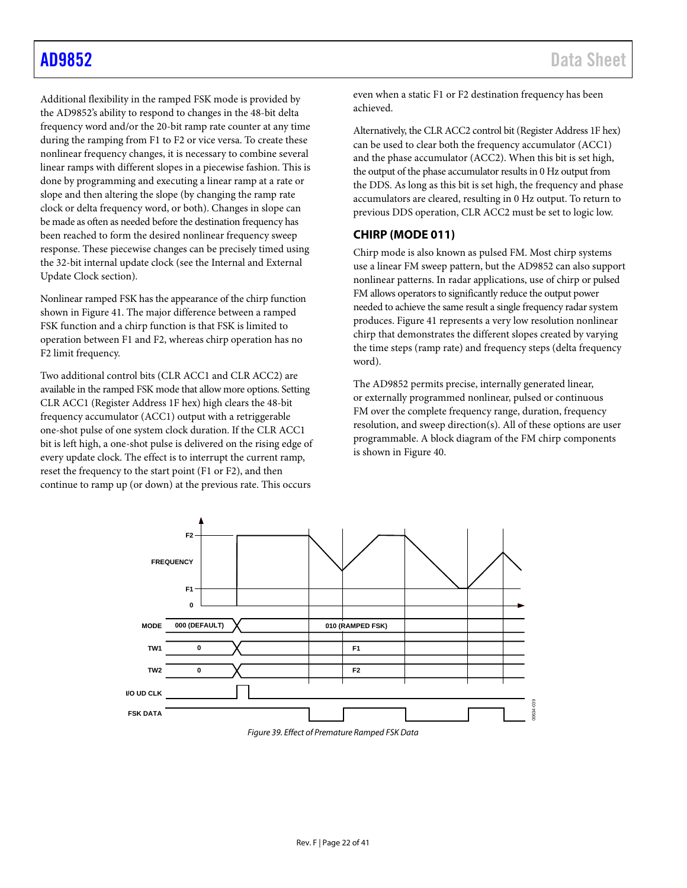Additional flexibility in the ramped FSK mode is provided by the AD9852's ability to respond to changes in the 48-bit delta frequency word and/or the 20-bit ramp rate counter at any time during the ramping from F1 to F2 or vice versa. To create these nonlinear frequency changes, it is necessary to combine several linear ramps with different slopes in a piecewise fashion. This is done by programming and executing a linear ramp at a rate or slope and then altering the slope (by changing the ramp rate clock or delta frequency word, or both). Changes in slope can be made as often as needed before the destination frequency has been reached to form the desired nonlinear frequency sweep response. These piecewise changes can be precisely timed using the 32-bit internal update clock (see the Internal and External Update Clock section).

Nonlinear ramped FSK has the appearance of the chirp function shown in Figure 41. The major difference between a ramped FSK function and a chirp function is that FSK is limited to operation between F1 and F2, whereas chirp operation has no F2 limit frequency.

Two additional control bits (CLR ACC1 and CLR ACC2) are available in the ramped FSK mode that allow more options. Setting CLR ACC1 (Register Address 1F hex) high clears the 48-bit frequency accumulator (ACC1) output with a retriggerable one-shot pulse of one system clock duration. If the CLR ACC1 bit is left high, a one-shot pulse is delivered on the rising edge of every update clock. The effect is to interrupt the current ramp, reset the frequency to the start point (F1 or F2), and then continue to ramp up (or down) at the previous rate. This occurs even when a static F1 or F2 destination frequency has been achieved.

Alternatively, the CLR ACC2 control bit (Register Address 1F hex) can be used to clear both the frequency accumulator (ACC1) and the phase accumulator (ACC2). When this bit is set high, the output of the phase accumulator results in 0 Hz output from the DDS. As long as this bit is set high, the frequency and phase accumulators are cleared, resulting in 0 Hz output. To return to previous DDS operation, CLR ACC2 must be set to logic low.

## CHIRP (MODE 011)

Chirp mode is also known as pulsed FM. Most chirp systems use a linear FM sweep pattern, but the AD9852 can also support nonlinear patterns. In radar applications, use of chirp or pulsed FM allows operators to significantly reduce the output power needed to achieve the same result a single frequency radar system produces. Figure 41 represents a very low resolution nonlinear chirp that demonstrates the different slopes created by varying the time steps (ramp rate) and frequency steps (delta frequency word).

The AD9852 permits precise, internally generated linear, or externally programmed nonlinear, pulsed or continuous FM over the complete frequency range, duration, frequency resolution, and sweep direction(s). All of these options are user programmable. A block diagram of the FM chirp components is shown in Figure 40.

*Figure 39. Effect of Premature Ramped FSK Data*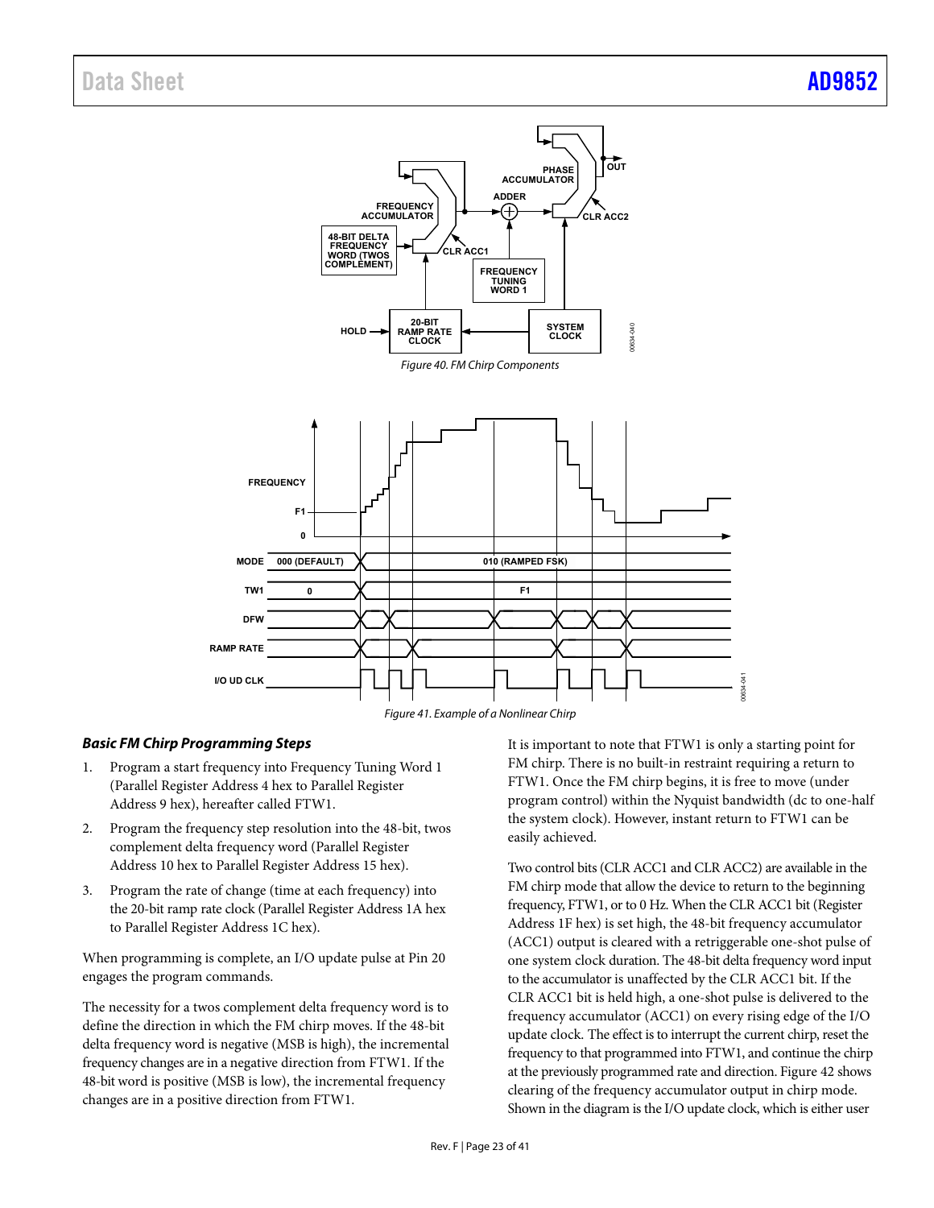Figure 40. FM Chirp Components

Figure 41. Example of a Nonlinear Chirp

### *Basic FM Chirp Programming Steps*

1. Program a start frequency into Frequency Tuning Word 1 (Parallel Register Address 4 hex to Parallel Register Address 9 hex), hereafter called FTW1.
2. Program the frequency step resolution into the 48-bit, twos complement delta frequency word (Parallel Register Address 10 hex to Parallel Register Address 15 hex).
3. Program the rate of change (time at each frequency) into the 20-bit ramp rate clock (Parallel Register Address 1A hex to Parallel Register Address 1C hex).

When programming is complete, an I/O update pulse at Pin 20 engages the program commands.

The necessity for a twos complement delta frequency word is to define the direction in which the FM chirp moves. If the 48-bit delta frequency word is negative (MSB is high), the incremental frequency changes are in a negative direction from FTW1. If the 48-bit word is positive (MSB is low), the incremental frequency changes are in a positive direction from FTW1.

It is important to note that FTW1 is only a starting point for FM chirp. There is no built-in restraint requiring a return to FTW1. Once the FM chirp begins, it is free to move (under program control) within the Nyquist bandwidth (dc to one-half the system clock). However, instant return to FTW1 can be easily achieved.

Two control bits (CLR ACC1 and CLR ACC2) are available in the FM chirp mode that allow the device to return to the beginning frequency, FTW1, or to 0 Hz. When the CLR ACC1 bit (Register Address 1F hex) is set high, the 48-bit frequency accumulator (ACC1) output is cleared with a retriggerable one-shot pulse of one system clock duration. The 48-bit delta frequency word input to the accumulator is unaffected by the CLR ACC1 bit. If the CLR ACC1 bit is held high, a one-shot pulse is delivered to the frequency accumulator (ACC1) on every rising edge of the I/O update clock. The effect is to interrupt the current chirp, reset the frequency to that programmed into FTW1, and continue the chirp at the previously programmed rate and direction. Figure 42 shows clearing of the frequency accumulator output in chirp mode. Shown in the diagram is the I/O update clock, which is either user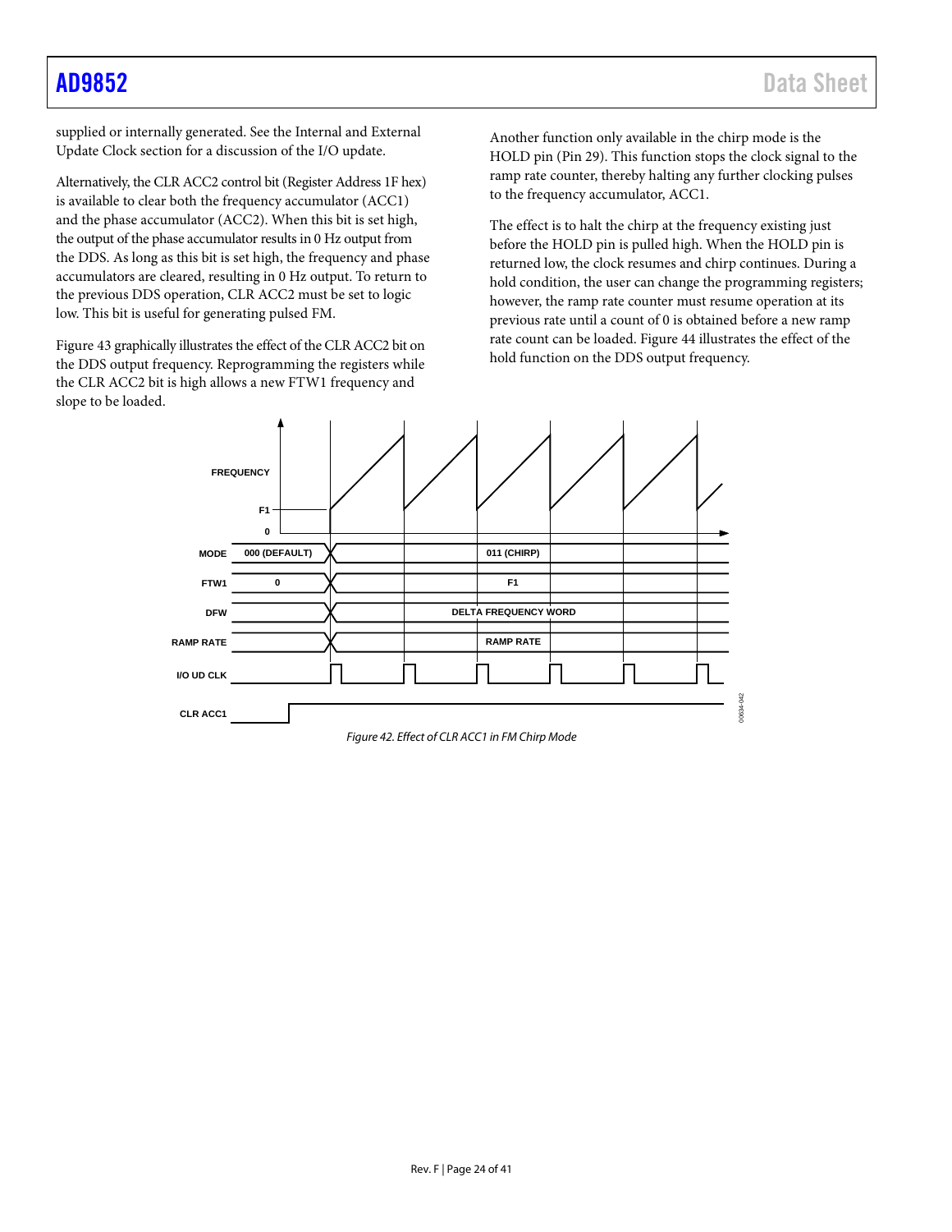supplied or internally generated. See the Internal and External Update Clock section for a discussion of the I/O update.

Alternatively, the CLR ACC2 control bit (Register Address 1F hex) is available to clear both the frequency accumulator (ACC1) and the phase accumulator (ACC2). When this bit is set high, the output of the phase accumulator results in 0 Hz output from the DDS. As long as this bit is set high, the frequency and phase accumulators are cleared, resulting in 0 Hz output. To return to the previous DDS operation, CLR ACC2 must be set to logic low. This bit is useful for generating pulsed FM.

Figure 43 graphically illustrates the effect of the CLR ACC2 bit on the DDS output frequency. Reprogramming the registers while the CLR ACC2 bit is high allows a new FTW1 frequency and slope to be loaded.

Another function only available in the chirp mode is the HOLD pin (Pin 29). This function stops the clock signal to the ramp rate counter, thereby halting any further clocking pulses to the frequency accumulator, ACC1.

The effect is to halt the chirp at the frequency existing just before the HOLD pin is pulled high. When the HOLD pin is returned low, the clock resumes and chirp continues. During a hold condition, the user can change the programming registers; however, the ramp rate counter must resume operation at its previous rate until a count of 0 is obtained before a new ramp rate count can be loaded. Figure 44 illustrates the effect of the hold function on the DDS output frequency.

*Figure 42. Effect of CLR ACC1 in FM Chirp Mode*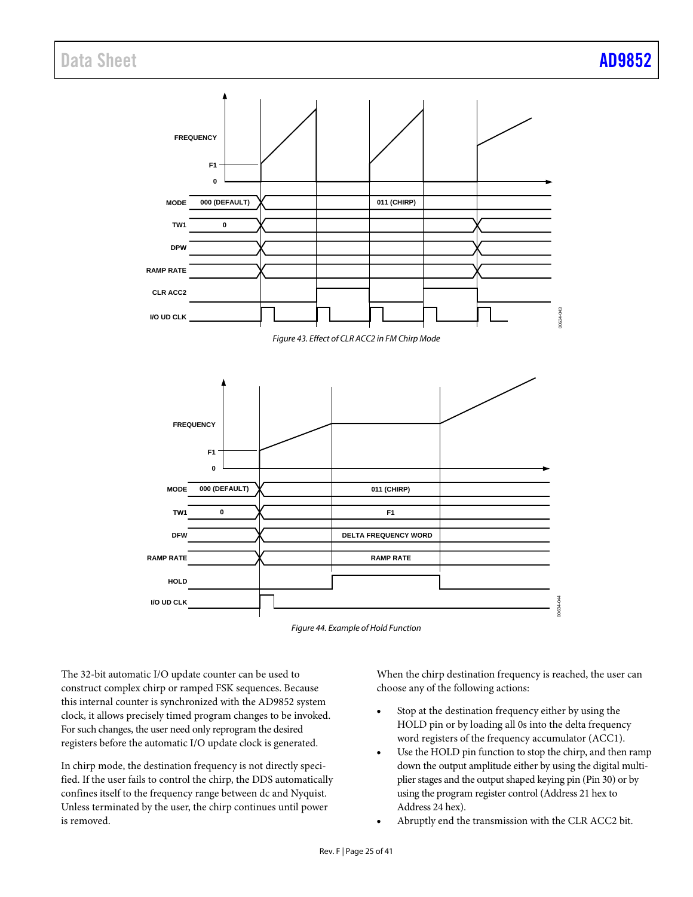Figure 43. Effect of CLR ACC2 in FM Chirp Mode

Figure 44. Example of Hold Function

The 32-bit automatic I/O update counter can be used to construct complex chirp or ramped FSK sequences. Because this internal counter is synchronized with the AD9852 system clock, it allows precisely timed program changes to be invoked. For such changes, the user need only reprogram the desired registers before the automatic I/O update clock is generated.

In chirp mode, the destination frequency is not directly specified. If the user fails to control the chirp, the DDS automatically confines itself to the frequency range between dc and Nyquist. Unless terminated by the user, the chirp continues until power is removed.

When the chirp destination frequency is reached, the user can choose any of the following actions:

- Stop at the destination frequency either by using the HOLD pin or by loading all 0s into the delta frequency word registers of the frequency accumulator (ACC1).
- Use the HOLD pin function to stop the chirp, and then ramp down the output amplitude either by using the digital multiplier stages and the output shaped keying pin (Pin 30) or by using the program register control (Address 21 hex to Address 24 hex).
- Abruptly end the transmission with the CLR ACC2 bit.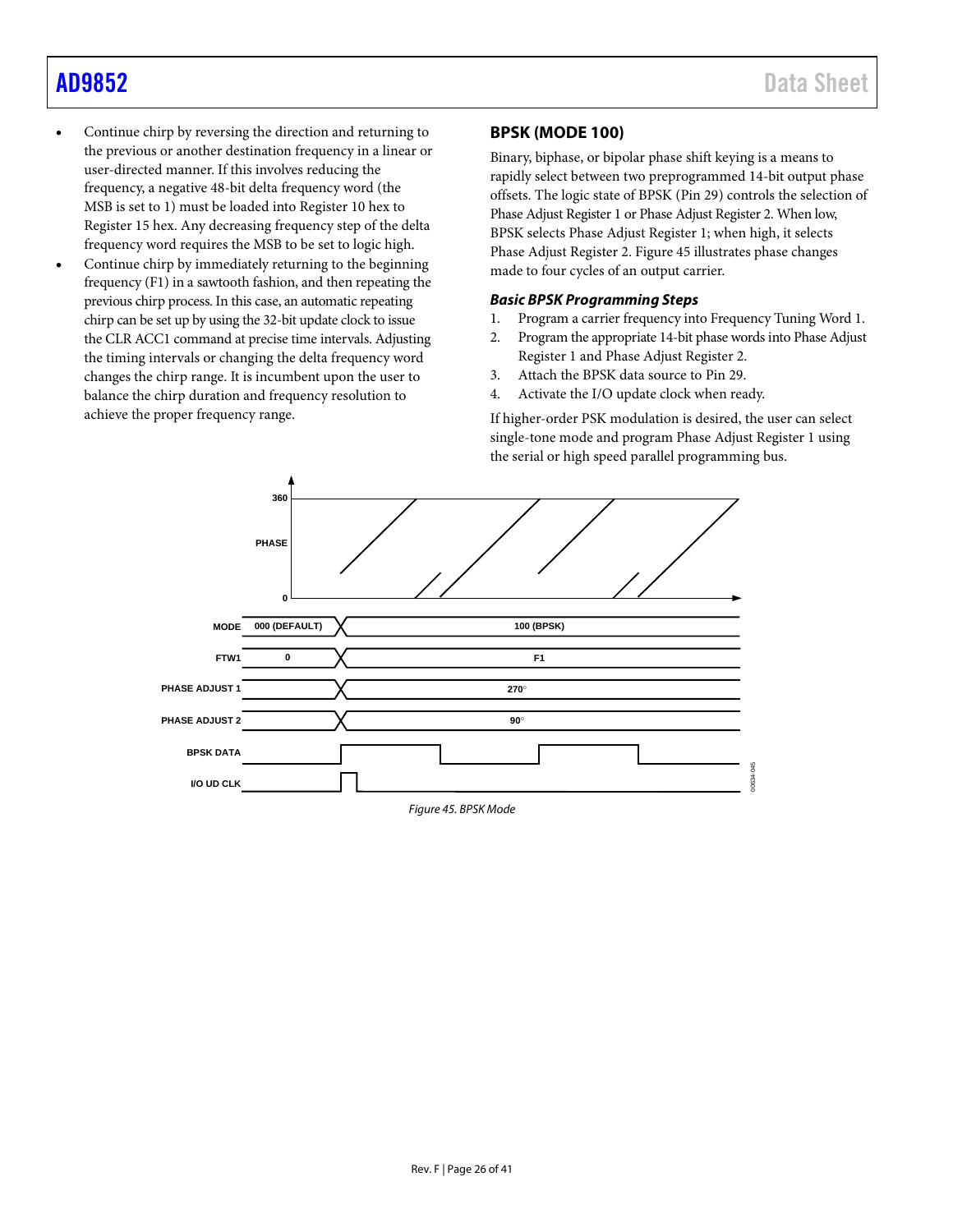- Continue chirp by reversing the direction and returning to the previous or another destination frequency in a linear or user-directed manner. If this involves reducing the frequency, a negative 48-bit delta frequency word (the MSB is set to 1) must be loaded into Register 10 hex to Register 15 hex. Any decreasing frequency step of the delta frequency word requires the MSB to be set to logic high.
- Continue chirp by immediately returning to the beginning frequency (F1) in a sawtooth fashion, and then repeating the previous chirp process. In this case, an automatic repeating chirp can be set up by using the 32-bit update clock to issue the CLR ACC1 command at precise time intervals. Adjusting the timing intervals or changing the delta frequency word changes the chirp range. It is incumbent upon the user to balance the chirp duration and frequency resolution to achieve the proper frequency range.

## BPSK (MODE 100)

Binary, biphase, or bipolar phase shift keying is a means to rapidly select between two preprogrammed 14-bit output phase offsets. The logic state of BPSK (Pin 29) controls the selection of Phase Adjust Register 1 or Phase Adjust Register 2. When low, BPSK selects Phase Adjust Register 1; when high, it selects Phase Adjust Register 2. Figure 45 illustrates phase changes made to four cycles of an output carrier.

### *Basic BPSK Programming Steps*

1. Program a carrier frequency into Frequency Tuning Word 1.
2. Program the appropriate 14-bit phase words into Phase Adjust Register 1 and Phase Adjust Register 2.
3. Attach the BPSK data source to Pin 29.
4. Activate the I/O update clock when ready.

If higher-order PSK modulation is desired, the user can select single-tone mode and program Phase Adjust Register 1 using the serial or high speed parallel programming bus.

*Figure 45. BPSK Mode*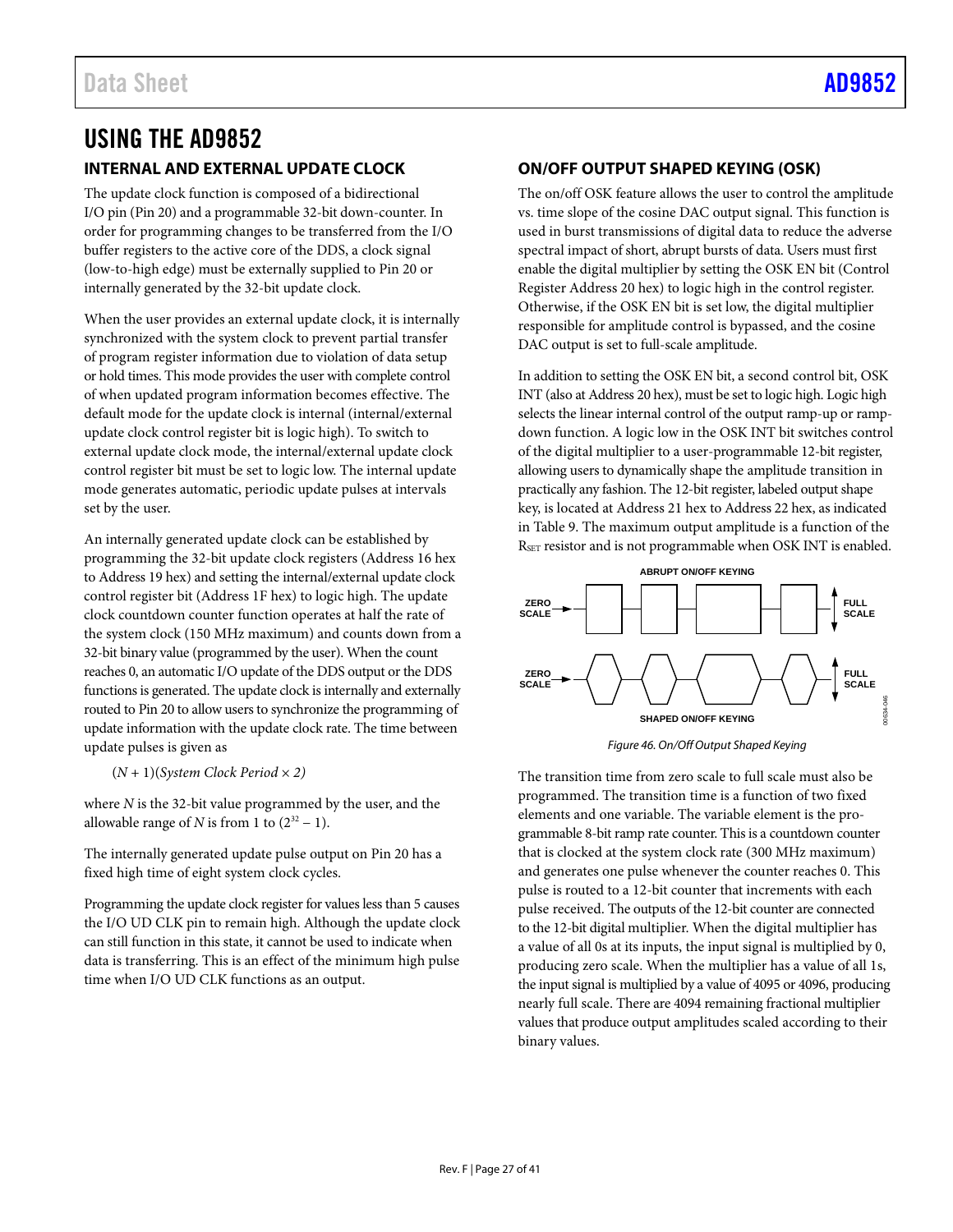# USING THE AD9852

## INTERNAL AND EXTERNAL UPDATE CLOCK

The update clock function is composed of a bidirectional I/O pin (Pin 20) and a programmable 32-bit down-counter. In order for programming changes to be transferred from the I/O buffer registers to the active core of the DDS, a clock signal (low-to-high edge) must be externally supplied to Pin 20 or internally generated by the 32-bit update clock.

When the user provides an external update clock, it is internally synchronized with the system clock to prevent partial transfer of program register information due to violation of data setup or hold times. This mode provides the user with complete control of when updated program information becomes effective. The default mode for the update clock is internal (internal/external update clock control register bit is logic high). To switch to external update clock mode, the internal/external update clock control register bit must be set to logic low. The internal update mode generates automatic, periodic update pulses at intervals set by the user.

An internally generated update clock can be established by programming the 32-bit update clock registers (Address 16 hex to Address 19 hex) and setting the internal/external update clock control register bit (Address 1F hex) to logic high. The update clock countdown counter function operates at half the rate of the system clock (150 MHz maximum) and counts down from a 32-bit binary value (programmed by the user). When the count reaches 0, an automatic I/O update of the DDS output or the DDS functions is generated. The update clock is internally and externally routed to Pin 20 to allow users to synchronize the programming of update information with the update clock rate. The time between update pulses is given as

$$(N + 1)(\textit{System Clock Period} \times 2)$$

where $N$ is the 32-bit value programmed by the user, and the allowable range of $N$ is from 1 to $(2^{32} - 1)$.

The internally generated update pulse output on Pin 20 has a fixed high time of eight system clock cycles.

Programming the update clock register for values less than 5 causes the I/O UD CLK pin to remain high. Although the update clock can still function in this state, it cannot be used to indicate when data is transferring. This is an effect of the minimum high pulse time when I/O UD CLK functions as an output.

## ON/OFF OUTPUT SHAPED KEYING (OSK)

The on/off OSK feature allows the user to control the amplitude vs. time slope of the cosine DAC output signal. This function is used in burst transmissions of digital data to reduce the adverse spectral impact of short, abrupt bursts of data. Users must first enable the digital multiplier by setting the OSK EN bit (Control Register Address 20 hex) to logic high in the control register. Otherwise, if the OSK EN bit is set low, the digital multiplier responsible for amplitude control is bypassed, and the cosine DAC output is set to full-scale amplitude.

In addition to setting the OSK EN bit, a second control bit, OSK INT (also at Address 20 hex), must be set to logic high. Logic high selects the linear internal control of the output ramp-up or ramp-down function. A logic low in the OSK INT bit switches control of the digital multiplier to a user-programmable 12-bit register, allowing users to dynamically shape the amplitude transition in practically any fashion. The 12-bit register, labeled output shape key, is located at Address 21 hex to Address 22 hex, as indicated in Table 9. The maximum output amplitude is a function of the $R_{SET}$ resistor and is not programmable when OSK INT is enabled.

ABRUPT ON/OFF KEYING

ZERO SCALE — FULL SCALE

ZERO SCALE — FULL SCALE

SHAPED ON/OFF KEYING

*Figure 46. On/Off Output Shaped Keying*

The transition time from zero scale to full scale must also be programmed. The transition time is a function of two fixed elements and one variable. The variable element is the programmable 8-bit ramp rate counter. This is a countdown counter that is clocked at the system clock rate (300 MHz maximum) and generates one pulse whenever the counter reaches 0. This pulse is routed to a 12-bit counter that increments with each pulse received. The outputs of the 12-bit counter are connected to the 12-bit digital multiplier. When the digital multiplier has a value of all 0s at its inputs, the input signal is multiplied by 0, producing zero scale. When the multiplier has a value of all 1s, the input signal is multiplied by a value of 4095 or 4096, producing nearly full scale. There are 4094 remaining fractional multiplier values that produce output amplitudes scaled according to their binary values.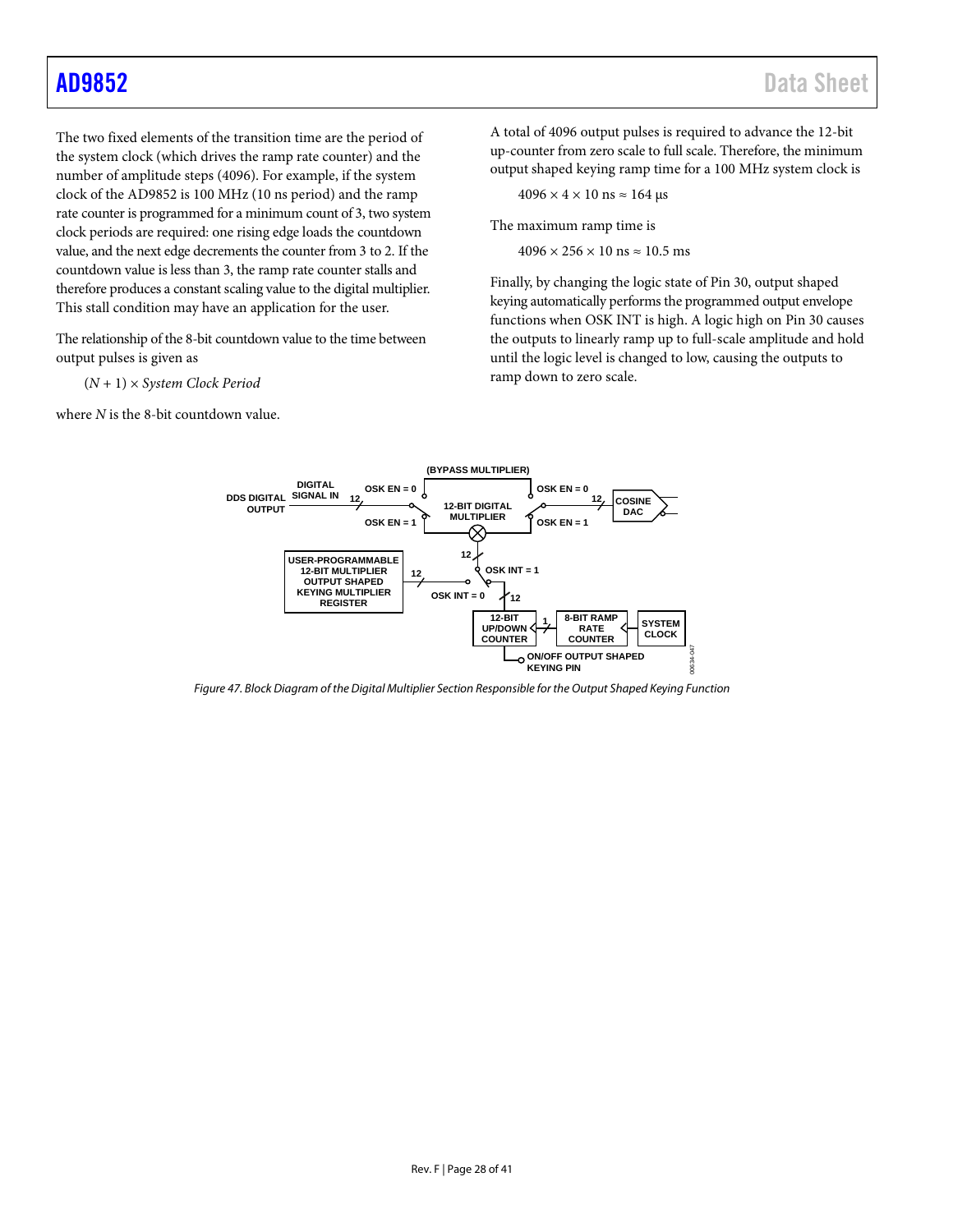The two fixed elements of the transition time are the period of the system clock (which drives the ramp rate counter) and the number of amplitude steps (4096). For example, if the system clock of the AD9852 is 100 MHz (10 ns period) and the ramp rate counter is programmed for a minimum count of 3, two system clock periods are required: one rising edge loads the countdown value, and the next edge decrements the counter from 3 to 2. If the countdown value is less than 3, the ramp rate counter stalls and therefore produces a constant scaling value to the digital multiplier. This stall condition may have an application for the user.

The relationship of the 8-bit countdown value to the time between output pulses is given as

$$(N + 1) \times \textit{System Clock Period}$$

where $N$ is the 8-bit countdown value.

A total of 4096 output pulses is required to advance the 12-bit up-counter from zero scale to full scale. Therefore, the minimum output shaped keying ramp time for a 100 MHz system clock is

$$4096 \times 4 \times 10 \text{ ns} \approx 164 \text{ µs}$$

The maximum ramp time is

$$4096 \times 256 \times 10 \text{ ns} \approx 10.5 \text{ ms}$$

Finally, by changing the logic state of Pin 30, output shaped keying automatically performs the programmed output envelope functions when OSK INT is high. A logic high on Pin 30 causes the outputs to linearly ramp up to full-scale amplitude and hold until the logic level is changed to low, causing the outputs to ramp down to zero scale.

*Figure 47. Block Diagram of the Digital Multiplier Section Responsible for the Output Shaped Keying Function*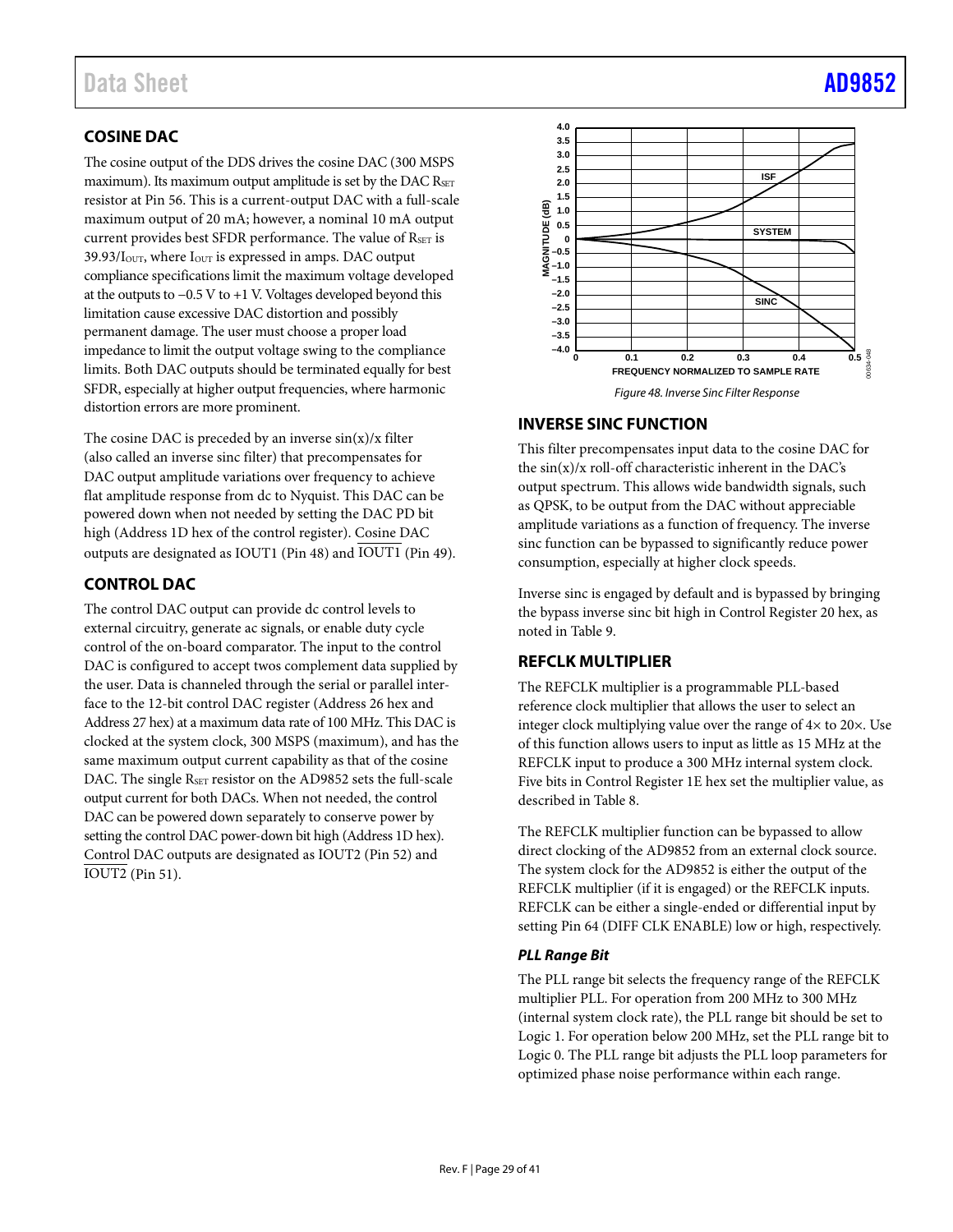## COSINE DAC

The cosine output of the DDS drives the cosine DAC (300 MSPS maximum). Its maximum output amplitude is set by the DAC $R_{SET}$ resistor at Pin 56. This is a current-output DAC with a full-scale maximum output of 20 mA; however, a nominal 10 mA output current provides best SFDR performance. The value of $R_{SET}$ is $39.93/I_{OUT}$, where $I_{OUT}$ is expressed in amps. DAC output compliance specifications limit the maximum voltage developed at the outputs to −0.5 V to +1 V. Voltages developed beyond this limitation cause excessive DAC distortion and possibly permanent damage. The user must choose a proper load impedance to limit the output voltage swing to the compliance limits. Both DAC outputs should be terminated equally for best SFDR, especially at higher output frequencies, where harmonic distortion errors are more prominent.

The cosine DAC is preceded by an inverse sin(x)/x filter (also called an inverse sinc filter) that precompensates for DAC output amplitude variations over frequency to achieve flat amplitude response from dc to Nyquist. This DAC can be powered down when not needed by setting the DAC PD bit high (Address 1D hex of the control register). Cosine DAC outputs are designated as IOUT1 (Pin 48) and $\overline{\text{IOUT1}}$ (Pin 49).

## CONTROL DAC

The control DAC output can provide dc control levels to external circuitry, generate ac signals, or enable duty cycle control of the on-board comparator. The input to the control DAC is configured to accept twos complement data supplied by the user. Data is channeled through the serial or parallel interface to the 12-bit control DAC register (Address 26 hex and Address 27 hex) at a maximum data rate of 100 MHz. This DAC is clocked at the system clock, 300 MSPS (maximum), and has the same maximum output current capability as that of the cosine DAC. The single $R_{SET}$ resistor on the AD9852 sets the full-scale output current for both DACs. When not needed, the control DAC can be powered down separately to conserve power by setting the control DAC power-down bit high (Address 1D hex). Control DAC outputs are designated as IOUT2 (Pin 52) and $\overline{\text{IOUT2}}$ (Pin 51).

*Figure 48. Inverse Sinc Filter Response*

## INVERSE SINC FUNCTION

This filter precompensates input data to the cosine DAC for the sin(x)/x roll-off characteristic inherent in the DAC's output spectrum. This allows wide bandwidth signals, such as QPSK, to be output from the DAC without appreciable amplitude variations as a function of frequency. The inverse sinc function can be bypassed to significantly reduce power consumption, especially at higher clock speeds.

Inverse sinc is engaged by default and is bypassed by bringing the bypass inverse sinc bit high in Control Register 20 hex, as noted in Table 9.

## REFCLK MULTIPLIER

The REFCLK multiplier is a programmable PLL-based reference clock multiplier that allows the user to select an integer clock multiplying value over the range of 4× to 20×. Use of this function allows users to input as little as 15 MHz at the REFCLK input to produce a 300 MHz internal system clock. Five bits in Control Register 1E hex set the multiplier value, as described in Table 8.

The REFCLK multiplier function can be bypassed to allow direct clocking of the AD9852 from an external clock source. The system clock for the AD9852 is either the output of the REFCLK multiplier (if it is engaged) or the REFCLK inputs. REFCLK can be either a single-ended or differential input by setting Pin 64 (DIFF CLK ENABLE) low or high, respectively.

### *PLL Range Bit*

The PLL range bit selects the frequency range of the REFCLK multiplier PLL. For operation from 200 MHz to 300 MHz (internal system clock rate), the PLL range bit should be set to Logic 1. For operation below 200 MHz, set the PLL range bit to Logic 0. The PLL range bit adjusts the PLL loop parameters for optimized phase noise performance within each range.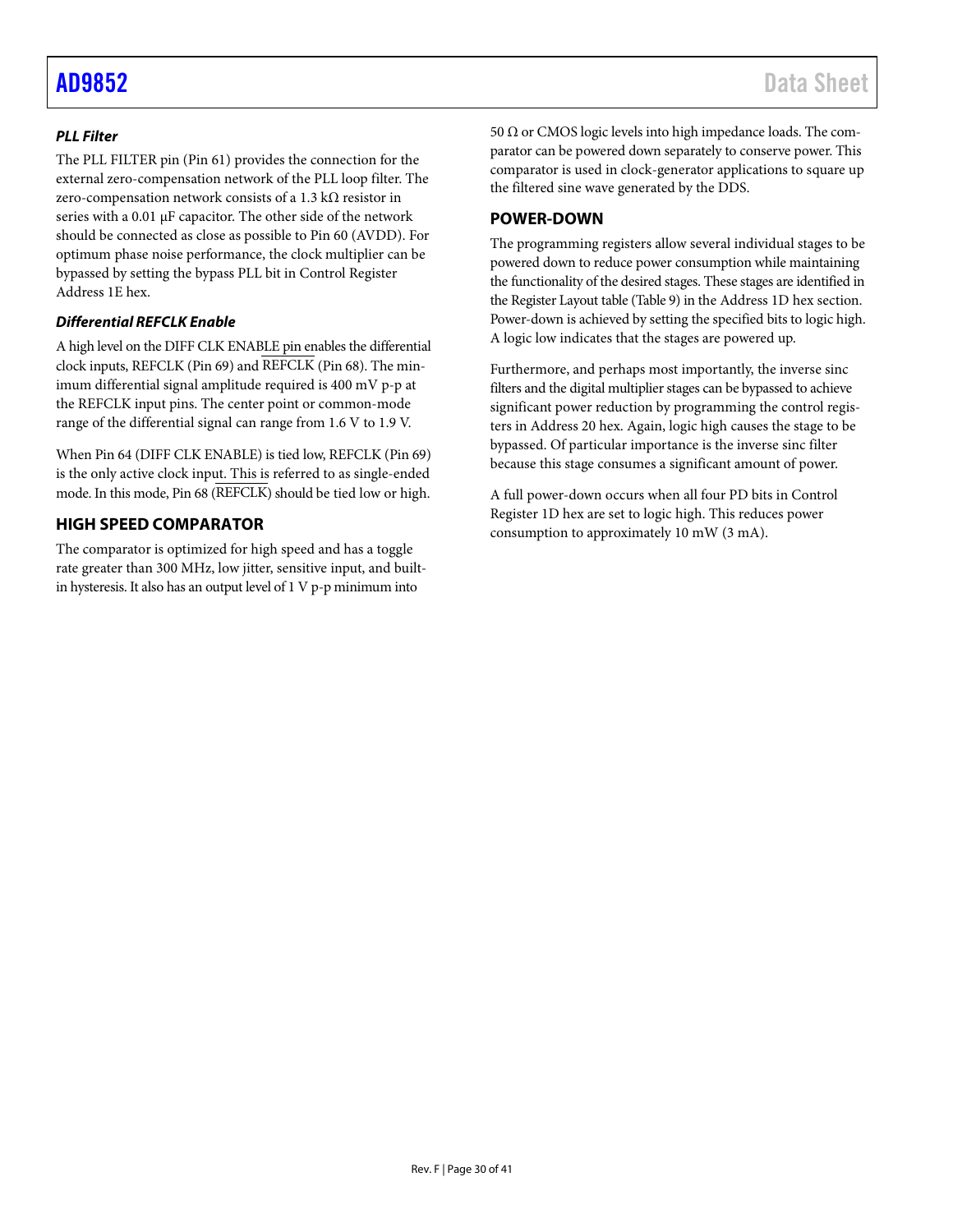### *PLL Filter*

The PLL FILTER pin (Pin 61) provides the connection for the external zero-compensation network of the PLL loop filter. The zero-compensation network consists of a 1.3 kΩ resistor in series with a 0.01 μF capacitor. The other side of the network should be connected as close as possible to Pin 60 (AVDD). For optimum phase noise performance, the clock multiplier can be bypassed by setting the bypass PLL bit in Control Register Address 1E hex.

### *Differential REFCLK Enable*

A high level on the DIFF CLK ENABLE pin enables the differential clock inputs, REFCLK (Pin 69) and $\overline{\text{REFCLK}}$ (Pin 68). The minimum differential signal amplitude required is 400 mV p-p at the REFCLK input pins. The center point or common-mode range of the differential signal can range from 1.6 V to 1.9 V.

When Pin 64 (DIFF CLK ENABLE) is tied low, REFCLK (Pin 69) is the only active clock input. This is referred to as single-ended mode. In this mode, Pin 68 ($\overline{\text{REFCLK}}$) should be tied low or high.

## HIGH SPEED COMPARATOR

The comparator is optimized for high speed and has a toggle rate greater than 300 MHz, low jitter, sensitive input, and built-in hysteresis. It also has an output level of 1 V p-p minimum into 50 Ω or CMOS logic levels into high impedance loads. The comparator can be powered down separately to conserve power. This comparator is used in clock-generator applications to square up the filtered sine wave generated by the DDS.

## POWER-DOWN

The programming registers allow several individual stages to be powered down to reduce power consumption while maintaining the functionality of the desired stages. These stages are identified in the Register Layout table (Table 9) in the Address 1D hex section. Power-down is achieved by setting the specified bits to logic high. A logic low indicates that the stages are powered up.

Furthermore, and perhaps most importantly, the inverse sinc filters and the digital multiplier stages can be bypassed to achieve significant power reduction by programming the control registers in Address 20 hex. Again, logic high causes the stage to be bypassed. Of particular importance is the inverse sinc filter because this stage consumes a significant amount of power.

A full power-down occurs when all four PD bits in Control Register 1D hex are set to logic high. This reduces power consumption to approximately 10 mW (3 mA).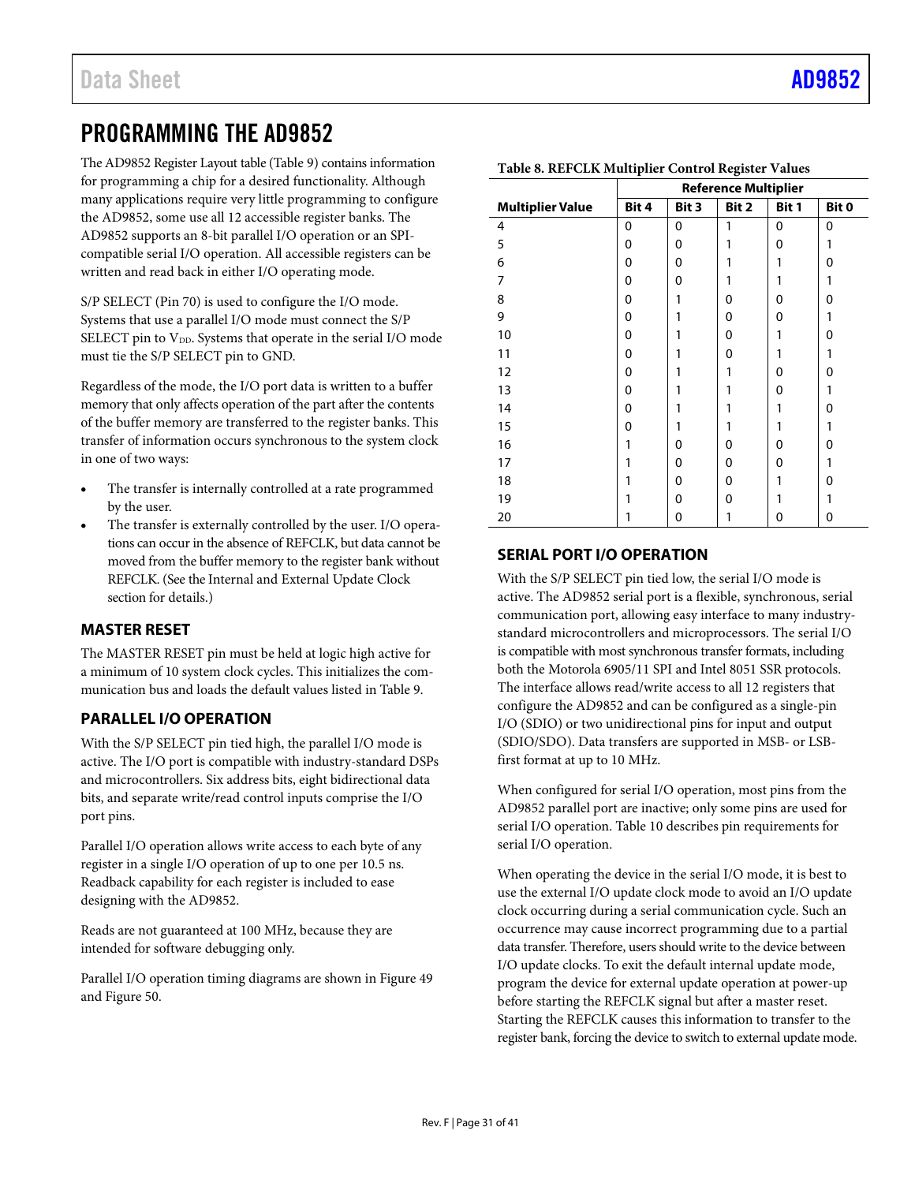# PROGRAMMING THE AD9852

The AD9852 Register Layout table (Table 9) contains information for programming a chip for a desired functionality. Although many applications require very little programming to configure the AD9852, some use all 12 accessible register banks. The AD9852 supports an 8-bit parallel I/O operation or an SPI-compatible serial I/O operation. All accessible registers can be written and read back in either I/O operating mode.

S/P SELECT (Pin 70) is used to configure the I/O mode. Systems that use a parallel I/O mode must connect the S/P SELECT pin to $V_{DD}$. Systems that operate in the serial I/O mode must tie the S/P SELECT pin to GND.

Regardless of the mode, the I/O port data is written to a buffer memory that only affects operation of the part after the contents of the buffer memory are transferred to the register banks. This transfer of information occurs synchronous to the system clock in one of two ways:

- The transfer is internally controlled at a rate programmed by the user.
- The transfer is externally controlled by the user. I/O operations can occur in the absence of REFCLK, but data cannot be moved from the buffer memory to the register bank without REFCLK. (See the Internal and External Update Clock section for details.)

## MASTER RESET

The MASTER RESET pin must be held at logic high active for a minimum of 10 system clock cycles. This initializes the communication bus and loads the default values listed in Table 9.

## PARALLEL I/O OPERATION

With the S/P SELECT pin tied high, the parallel I/O mode is active. The I/O port is compatible with industry-standard DSPs and microcontrollers. Six address bits, eight bidirectional data bits, and separate write/read control inputs comprise the I/O port pins.

Parallel I/O operation allows write access to each byte of any register in a single I/O operation of up to one per 10.5 ns. Readback capability for each register is included to ease designing with the AD9852.

Reads are not guaranteed at 100 MHz, because they are intended for software debugging only.

Parallel I/O operation timing diagrams are shown in Figure 49 and Figure 50.

**Table 8. REFCLK Multiplier Control Register Values**

| | Reference Multiplier | | | | |
|---|---|---|---|---|---|
| **Multiplier Value** | **Bit 4** | **Bit 3** | **Bit 2** | **Bit 1** | **Bit 0** |
| 4 | 0 | 0 | 1 | 0 | 0 |
| 5 | 0 | 0 | 1 | 0 | 1 |
| 6 | 0 | 0 | 1 | 1 | 0 |
| 7 | 0 | 0 | 1 | 1 | 1 |
| 8 | 0 | 1 | 0 | 0 | 0 |
| 9 | 0 | 1 | 0 | 0 | 1 |
| 10 | 0 | 1 | 0 | 1 | 0 |
| 11 | 0 | 1 | 0 | 1 | 1 |
| 12 | 0 | 1 | 1 | 0 | 0 |
| 13 | 0 | 1 | 1 | 0 | 1 |
| 14 | 0 | 1 | 1 | 1 | 0 |
| 15 | 0 | 1 | 1 | 1 | 1 |
| 16 | 1 | 0 | 0 | 0 | 0 |
| 17 | 1 | 0 | 0 | 0 | 1 |
| 18 | 1 | 0 | 0 | 1 | 0 |
| 19 | 1 | 0 | 0 | 1 | 1 |
| 20 | 1 | 0 | 1 | 0 | 0 |

## SERIAL PORT I/O OPERATION

With the S/P SELECT pin tied low, the serial I/O mode is active. The AD9852 serial port is a flexible, synchronous, serial communication port, allowing easy interface to many industry-standard microcontrollers and microprocessors. The serial I/O is compatible with most synchronous transfer formats, including both the Motorola 6905/11 SPI and Intel 8051 SSR protocols. The interface allows read/write access to all 12 registers that configure the AD9852 and can be configured as a single-pin I/O (SDIO) or two unidirectional pins for input and output (SDIO/SDO). Data transfers are supported in MSB- or LSB-first format at up to 10 MHz.

When configured for serial I/O operation, most pins from the AD9852 parallel port are inactive; only some pins are used for serial I/O operation. Table 10 describes pin requirements for serial I/O operation.

When operating the device in the serial I/O mode, it is best to use the external I/O update clock mode to avoid an I/O update clock occurring during a serial communication cycle. Such an occurrence may cause incorrect programming due to a partial data transfer. Therefore, users should write to the device between I/O update clocks. To exit the default internal update mode, program the device for external update operation at power-up before starting the REFCLK signal but after a master reset. Starting the REFCLK causes this information to transfer to the register bank, forcing the device to switch to external update mode.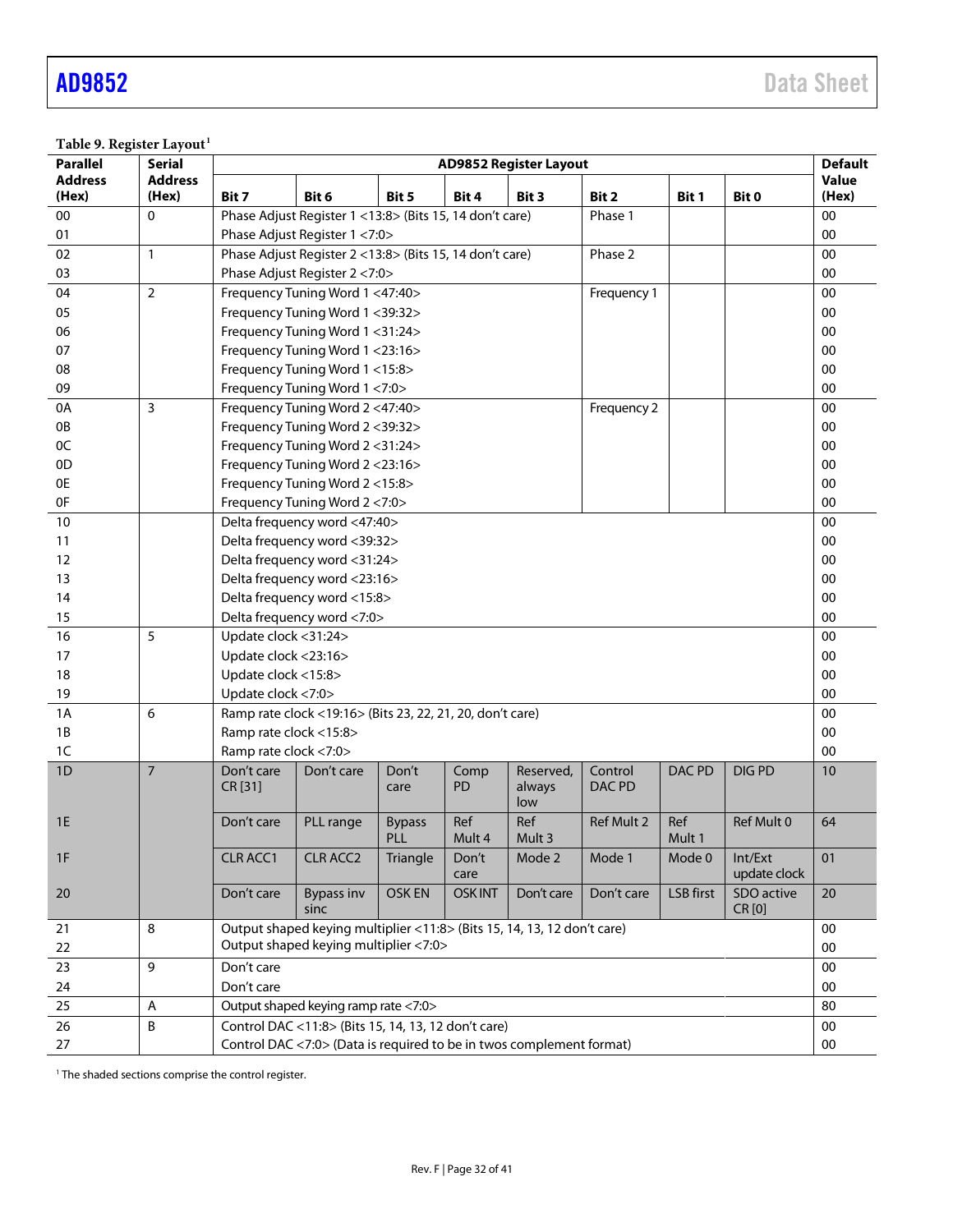**Table 9. Register Layout[1]**

| Parallel Address (Hex) | Serial Address (Hex) | Bit 7 | Bit 6 | Bit 5 | Bit 4 | Bit 3 | Bit 2 | Bit 1 | Bit 0 | Default Value (Hex) |
|---|---|---|---|---|---|---|---|---|---|---|
| 00 | 0 | Phase Adjust Register 1 <13:8> (Bits 15, 14 don't care) | | | | | Phase 1 | | | 00 |
| 01 | | Phase Adjust Register 1 <7:0> | | | | | | | | 00 |
| 02 | 1 | Phase Adjust Register 2 <13:8> (Bits 15, 14 don't care) | | | | | Phase 2 | | | 00 |
| 03 | | Phase Adjust Register 2 <7:0> | | | | | | | | 00 |
| 04 | 2 | Frequency Tuning Word 1 <47:40> | | | | | Frequency 1 | | | 00 |
| 05 | | Frequency Tuning Word 1 <39:32> | | | | | | | | 00 |
| 06 | | Frequency Tuning Word 1 <31:24> | | | | | | | | 00 |
| 07 | | Frequency Tuning Word 1 <23:16> | | | | | | | | 00 |
| 08 | | Frequency Tuning Word 1 <15:8> | | | | | | | | 00 |
| 09 | | Frequency Tuning Word 1 <7:0> | | | | | | | | 00 |
| 0A | 3 | Frequency Tuning Word 2 <47:40> | | | | | Frequency 2 | | | 00 |
| 0B | | Frequency Tuning Word 2 <39:32> | | | | | | | | 00 |
| 0C | | Frequency Tuning Word 2 <31:24> | | | | | | | | 00 |
| 0D | | Frequency Tuning Word 2 <23:16> | | | | | | | | 00 |
| 0E | | Frequency Tuning Word 2 <15:8> | | | | | | | | 00 |
| 0F | | Frequency Tuning Word 2 <7:0> | | | | | | | | 00 |
| 10 | | Delta frequency word <47:40> | | | | | | | | 00 |
| 11 | | Delta frequency word <39:32> | | | | | | | | 00 |
| 12 | | Delta frequency word <31:24> | | | | | | | | 00 |
| 13 | | Delta frequency word <23:16> | | | | | | | | 00 |
| 14 | | Delta frequency word <15:8> | | | | | | | | 00 |
| 15 | | Delta frequency word <7:0> | | | | | | | | 00 |
| 16 | 5 | Update clock <31:24> | | | | | | | | 00 |
| 17 | | Update clock <23:16> | | | | | | | | 00 |
| 18 | | Update clock <15:8> | | | | | | | | 00 |
| 19 | | Update clock <7:0> | | | | | | | | 00 |
| 1A | 6 | Ramp rate clock <19:16> (Bits 23, 22, 21, 20, don't care) | | | | | | | | 00 |
| 1B | | Ramp rate clock <15:8> | | | | | | | | 00 |
| 1C | | Ramp rate clock <7:0> | | | | | | | | 00 |
| 1D | 7 | Don't care CR [31] | Don't care | Don't care | Comp PD | Reserved, always low | Control DAC PD | DAC PD | DIG PD | 10 |
| 1E | | Don't care | PLL range | Bypass PLL | Ref Mult 4 | Ref Mult 3 | Ref Mult 2 | Ref Mult 1 | Ref Mult 0 | 64 |
| 1F | | CLR ACC1 | CLR ACC2 | Triangle | Don't care | Mode 2 | Mode 1 | Mode 0 | Int/Ext update clock | 01 |
| 20 | | Don't care | Bypass inv sinc | OSK EN | OSK INT | Don't care | Don't care | LSB first | SDO active CR [0] | 20 |
| 21 | 8 | Output shaped keying multiplier <11:8> (Bits 15, 14, 13, 12 don't care) | | | | | | | | 00 |
| 22 | | Output shaped keying multiplier <7:0> | | | | | | | | 00 |
| 23 | 9 | Don't care | | | | | | | | 00 |
| 24 | | Don't care | | | | | | | | 00 |
| 25 | A | Output shaped keying ramp rate <7:0> | | | | | | | | 80 |
| 26 | B | Control DAC <11:8> (Bits 15, 14, 13, 12 don't care) | | | | | | | | 00 |
| 27 | | Control DAC <7:0> (Data is required to be in twos complement format) | | | | | | | | 00 |

[1] The shaded sections comprise the control register.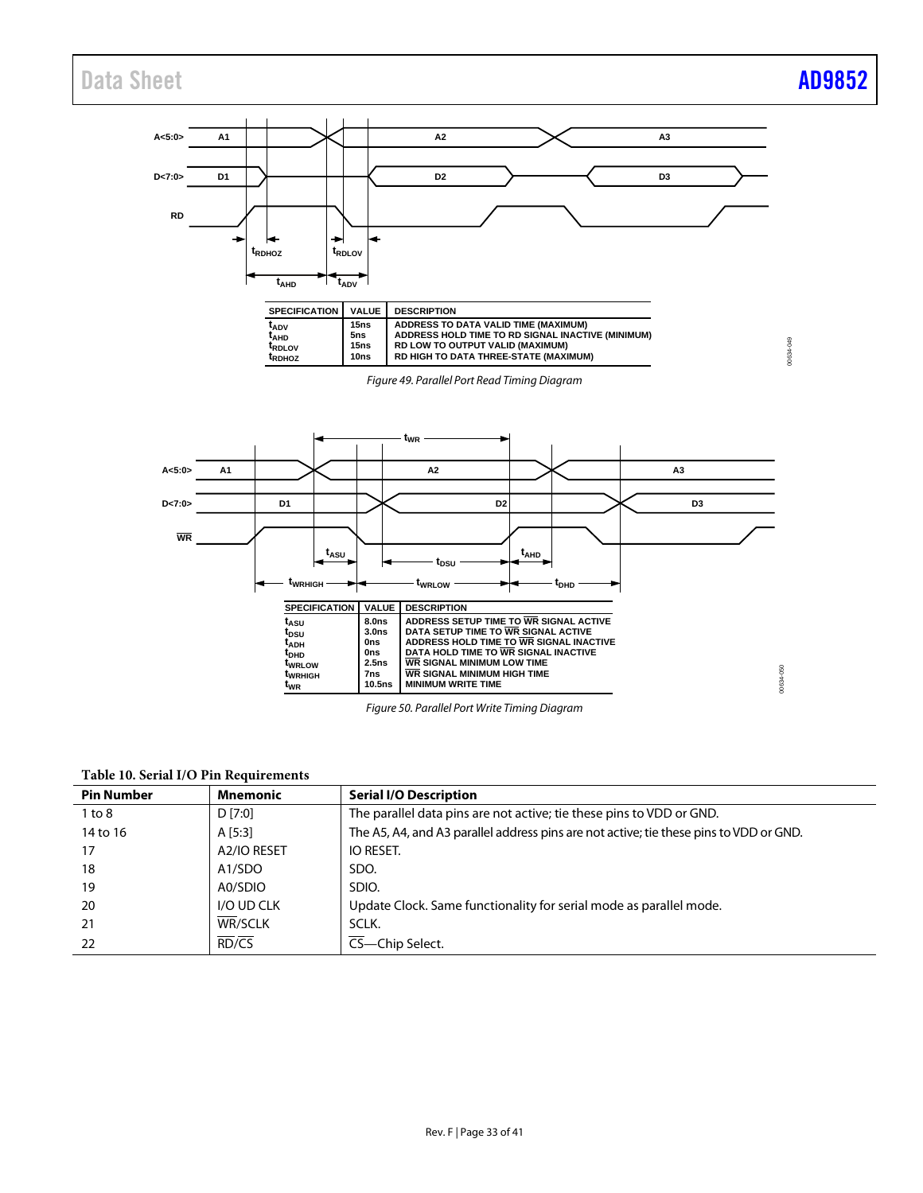| SPECIFICATION | VALUE | DESCRIPTION |
|---|---|---|
| $t_{ADV}$ | 15ns | ADDRESS TO DATA VALID TIME (MAXIMUM) |
| $t_{AHD}$ | 5ns | ADDRESS HOLD TIME TO RD SIGNAL INACTIVE (MINIMUM) |
| $t_{RDLOV}$ | 15ns | RD LOW TO OUTPUT VALID (MAXIMUM) |
| $t_{RDHOZ}$ | 10ns | RD HIGH TO DATA THREE-STATE (MAXIMUM) |

*Figure 49. Parallel Port Read Timing Diagram*

| SPECIFICATION | VALUE | DESCRIPTION |
|---|---|---|
| $t_{ASU}$ | 8.0ns | ADDRESS SETUP TIME TO WR SIGNAL ACTIVE |
| $t_{DSU}$ | 3.0ns | DATA SETUP TIME TO WR SIGNAL ACTIVE |
| $t_{ADH}$ | 0ns | ADDRESS HOLD TIME TO WR SIGNAL INACTIVE |
| $t_{DHD}$ | 0ns | DATA HOLD TIME TO WR SIGNAL INACTIVE |
| $t_{WRLOW}$ | 2.5ns | WR SIGNAL MINIMUM LOW TIME |
| $t_{WRHIGH}$ | 7ns | WR SIGNAL MINIMUM HIGH TIME |
| $t_{WR}$ | 10.5ns | MINIMUM WRITE TIME |

*Figure 50. Parallel Port Write Timing Diagram*

**Table 10. Serial I/O Pin Requirements**

| Pin Number | Mnemonic | Serial I/O Description |
|---|---|---|
| 1 to 8 | D [7:0] | The parallel data pins are not active; tie these pins to VDD or GND. |
| 14 to 16 | A [5:3] | The A5, A4, and A3 parallel address pins are not active; tie these pins to VDD or GND. |
| 17 | A2/IO RESET | IO RESET. |
| 18 | A1/SDO | SDO. |
| 19 | A0/SDIO | SDIO. |
| 20 | I/O UD CLK | Update Clock. Same functionality for serial mode as parallel mode. |
| 21 | WR/SCLK | SCLK. |
| 22 | RD/CS | CS—Chip Select. |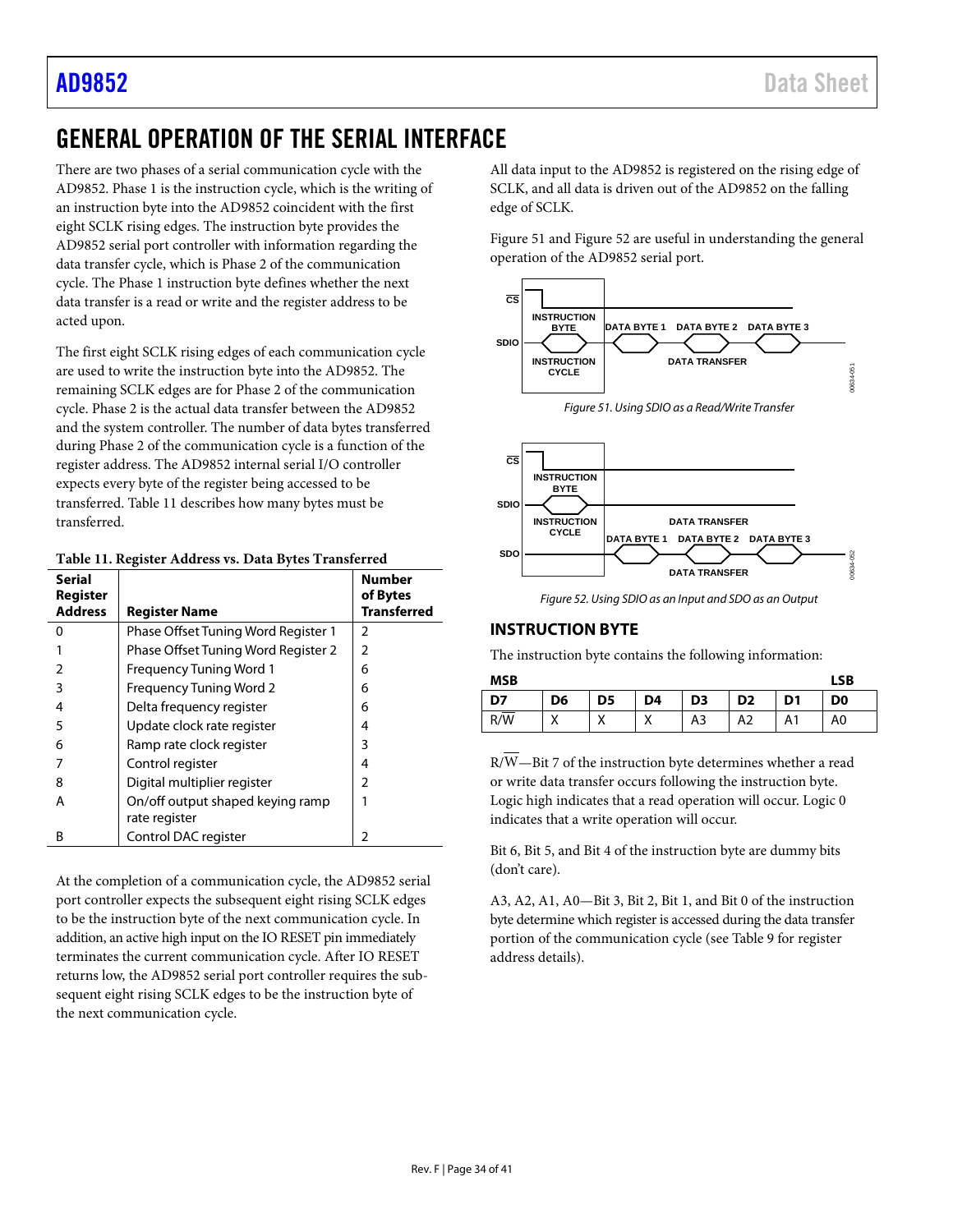# GENERAL OPERATION OF THE SERIAL INTERFACE

There are two phases of a serial communication cycle with the AD9852. Phase 1 is the instruction cycle, which is the writing of an instruction byte into the AD9852 coincident with the first eight SCLK rising edges. The instruction byte provides the AD9852 serial port controller with information regarding the data transfer cycle, which is Phase 2 of the communication cycle. The Phase 1 instruction byte defines whether the next data transfer is a read or write and the register address to be acted upon.

The first eight SCLK rising edges of each communication cycle are used to write the instruction byte into the AD9852. The remaining SCLK edges are for Phase 2 of the communication cycle. Phase 2 is the actual data transfer between the AD9852 and the system controller. The number of data bytes transferred during Phase 2 of the communication cycle is a function of the register address. The AD9852 internal serial I/O controller expects every byte of the register being accessed to be transferred. Table 11 describes how many bytes must be transferred.

**Table 11. Register Address vs. Data Bytes Transferred**

| Serial Register Address | Register Name | Number of Bytes Transferred |
|---|---|---|
| 0 | Phase Offset Tuning Word Register 1 | 2 |
| 1 | Phase Offset Tuning Word Register 2 | 2 |
| 2 | Frequency Tuning Word 1 | 6 |
| 3 | Frequency Tuning Word 2 | 6 |
| 4 | Delta frequency register | 6 |
| 5 | Update clock rate register | 4 |
| 6 | Ramp rate clock register | 3 |
| 7 | Control register | 4 |
| 8 | Digital multiplier register | 2 |
| A | On/off output shaped keying ramp rate register | 1 |
| B | Control DAC register | 2 |

At the completion of a communication cycle, the AD9852 serial port controller expects the subsequent eight rising SCLK edges to be the instruction byte of the next communication cycle. In addition, an active high input on the IO RESET pin immediately terminates the current communication cycle. After IO RESET returns low, the AD9852 serial port controller requires the subsequent eight rising SCLK edges to be the instruction byte of the next communication cycle.

All data input to the AD9852 is registered on the rising edge of SCLK, and all data is driven out of the AD9852 on the falling edge of SCLK.

Figure 51 and Figure 52 are useful in understanding the general operation of the AD9852 serial port.

*Figure 51. Using SDIO as a Read/Write Transfer*

*Figure 52. Using SDIO as an Input and SDO as an Output*

## INSTRUCTION BYTE

The instruction byte contains the following information:

| MSB | | | | | | | LSB |
|---|---|---|---|---|---|---|---|
| **D7** | **D6** | **D5** | **D4** | **D3** | **D2** | **D1** | **D0** |
| R/$\overline{W}$ | X | X | X | A3 | A2 | A1 | A0 |

R/$\overline{W}$—Bit 7 of the instruction byte determines whether a read or write data transfer occurs following the instruction byte. Logic high indicates that a read operation will occur. Logic 0 indicates that a write operation will occur.

Bit 6, Bit 5, and Bit 4 of the instruction byte are dummy bits (don't care).

A3, A2, A1, A0—Bit 3, Bit 2, Bit 1, and Bit 0 of the instruction byte determine which register is accessed during the data transfer portion of the communication cycle (see Table 9 for register address details).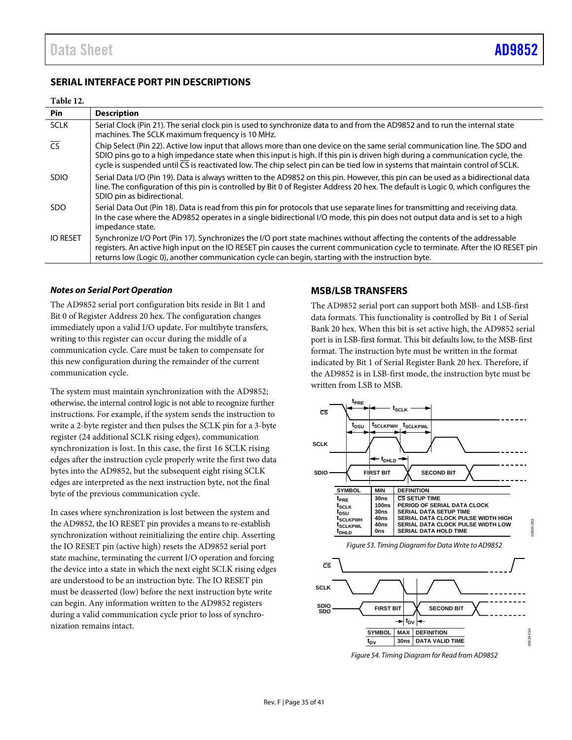## SERIAL INTERFACE PORT PIN DESCRIPTIONS

**Table 12.**

| Pin | Description |
|---|---|
| SCLK | Serial Clock (Pin 21). The serial clock pin is used to synchronize data to and from the AD9852 and to run the internal state machines. The SCLK maximum frequency is 10 MHz. |
| $\overline{CS}$ | Chip Select (Pin 22). Active low input that allows more than one device on the same serial communication line. The SDO and SDIO pins go to a high impedance state when this input is high. If this pin is driven high during a communication cycle, the cycle is suspended until $\overline{CS}$ is reactivated low. The chip select pin can be tied low in systems that maintain control of SCLK. |
| SDIO | Serial Data I/O (Pin 19). Data is always written to the AD9852 on this pin. However, this pin can be used as a bidirectional data line. The configuration of this pin is controlled by Bit 0 of Register Address 20 hex. The default is Logic 0, which configures the SDIO pin as bidirectional. |
| SDO | Serial Data Out (Pin 18). Data is read from this pin for protocols that use separate lines for transmitting and receiving data. In the case where the AD9852 operates in a single bidirectional I/O mode, this pin does not output data and is set to a high impedance state. |
| IO RESET | Synchronize I/O Port (Pin 17). Synchronizes the I/O port state machines without affecting the contents of the addressable registers. An active high input on the IO RESET pin causes the current communication cycle to terminate. After the IO RESET pin returns low (Logic 0), another communication cycle can begin, starting with the instruction byte. |

### *Notes on Serial Port Operation*

The AD9852 serial port configuration bits reside in Bit 1 and Bit 0 of Register Address 20 hex. The configuration changes immediately upon a valid I/O update. For multibyte transfers, writing to this register can occur during the middle of a communication cycle. Care must be taken to compensate for this new configuration during the remainder of the current communication cycle.

The system must maintain synchronization with the AD9852; otherwise, the internal control logic is not able to recognize further instructions. For example, if the system sends the instruction to write a 2-byte register and then pulses the SCLK pin for a 3-byte register (24 additional SCLK rising edges), communication synchronization is lost. In this case, the first 16 SCLK rising edges after the instruction cycle properly write the first two data bytes into the AD9852, but the subsequent eight rising SCLK edges are interpreted as the next instruction byte, not the final byte of the previous communication cycle.

In cases where synchronization is lost between the system and the AD9852, the IO RESET pin provides a means to re-establish synchronization without reinitializing the entire chip. Asserting the IO RESET pin (active high) resets the AD9852 serial port state machine, terminating the current I/O operation and forcing the device into a state in which the next eight SCLK rising edges are understood to be an instruction byte. The IO RESET pin must be deasserted (low) before the next instruction byte write can begin. Any information written to the AD9852 registers during a valid communication cycle prior to loss of synchronization remains intact.

## MSB/LSB TRANSFERS

The AD9852 serial port can support both MSB- and LSB-first data formats. This functionality is controlled by Bit 1 of Serial Bank 20 hex. When this bit is set active high, the AD9852 serial port is in LSB-first format. This bit defaults low, to the MSB-first format. The instruction byte must be written in the format indicated by Bit 1 of Serial Register Bank 20 hex. Therefore, if the AD9852 is in LSB-first mode, the instruction byte must be written from LSB to MSB.

| SYMBOL | MIN | DEFINITION |
|---|---|---|
| $t_{PRE}$ | 30ns | $\overline{CS}$ SETUP TIME |
| $t_{SCLK}$ | 100ns | PERIOD OF SERIAL DATA CLOCK |
| $t_{DSU}$ | 30ns | SERIAL DATA SETUP TIME |
| $t_{SCLKPWH}$ | 40ns | SERIAL DATA CLOCK PULSE WIDTH HIGH |
| $t_{SCLKPWL}$ | 40ns | SERIAL DATA CLOCK PULSE WIDTH LOW |
| $t_{DHLD}$ | 0ns | SERIAL DATA HOLD TIME |

*Figure 53. Timing Diagram for Data Write to AD9852*

| SYMBOL | MAX | DEFINITION |
|---|---|---|
| $t_{DV}$ | 30ns | DATA VALID TIME |

*Figure 54. Timing Diagram for Read from AD9852*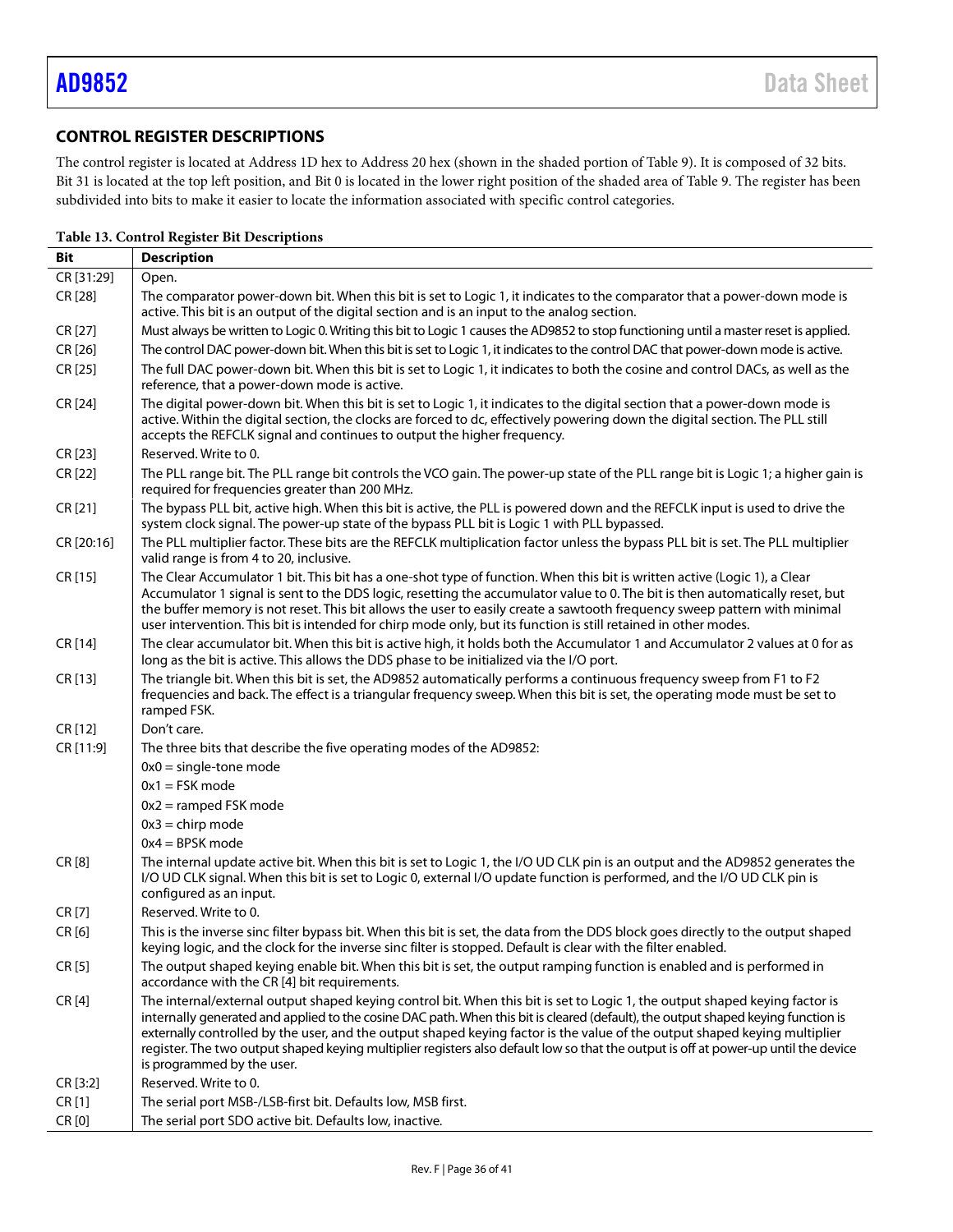## CONTROL REGISTER DESCRIPTIONS

The control register is located at Address 1D hex to Address 20 hex (shown in the shaded portion of Table 9). It is composed of 32 bits. Bit 31 is located at the top left position, and Bit 0 is located in the lower right position of the shaded area of Table 9. The register has been subdivided into bits to make it easier to locate the information associated with specific control categories.

**Table 13. Control Register Bit Descriptions**

| Bit | Description |
|---|---|
| CR [31:29] | Open. |
| CR [28] | The comparator power-down bit. When this bit is set to Logic 1, it indicates to the comparator that a power-down mode is active. This bit is an output of the digital section and is an input to the analog section. |
| CR [27] | Must always be written to Logic 0. Writing this bit to Logic 1 causes the AD9852 to stop functioning until a master reset is applied. |
| CR [26] | The control DAC power-down bit. When this bit is set to Logic 1, it indicates to the control DAC that power-down mode is active. |
| CR [25] | The full DAC power-down bit. When this bit is set to Logic 1, it indicates to both the cosine and control DACs, as well as the reference, that a power-down mode is active. |
| CR [24] | The digital power-down bit. When this bit is set to Logic 1, it indicates to the digital section that a power-down mode is active. Within the digital section, the clocks are forced to dc, effectively powering down the digital section. The PLL still accepts the REFCLK signal and continues to output the higher frequency. |
| CR [23] | Reserved. Write to 0. |
| CR [22] | The PLL range bit. The PLL range bit controls the VCO gain. The power-up state of the PLL range bit is Logic 1; a higher gain is required for frequencies greater than 200 MHz. |
| CR [21] | The bypass PLL bit, active high. When this bit is active, the PLL is powered down and the REFCLK input is used to drive the system clock signal. The power-up state of the bypass PLL bit is Logic 1 with PLL bypassed. |
| CR [20:16] | The PLL multiplier factor. These bits are the REFCLK multiplication factor unless the bypass PLL bit is set. The PLL multiplier valid range is from 4 to 20, inclusive. |
| CR [15] | The Clear Accumulator 1 bit. This bit has a one-shot type of function. When this bit is written active (Logic 1), a Clear Accumulator 1 signal is sent to the DDS logic, resetting the accumulator value to 0. The bit is then automatically reset, but the buffer memory is not reset. This bit allows the user to easily create a sawtooth frequency sweep pattern with minimal user intervention. This bit is intended for chirp mode only, but its function is still retained in other modes. |
| CR [14] | The clear accumulator bit. When this bit is active high, it holds both the Accumulator 1 and Accumulator 2 values at 0 for as long as the bit is active. This allows the DDS phase to be initialized via the I/O port. |
| CR [13] | The triangle bit. When this bit is set, the AD9852 automatically performs a continuous frequency sweep from F1 to F2 frequencies and back. The effect is a triangular frequency sweep. When this bit is set, the operating mode must be set to ramped FSK. |
| CR [12] | Don't care. |
| CR [11:9] | The three bits that describe the five operating modes of the AD9852:<br>0x0 = single-tone mode<br>0x1 = FSK mode<br>0x2 = ramped FSK mode<br>0x3 = chirp mode<br>0x4 = BPSK mode |
| CR [8] | The internal update active bit. When this bit is set to Logic 1, the I/O UD CLK pin is an output and the AD9852 generates the I/O UD CLK signal. When this bit is set to Logic 0, external I/O update function is performed, and the I/O UD CLK pin is configured as an input. |
| CR [7] | Reserved. Write to 0. |
| CR [6] | This is the inverse sinc filter bypass bit. When this bit is set, the data from the DDS block goes directly to the output shaped keying logic, and the clock for the inverse sinc filter is stopped. Default is clear with the filter enabled. |
| CR [5] | The output shaped keying enable bit. When this bit is set, the output ramping function is enabled and is performed in accordance with the CR [4] bit requirements. |
| CR [4] | The internal/external output shaped keying control bit. When this bit is set to Logic 1, the output shaped keying factor is internally generated and applied to the cosine DAC path. When this bit is cleared (default), the output shaped keying function is externally controlled by the user, and the output shaped keying factor is the value of the output shaped keying multiplier register. The two output shaped keying multiplier registers also default low so that the output is off at power-up until the device is programmed by the user. |
| CR [3:2] | Reserved. Write to 0. |
| CR [1] | The serial port MSB-/LSB-first bit. Defaults low, MSB first. |
| CR [0] | The serial port SDO active bit. Defaults low, inactive. |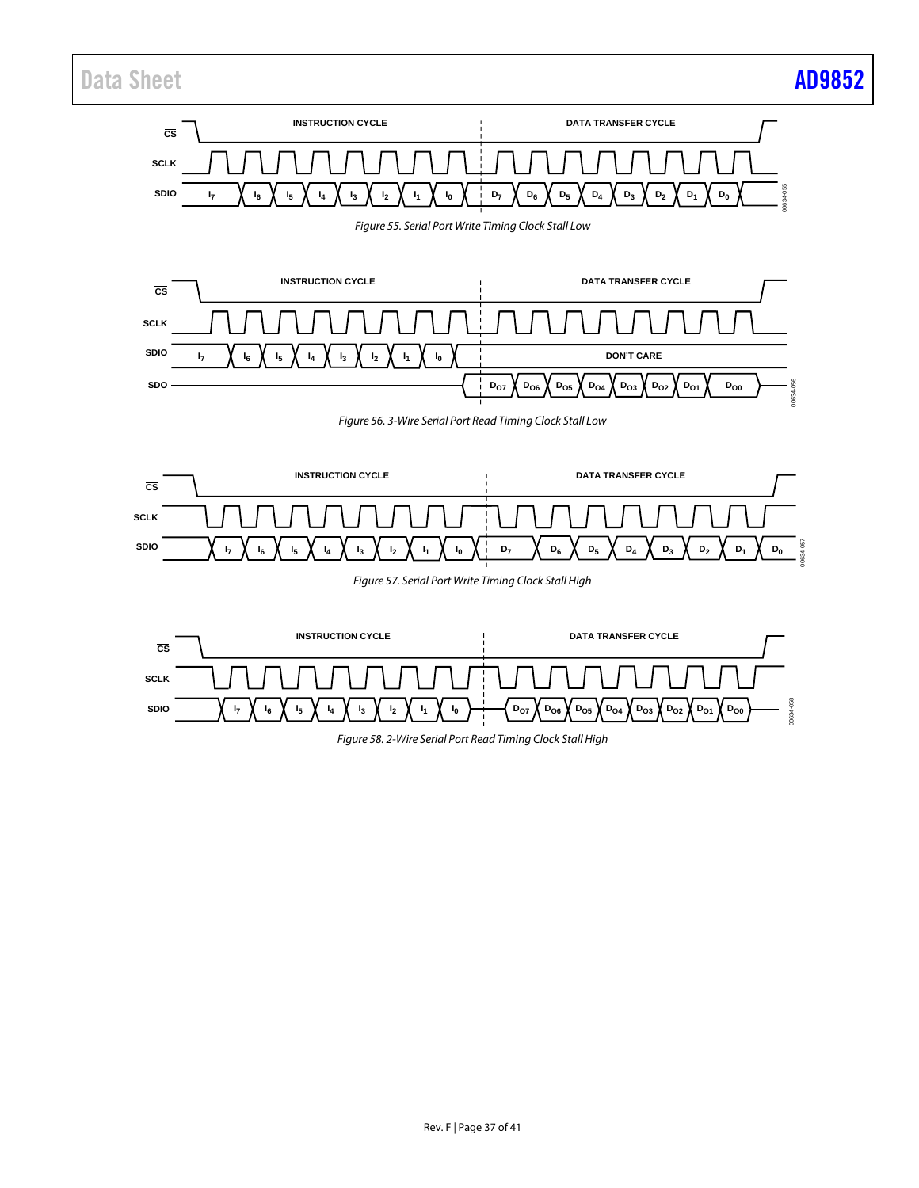Figure 55. Serial Port Write Timing Clock Stall Low

Figure 56. 3-Wire Serial Port Read Timing Clock Stall Low

Figure 57. Serial Port Write Timing Clock Stall High

Figure 58. 2-Wire Serial Port Read Timing Clock Stall High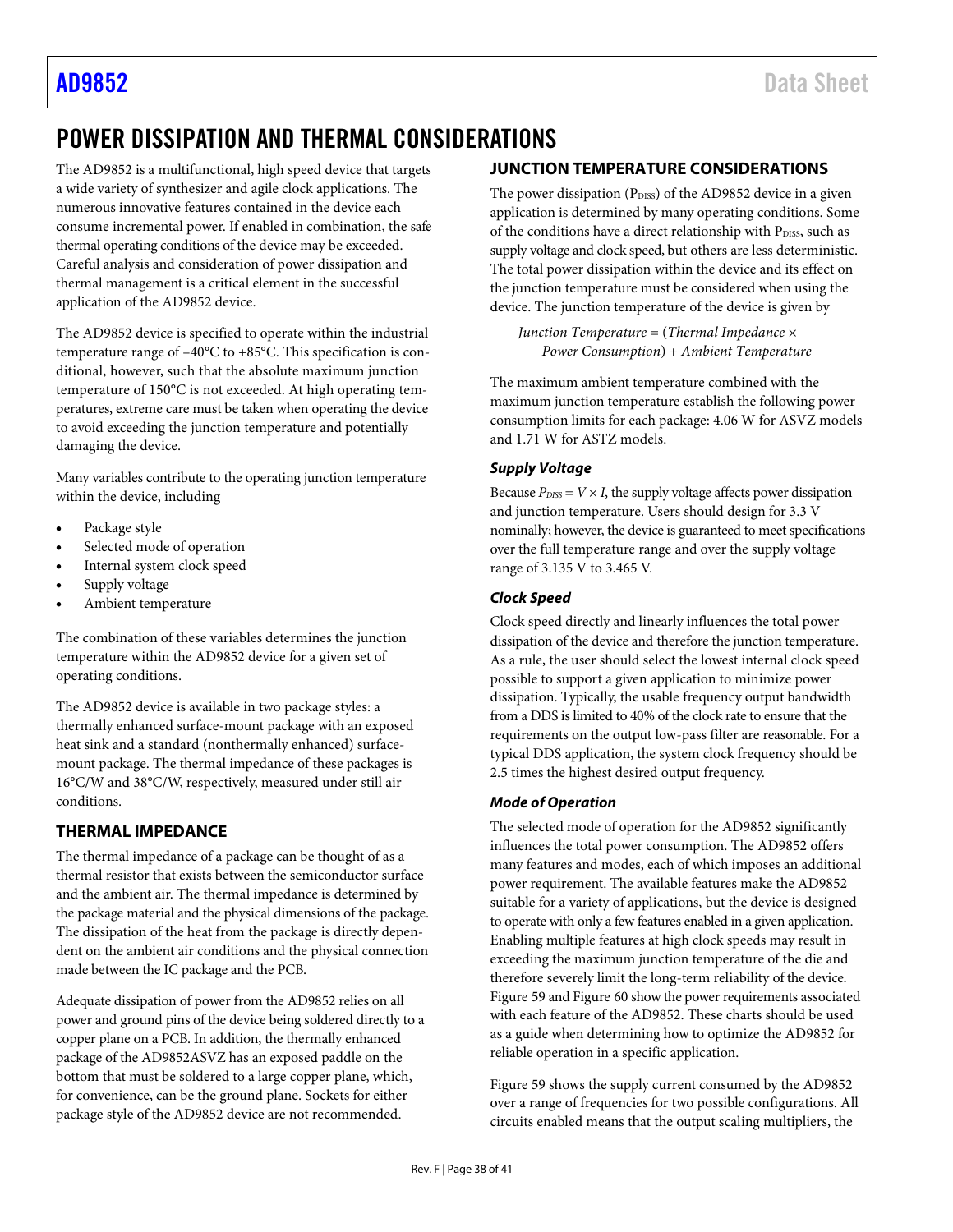# POWER DISSIPATION AND THERMAL CONSIDERATIONS

The AD9852 is a multifunctional, high speed device that targets a wide variety of synthesizer and agile clock applications. The numerous innovative features contained in the device each consume incremental power. If enabled in combination, the safe thermal operating conditions of the device may be exceeded. Careful analysis and consideration of power dissipation and thermal management is a critical element in the successful application of the AD9852 device.

The AD9852 device is specified to operate within the industrial temperature range of −40°C to +85°C. This specification is conditional, however, such that the absolute maximum junction temperature of 150°C is not exceeded. At high operating temperatures, extreme care must be taken when operating the device to avoid exceeding the junction temperature and potentially damaging the device.

Many variables contribute to the operating junction temperature within the device, including

- Package style
- Selected mode of operation
- Internal system clock speed
- Supply voltage
- Ambient temperature

The combination of these variables determines the junction temperature within the AD9852 device for a given set of operating conditions.

The AD9852 device is available in two package styles: a thermally enhanced surface-mount package with an exposed heat sink and a standard (nonthermally enhanced) surface-mount package. The thermal impedance of these packages is 16°C/W and 38°C/W, respectively, measured under still air conditions.

## THERMAL IMPEDANCE

The thermal impedance of a package can be thought of as a thermal resistor that exists between the semiconductor surface and the ambient air. The thermal impedance is determined by the package material and the physical dimensions of the package. The dissipation of the heat from the package is directly dependent on the ambient air conditions and the physical connection made between the IC package and the PCB.

Adequate dissipation of power from the AD9852 relies on all power and ground pins of the device being soldered directly to a copper plane on a PCB. In addition, the thermally enhanced package of the AD9852ASVZ has an exposed paddle on the bottom that must be soldered to a large copper plane, which, for convenience, can be the ground plane. Sockets for either package style of the AD9852 device are not recommended.

## JUNCTION TEMPERATURE CONSIDERATIONS

The power dissipation ($P_{DISS}$) of the AD9852 device in a given application is determined by many operating conditions. Some of the conditions have a direct relationship with $P_{DISS}$, such as supply voltage and clock speed, but others are less deterministic. The total power dissipation within the device and its effect on the junction temperature must be considered when using the device. The junction temperature of the device is given by

*Junction Temperature* = (*Thermal Impedance* × *Power Consumption*) + *Ambient Temperature*

The maximum ambient temperature combined with the maximum junction temperature establish the following power consumption limits for each package: 4.06 W for ASVZ models and 1.71 W for ASTZ models.

### *Supply Voltage*

Because $P_{DISS} = V \times I$, the supply voltage affects power dissipation and junction temperature. Users should design for 3.3 V nominally; however, the device is guaranteed to meet specifications over the full temperature range and over the supply voltage range of 3.135 V to 3.465 V.

### *Clock Speed*

Clock speed directly and linearly influences the total power dissipation of the device and therefore the junction temperature. As a rule, the user should select the lowest internal clock speed possible to support a given application to minimize power dissipation. Typically, the usable frequency output bandwidth from a DDS is limited to 40% of the clock rate to ensure that the requirements on the output low-pass filter are reasonable. For a typical DDS application, the system clock frequency should be 2.5 times the highest desired output frequency.

### *Mode of Operation*

The selected mode of operation for the AD9852 significantly influences the total power consumption. The AD9852 offers many features and modes, each of which imposes an additional power requirement. The available features make the AD9852 suitable for a variety of applications, but the device is designed to operate with only a few features enabled in a given application. Enabling multiple features at high clock speeds may result in exceeding the maximum junction temperature of the die and therefore severely limit the long-term reliability of the device. Figure 59 and Figure 60 show the power requirements associated with each feature of the AD9852. These charts should be used as a guide when determining how to optimize the AD9852 for reliable operation in a specific application.

Figure 59 shows the supply current consumed by the AD9852 over a range of frequencies for two possible configurations. All circuits enabled means that the output scaling multipliers, the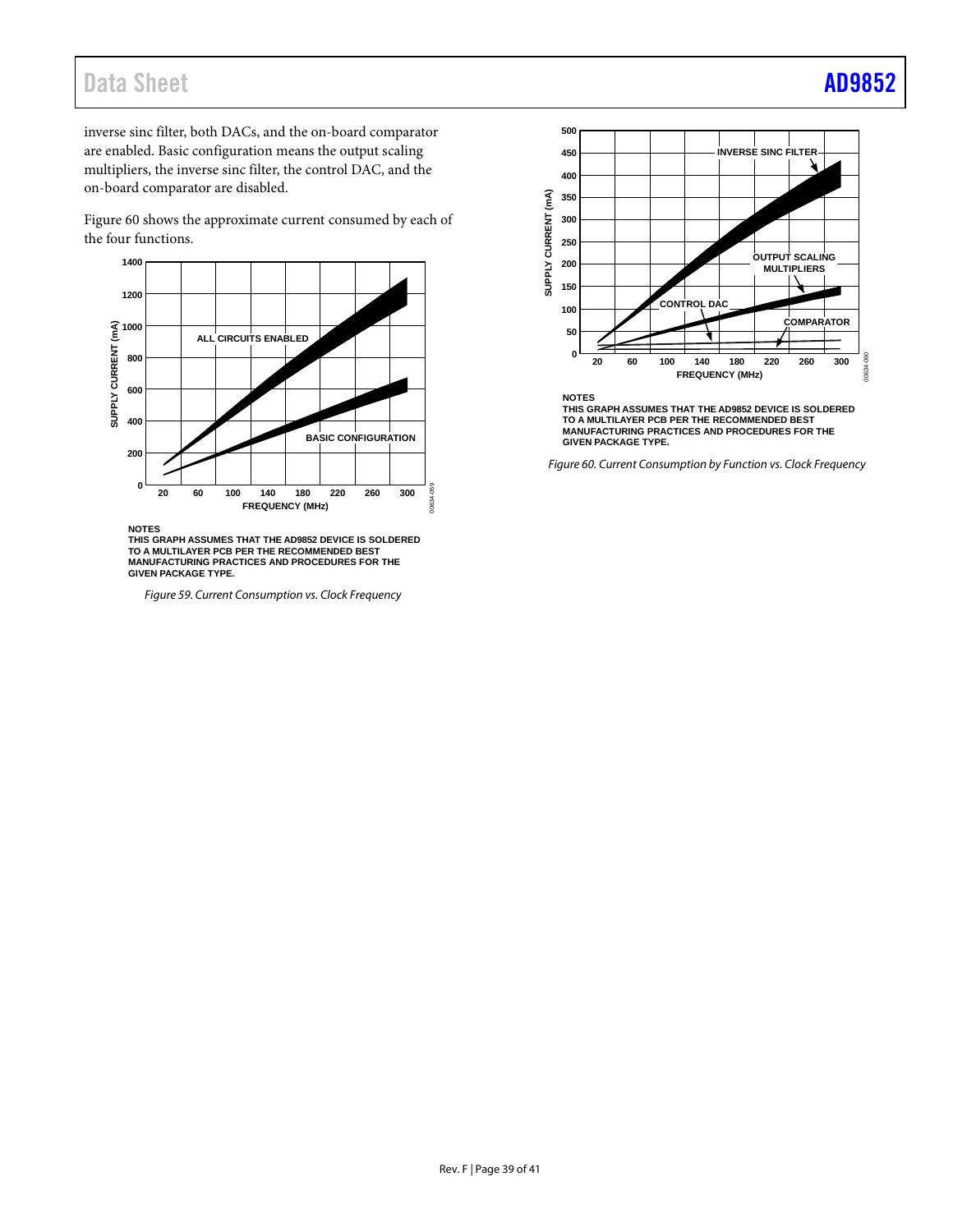inverse sinc filter, both DACs, and the on-board comparator are enabled. Basic configuration means the output scaling multipliers, the inverse sinc filter, the control DAC, and the on-board comparator are disabled.

Figure 60 shows the approximate current consumed by each of the four functions.

NOTES
THIS GRAPH ASSUMES THAT THE AD9852 DEVICE IS SOLDERED TO A MULTILAYER PCB PER THE RECOMMENDED BEST MANUFACTURING PRACTICES AND PROCEDURES FOR THE GIVEN PACKAGE TYPE.

*Figure 59. Current Consumption vs. Clock Frequency*

NOTES
THIS GRAPH ASSUMES THAT THE AD9852 DEVICE IS SOLDERED TO A MULTILAYER PCB PER THE RECOMMENDED BEST MANUFACTURING PRACTICES AND PROCEDURES FOR THE GIVEN PACKAGE TYPE.

*Figure 60. Current Consumption by Function vs. Clock Frequency*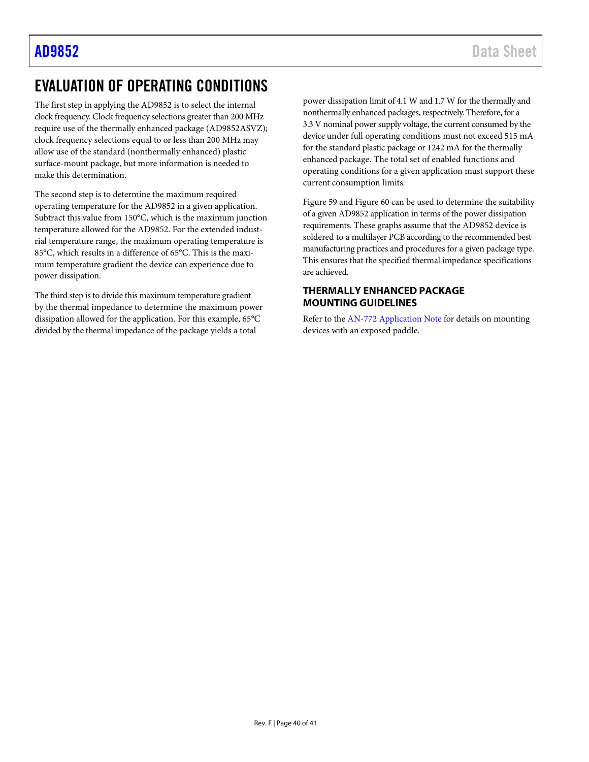# EVALUATION OF OPERATING CONDITIONS

The first step in applying the AD9852 is to select the internal clock frequency. Clock frequency selections greater than 200 MHz require use of the thermally enhanced package (AD9852ASVZ); clock frequency selections equal to or less than 200 MHz may allow use of the standard (nonthermally enhanced) plastic surface-mount package, but more information is needed to make this determination.

The second step is to determine the maximum required operating temperature for the AD9852 in a given application. Subtract this value from 150°C, which is the maximum junction temperature allowed for the AD9852. For the extended industrial temperature range, the maximum operating temperature is 85°C, which results in a difference of 65°C. This is the maximum temperature gradient the device can experience due to power dissipation.

The third step is to divide this maximum temperature gradient by the thermal impedance to determine the maximum power dissipation allowed for the application. For this example, 65°C divided by the thermal impedance of the package yields a total power dissipation limit of 4.1 W and 1.7 W for the thermally and nonthermally enhanced packages, respectively. Therefore, for a 3.3 V nominal power supply voltage, the current consumed by the device under full operating conditions must not exceed 515 mA for the standard plastic package or 1242 mA for the thermally enhanced package. The total set of enabled functions and operating conditions for a given application must support these current consumption limits.

Figure 59 and Figure 60 can be used to determine the suitability of a given AD9852 application in terms of the power dissipation requirements. These graphs assume that the AD9852 device is soldered to a multilayer PCB according to the recommended best manufacturing practices and procedures for a given package type. This ensures that the specified thermal impedance specifications are achieved.

## THERMALLY ENHANCED PACKAGE MOUNTING GUIDELINES

Refer to the AN-772 Application Note for details on mounting devices with an exposed paddle.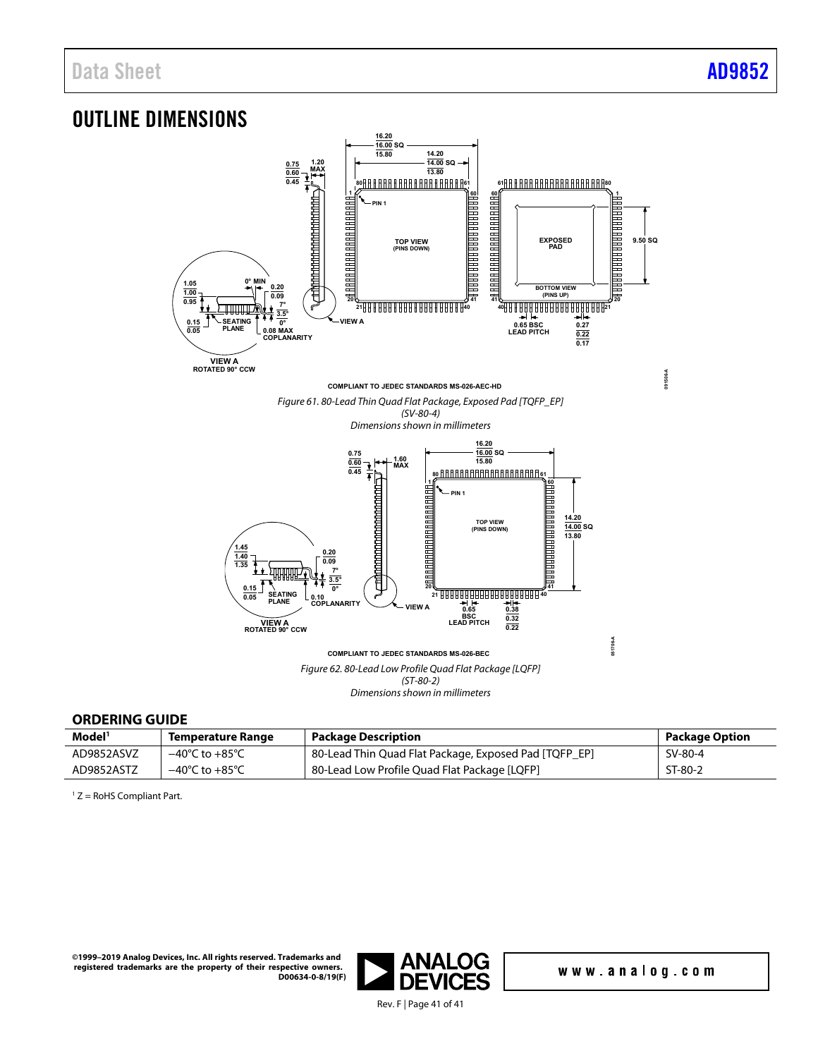# OUTLINE DIMENSIONS

16.20
16.00 SQ
15.80

14.20
14.00 SQ
13.80

0.75
0.60
0.45

1.20
MAX

PIN 1

TOP VIEW
(PINS DOWN)

EXPOSED
PAD

9.50 SQ

BOTTOM VIEW
(PINS UP)

1.05
1.00
0.95

0° MIN

0.20
0.09

7°
3.5°
0°

0.15
0.05

SEATING
PLANE

0.08 MAX
COPLANARITY

VIEW A

VIEW A
ROTATED 90° CCW

0.65 BSC
LEAD PITCH

0.27
0.22
0.17

COMPLIANT TO JEDEC STANDARDS MS-026-AEC-HD

*Figure 61. 80-Lead Thin Quad Flat Package, Exposed Pad [TQFP_EP]*
*(SV-80-4)*
*Dimensions shown in millimeters*

16.20
16.00 SQ
15.80

0.75
0.60
0.45

1.60
MAX

PIN 1

TOP VIEW
(PINS DOWN)

14.20
14.00 SQ
13.80

1.45
1.40
1.35

0.20
0.09

7°
3.5°
0°

0.15
0.05

SEATING
PLANE

0.10
COPLANARITY

VIEW A

VIEW A
ROTATED 90° CCW

0.65
BSC
LEAD PITCH

0.38
0.32
0.22

COMPLIANT TO JEDEC STANDARDS MS-026-BEC

*Figure 62. 80-Lead Low Profile Quad Flat Package [LQFP]*
*(ST-80-2)*
*Dimensions shown in millimeters*

## ORDERING GUIDE

| Model[1] | Temperature Range | Package Description | Package Option |
|---|---|---|---|
| AD9852ASVZ | −40°C to +85°C | 80-Lead Thin Quad Flat Package, Exposed Pad [TQFP_EP] | SV-80-4 |
| AD9852ASTZ | −40°C to +85°C | 80-Lead Low Profile Quad Flat Package [LQFP] | ST-80-2 |

[1] Z = RoHS Compliant Part.

**©1999–2019 Analog Devices, Inc. All rights reserved. Trademarks and registered trademarks are the property of their respective owners. D00634-0-8/19(F)**